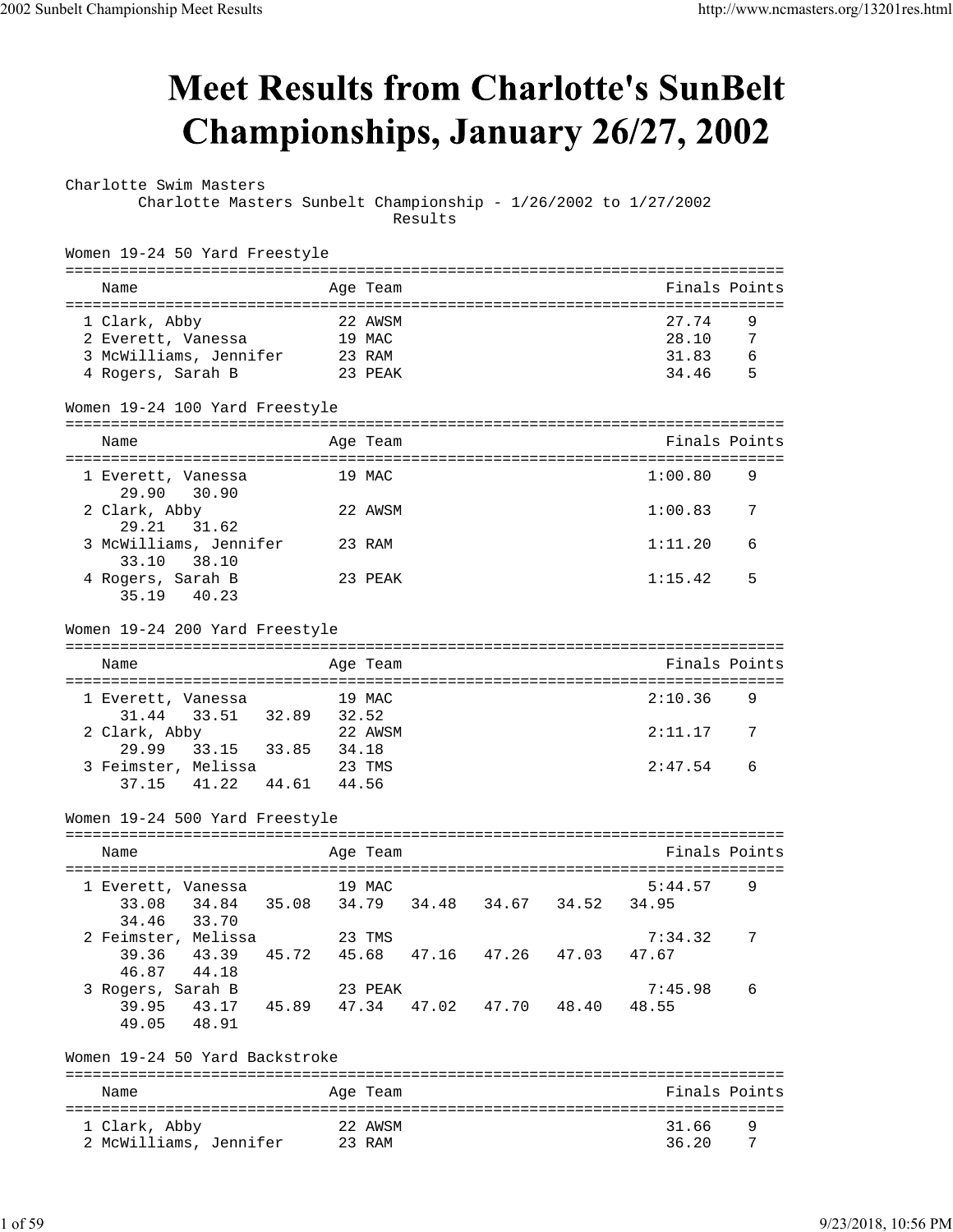# Meet Results from Charlotte's SunBelt Championships, January 26/27, 2002

Charlotte Swim Masters
Charlotte Masters Sunbelt Championship - 1/26/2002 to 1/27/2002
Results

## Women 19-24 50 Yard Freestyle

| | Name | Age | Team | Finals | Points |
|---|---|---|---|---|---|
| 1 | Clark, Abby | 22 | AWSM | 27.74 | 9 |
| 2 | Everett, Vanessa | 19 | MAC | 28.10 | 7 |
| 3 | McWilliams, Jennifer | 23 | RAM | 31.83 | 6 |
| 4 | Rogers, Sarah B | 23 | PEAK | 34.46 | 5 |

## Women 19-24 100 Yard Freestyle

| | Name | Age | Team | Finals | Points | Splits |
|---|---|---|---|---|---|---|
| 1 | Everett, Vanessa | 19 | MAC | 1:00.80 | 9 | 29.90 30.90 |
| 2 | Clark, Abby | 22 | AWSM | 1:00.83 | 7 | 29.21 31.62 |
| 3 | McWilliams, Jennifer | 23 | RAM | 1:11.20 | 6 | 33.10 38.10 |
| 4 | Rogers, Sarah B | 23 | PEAK | 1:15.42 | 5 | 35.19 40.23 |

## Women 19-24 200 Yard Freestyle

| | Name | Age | Team | Finals | Points | Splits |
|---|---|---|---|---|---|---|
| 1 | Everett, Vanessa | 19 | MAC | 2:10.36 | 9 | 31.44 33.51 32.89 32.52 |
| 2 | Clark, Abby | 22 | AWSM | 2:11.17 | 7 | 29.99 33.15 33.85 34.18 |
| 3 | Feimster, Melissa | 23 | TMS | 2:47.54 | 6 | 37.15 41.22 44.61 44.56 |

## Women 19-24 500 Yard Freestyle

| | Name | Age | Team | Finals | Points | Splits |
|---|---|---|---|---|---|---|
| 1 | Everett, Vanessa | 19 | MAC | 5:44.57 | 9 | 33.08 34.84 35.08 34.79 34.48 34.67 34.52 34.95 34.46 33.70 |
| 2 | Feimster, Melissa | 23 | TMS | 7:34.32 | 7 | 39.36 43.39 45.72 45.68 47.16 47.26 47.03 47.67 46.87 44.18 |
| 3 | Rogers, Sarah B | 23 | PEAK | 7:45.98 | 6 | 39.95 43.17 45.89 47.34 47.02 47.70 48.40 48.55 49.05 48.91 |

## Women 19-24 50 Yard Backstroke

| | Name | Age | Team | Finals | Points |
|---|---|---|---|---|---|
| 1 | Clark, Abby | 22 | AWSM | 31.66 | 9 |
| 2 | McWilliams, Jennifer | 23 | RAM | 36.20 | 7 |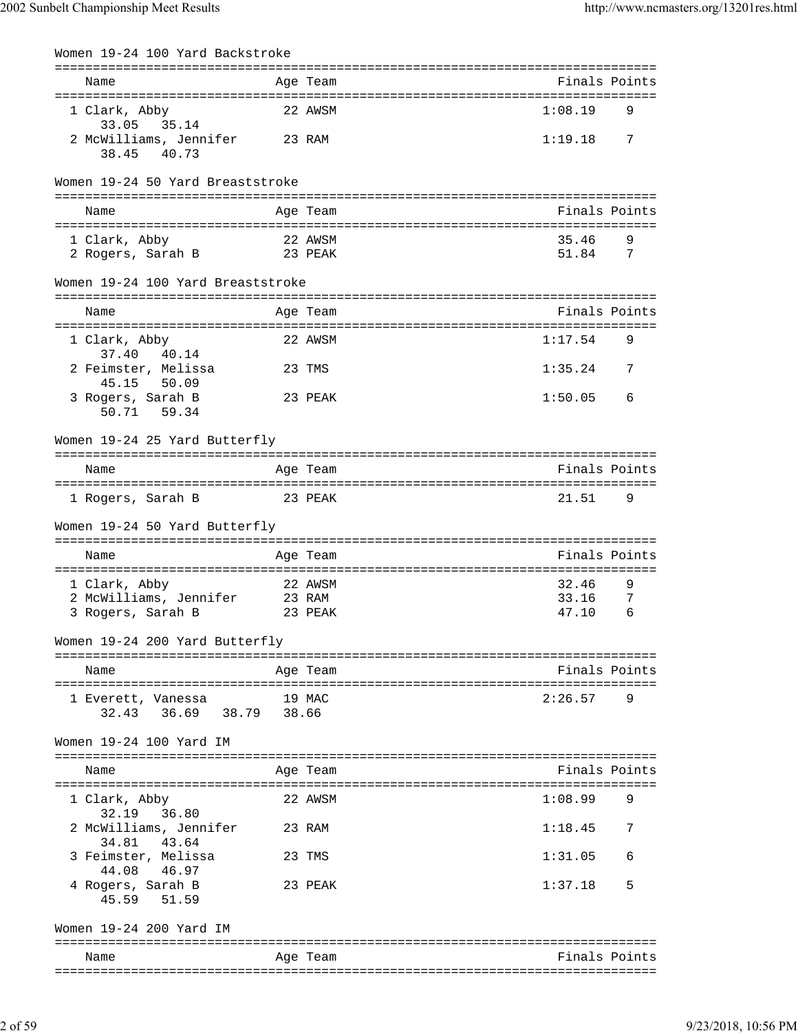## Women 19-24 100 Yard Backstroke

| Name | Age | Team | Finals | Points |
|---|---|---|---|---|
| 1 Clark, Abby | 22 | AWSM | 1:08.19 | 9 |
| 33.05   35.14 | | | | |
| 2 McWilliams, Jennifer | 23 | RAM | 1:19.18 | 7 |
| 38.45   40.73 | | | | |

## Women 19-24 50 Yard Breaststroke

| Name | Age | Team | Finals | Points |
|---|---|---|---|---|
| 1 Clark, Abby | 22 | AWSM | 35.46 | 9 |
| 2 Rogers, Sarah B | 23 | PEAK | 51.84 | 7 |

## Women 19-24 100 Yard Breaststroke

| Name | Age | Team | Finals | Points |
|---|---|---|---|---|
| 1 Clark, Abby | 22 | AWSM | 1:17.54 | 9 |
| 37.40   40.14 | | | | |
| 2 Feimster, Melissa | 23 | TMS | 1:35.24 | 7 |
| 45.15   50.09 | | | | |
| 3 Rogers, Sarah B | 23 | PEAK | 1:50.05 | 6 |
| 50.71   59.34 | | | | |

## Women 19-24 25 Yard Butterfly

| Name | Age | Team | Finals | Points |
|---|---|---|---|---|
| 1 Rogers, Sarah B | 23 | PEAK | 21.51 | 9 |

## Women 19-24 50 Yard Butterfly

| Name | Age | Team | Finals | Points |
|---|---|---|---|---|
| 1 Clark, Abby | 22 | AWSM | 32.46 | 9 |
| 2 McWilliams, Jennifer | 23 | RAM | 33.16 | 7 |
| 3 Rogers, Sarah B | 23 | PEAK | 47.10 | 6 |

## Women 19-24 200 Yard Butterfly

| Name | Age | Team | Finals | Points |
|---|---|---|---|---|
| 1 Everett, Vanessa | 19 | MAC | 2:26.57 | 9 |
| 32.43   36.69   38.79   38.66 | | | | |

## Women 19-24 100 Yard IM

| Name | Age | Team | Finals | Points |
|---|---|---|---|---|
| 1 Clark, Abby | 22 | AWSM | 1:08.99 | 9 |
| 32.19   36.80 | | | | |
| 2 McWilliams, Jennifer | 23 | RAM | 1:18.45 | 7 |
| 34.81   43.64 | | | | |
| 3 Feimster, Melissa | 23 | TMS | 1:31.05 | 6 |
| 44.08   46.97 | | | | |
| 4 Rogers, Sarah B | 23 | PEAK | 1:37.18 | 5 |
| 45.59   51.59 | | | | |

## Women 19-24 200 Yard IM

| Name | Age | Team | Finals | Points |
|---|---|---|---|---|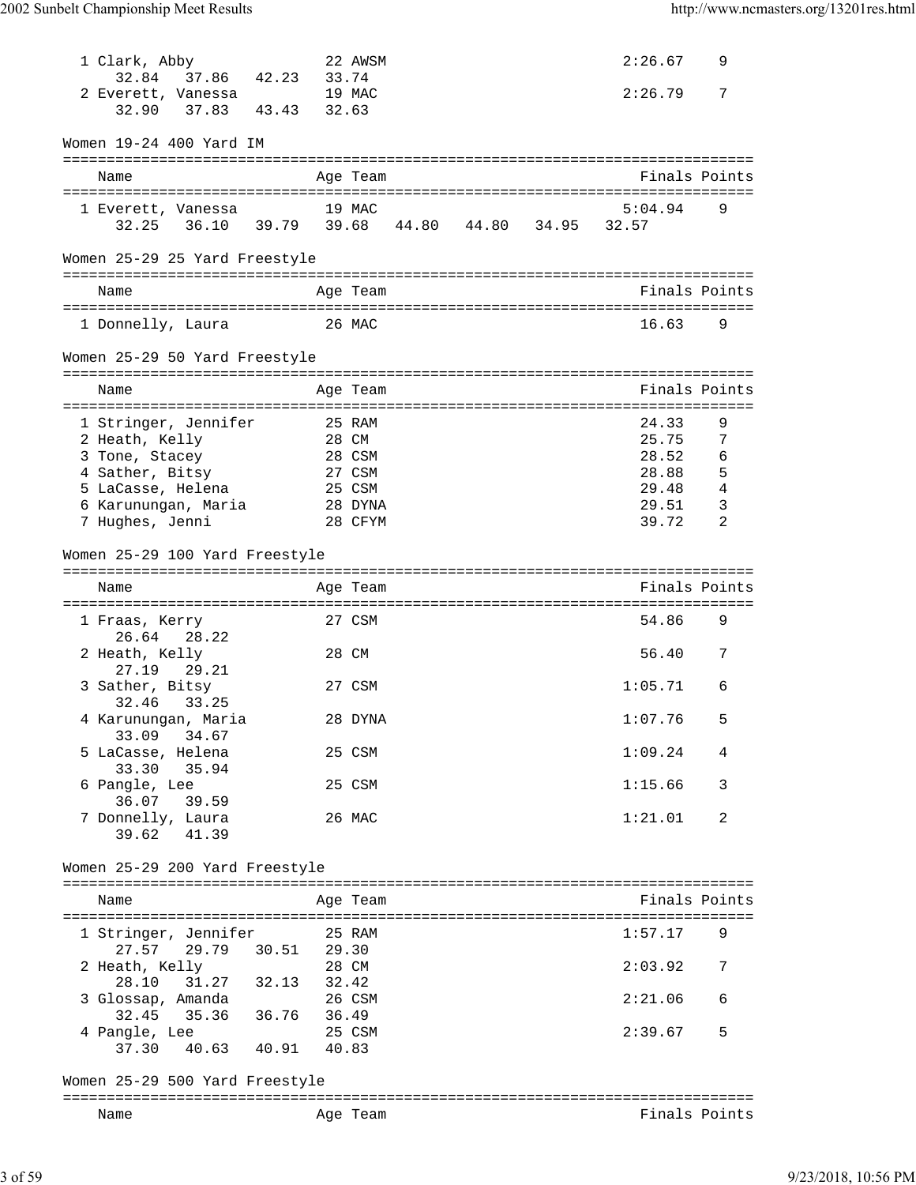1 Clark, Abby 22 AWSM 2:26.67 9
32.84 37.86 42.23 33.74
2 Everett, Vanessa 19 MAC 2:26.79 7
32.90 37.83 43.43 32.63

### Women 19-24 400 Yard IM

| Name | Age | Team | Finals | Points |
|---|---|---|---|---|
| 1 Everett, Vanessa | 19 | MAC | 5:04.94 | 9 |
| 32.25 36.10 39.79 39.68 44.80 44.80 34.95 32.57 | | | | |

### Women 25-29 25 Yard Freestyle

| Name | Age | Team | Finals | Points |
|---|---|---|---|---|
| 1 Donnelly, Laura | 26 | MAC | 16.63 | 9 |

### Women 25-29 50 Yard Freestyle

| Name | Age | Team | Finals | Points |
|---|---|---|---|---|
| 1 Stringer, Jennifer | 25 | RAM | 24.33 | 9 |
| 2 Heath, Kelly | 28 | CM | 25.75 | 7 |
| 3 Tone, Stacey | 28 | CSM | 28.52 | 6 |
| 4 Sather, Bitsy | 27 | CSM | 28.88 | 5 |
| 5 LaCasse, Helena | 25 | CSM | 29.48 | 4 |
| 6 Karunungan, Maria | 28 | DYNA | 29.51 | 3 |
| 7 Hughes, Jenni | 28 | CFYM | 39.72 | 2 |

### Women 25-29 100 Yard Freestyle

| Name | Age | Team | Finals | Points |
|---|---|---|---|---|
| 1 Fraas, Kerry | 27 | CSM | 54.86 | 9 |
| 26.64 28.22 | | | | |
| 2 Heath, Kelly | 28 | CM | 56.40 | 7 |
| 27.19 29.21 | | | | |
| 3 Sather, Bitsy | 27 | CSM | 1:05.71 | 6 |
| 32.46 33.25 | | | | |
| 4 Karunungan, Maria | 28 | DYNA | 1:07.76 | 5 |
| 33.09 34.67 | | | | |
| 5 LaCasse, Helena | 25 | CSM | 1:09.24 | 4 |
| 33.30 35.94 | | | | |
| 6 Pangle, Lee | 25 | CSM | 1:15.66 | 3 |
| 36.07 39.59 | | | | |
| 7 Donnelly, Laura | 26 | MAC | 1:21.01 | 2 |
| 39.62 41.39 | | | | |

### Women 25-29 200 Yard Freestyle

| Name | Age | Team | Finals | Points |
|---|---|---|---|---|
| 1 Stringer, Jennifer | 25 | RAM | 1:57.17 | 9 |
| 27.57 29.79 30.51 29.30 | | | | |
| 2 Heath, Kelly | 28 | CM | 2:03.92 | 7 |
| 28.10 31.27 32.13 32.42 | | | | |
| 3 Glossap, Amanda | 26 | CSM | 2:21.06 | 6 |
| 32.45 35.36 36.76 36.49 | | | | |
| 4 Pangle, Lee | 25 | CSM | 2:39.67 | 5 |
| 37.30 40.63 40.91 40.83 | | | | |

### Women 25-29 500 Yard Freestyle

| Name | Age | Team | Finals | Points |
|---|---|---|---|---|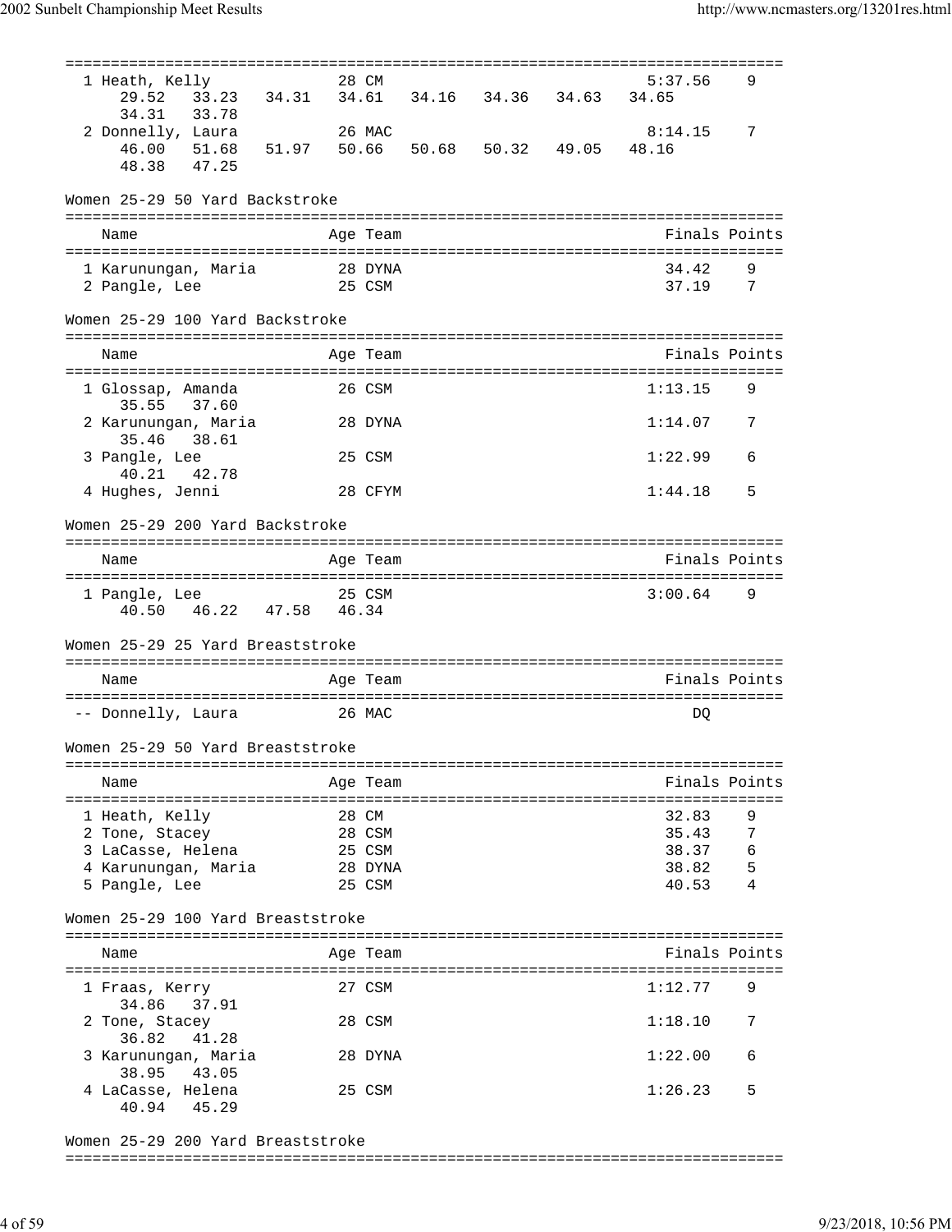| Name | Age | Team | Finals | Points |
|---|---|---|---|---|
| 1 Heath, Kelly | 28 | CM | 5:37.56 | 9 |
| 29.52 33.23 34.31 34.61 34.16 34.36 34.63 34.65 34.31 33.78 | | | | |
| 2 Donnelly, Laura | 26 | MAC | 8:14.15 | 7 |
| 46.00 51.68 51.97 50.66 50.68 50.32 49.05 48.16 48.38 47.25 | | | | |

### Women 25-29 50 Yard Backstroke

| Name | Age | Team | Finals | Points |
|---|---|---|---|---|
| 1 Karunungan, Maria | 28 | DYNA | 34.42 | 9 |
| 2 Pangle, Lee | 25 | CSM | 37.19 | 7 |

### Women 25-29 100 Yard Backstroke

| Name | Age | Team | Finals | Points |
|---|---|---|---|---|
| 1 Glossap, Amanda | 26 | CSM | 1:13.15 | 9 |
| 35.55 37.60 | | | | |
| 2 Karunungan, Maria | 28 | DYNA | 1:14.07 | 7 |
| 35.46 38.61 | | | | |
| 3 Pangle, Lee | 25 | CSM | 1:22.99 | 6 |
| 40.21 42.78 | | | | |
| 4 Hughes, Jenni | 28 | CFYM | 1:44.18 | 5 |

### Women 25-29 200 Yard Backstroke

| Name | Age | Team | Finals | Points |
|---|---|---|---|---|
| 1 Pangle, Lee | 25 | CSM | 3:00.64 | 9 |
| 40.50 46.22 47.58 46.34 | | | | |

### Women 25-29 25 Yard Breaststroke

| Name | Age | Team | Finals | Points |
|---|---|---|---|---|
| -- Donnelly, Laura | 26 | MAC | DQ | |

### Women 25-29 50 Yard Breaststroke

| Name | Age | Team | Finals | Points |
|---|---|---|---|---|
| 1 Heath, Kelly | 28 | CM | 32.83 | 9 |
| 2 Tone, Stacey | 28 | CSM | 35.43 | 7 |
| 3 LaCasse, Helena | 25 | CSM | 38.37 | 6 |
| 4 Karunungan, Maria | 28 | DYNA | 38.82 | 5 |
| 5 Pangle, Lee | 25 | CSM | 40.53 | 4 |

### Women 25-29 100 Yard Breaststroke

| Name | Age | Team | Finals | Points |
|---|---|---|---|---|
| 1 Fraas, Kerry | 27 | CSM | 1:12.77 | 9 |
| 34.86 37.91 | | | | |
| 2 Tone, Stacey | 28 | CSM | 1:18.10 | 7 |
| 36.82 41.28 | | | | |
| 3 Karunungan, Maria | 28 | DYNA | 1:22.00 | 6 |
| 38.95 43.05 | | | | |
| 4 LaCasse, Helena | 25 | CSM | 1:26.23 | 5 |
| 40.94 45.29 | | | | |

### Women 25-29 200 Yard Breaststroke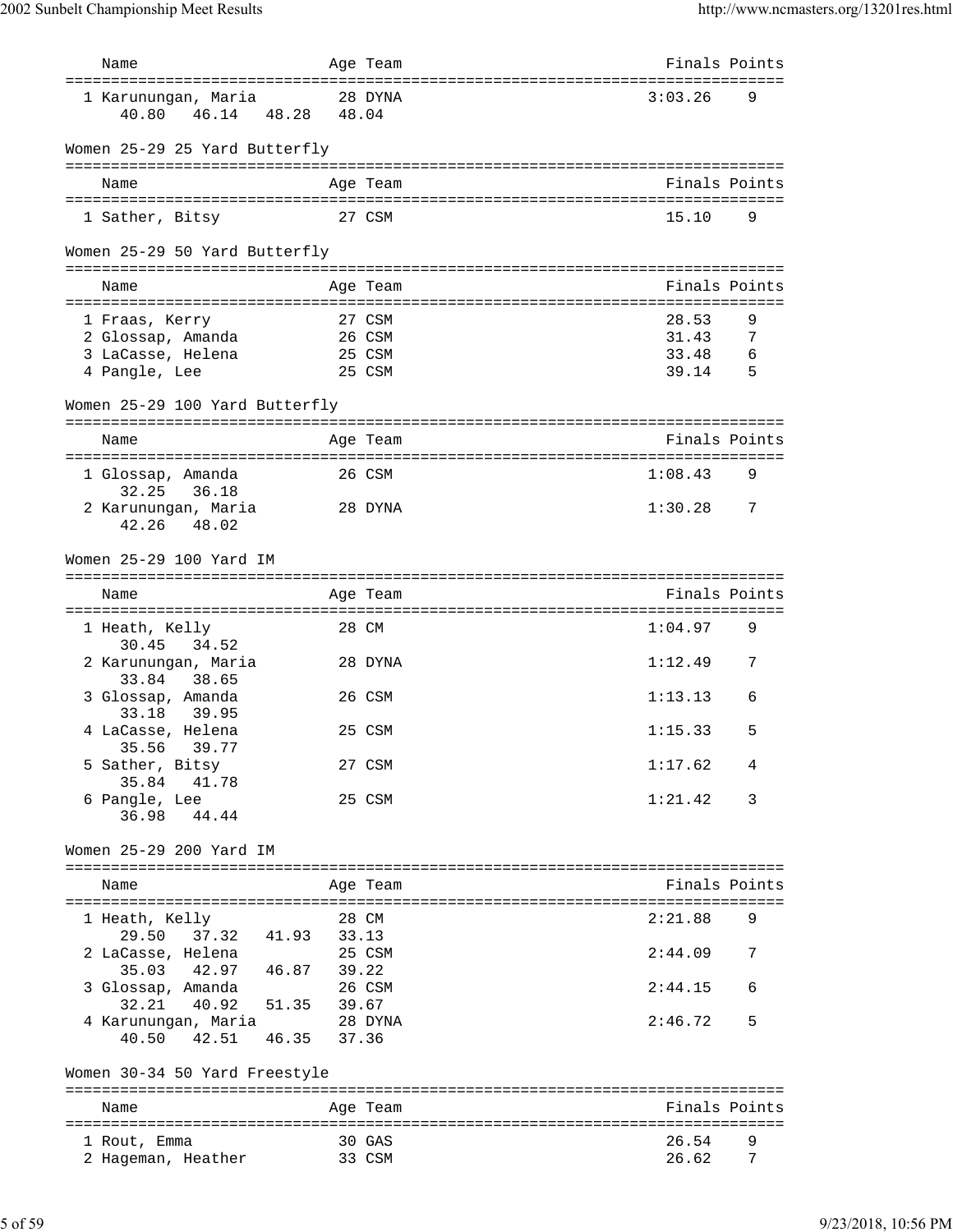| Name | Age | Team | Finals | Points |
|---|---|---|---|---|
| 1 Karunungan, Maria | 28 | DYNA | 3:03.26 | 9 |
| 40.80 46.14 48.28 48.04 | | | | |

### Women 25-29 25 Yard Butterfly

| Name | Age | Team | Finals | Points |
|---|---|---|---|---|
| 1 Sather, Bitsy | 27 | CSM | 15.10 | 9 |

### Women 25-29 50 Yard Butterfly

| Name | Age | Team | Finals | Points |
|---|---|---|---|---|
| 1 Fraas, Kerry | 27 | CSM | 28.53 | 9 |
| 2 Glossap, Amanda | 26 | CSM | 31.43 | 7 |
| 3 LaCasse, Helena | 25 | CSM | 33.48 | 6 |
| 4 Pangle, Lee | 25 | CSM | 39.14 | 5 |

### Women 25-29 100 Yard Butterfly

| Name | Age | Team | Finals | Points |
|---|---|---|---|---|
| 1 Glossap, Amanda | 26 | CSM | 1:08.43 | 9 |
| 32.25 36.18 | | | | |
| 2 Karunungan, Maria | 28 | DYNA | 1:30.28 | 7 |
| 42.26 48.02 | | | | |

### Women 25-29 100 Yard IM

| Name | Age | Team | Finals | Points |
|---|---|---|---|---|
| 1 Heath, Kelly | 28 | CM | 1:04.97 | 9 |
| 30.45 34.52 | | | | |
| 2 Karunungan, Maria | 28 | DYNA | 1:12.49 | 7 |
| 33.84 38.65 | | | | |
| 3 Glossap, Amanda | 26 | CSM | 1:13.13 | 6 |
| 33.18 39.95 | | | | |
| 4 LaCasse, Helena | 25 | CSM | 1:15.33 | 5 |
| 35.56 39.77 | | | | |
| 5 Sather, Bitsy | 27 | CSM | 1:17.62 | 4 |
| 35.84 41.78 | | | | |
| 6 Pangle, Lee | 25 | CSM | 1:21.42 | 3 |
| 36.98 44.44 | | | | |

### Women 25-29 200 Yard IM

| Name | Age | Team | Finals | Points |
|---|---|---|---|---|
| 1 Heath, Kelly | 28 | CM | 2:21.88 | 9 |
| 29.50 37.32 41.93 33.13 | | | | |
| 2 LaCasse, Helena | 25 | CSM | 2:44.09 | 7 |
| 35.03 42.97 46.87 39.22 | | | | |
| 3 Glossap, Amanda | 26 | CSM | 2:44.15 | 6 |
| 32.21 40.92 51.35 39.67 | | | | |
| 4 Karunungan, Maria | 28 | DYNA | 2:46.72 | 5 |
| 40.50 42.51 46.35 37.36 | | | | |

### Women 30-34 50 Yard Freestyle

| Name | Age | Team | Finals | Points |
|---|---|---|---|---|
| 1 Rout, Emma | 30 | GAS | 26.54 | 9 |
| 2 Hageman, Heather | 33 | CSM | 26.62 | 7 |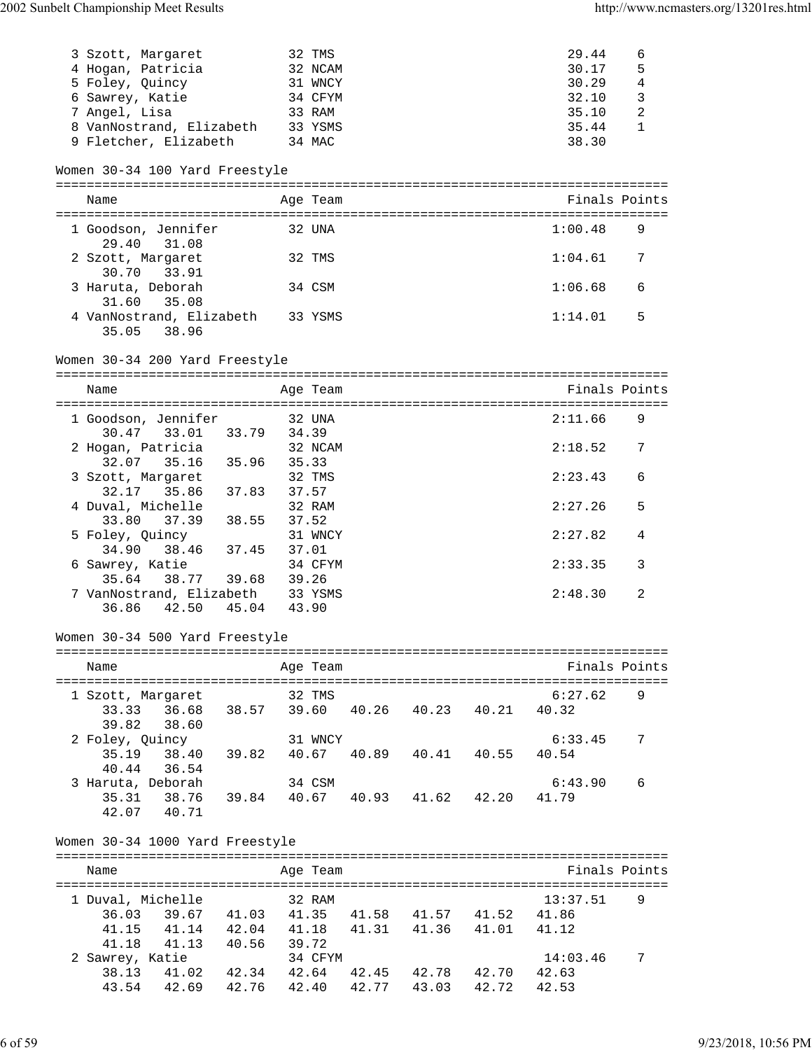| | Name | Age | Team | Finals | Points |
|---|---|---|---|---|---|
| 3 | Szott, Margaret | 32 | TMS | 29.44 | 6 |
| 4 | Hogan, Patricia | 32 | NCAM | 30.17 | 5 |
| 5 | Foley, Quincy | 31 | WNCY | 30.29 | 4 |
| 6 | Sawrey, Katie | 34 | CFYM | 32.10 | 3 |
| 7 | Angel, Lisa | 33 | RAM | 35.10 | 2 |
| 8 | VanNostrand, Elizabeth | 33 | YSMS | 35.44 | 1 |
| 9 | Fletcher, Elizabeth | 34 | MAC | 38.30 | |

## Women 30-34 100 Yard Freestyle

| | Name | Age | Team | Finals | Points |
|---|---|---|---|---|---|
| 1 | Goodson, Jennifer | 32 | UNA | 1:00.48 | 9 |
| | 29.40 31.08 | | | | |
| 2 | Szott, Margaret | 32 | TMS | 1:04.61 | 7 |
| | 30.70 33.91 | | | | |
| 3 | Haruta, Deborah | 34 | CSM | 1:06.68 | 6 |
| | 31.60 35.08 | | | | |
| 4 | VanNostrand, Elizabeth | 33 | YSMS | 1:14.01 | 5 |
| | 35.05 38.96 | | | | |

## Women 30-34 200 Yard Freestyle

| | Name | Age | Team | Finals | Points |
|---|---|---|---|---|---|
| 1 | Goodson, Jennifer | 32 | UNA | 2:11.66 | 9 |
| | 30.47 33.01 33.79 34.39 | | | | |
| 2 | Hogan, Patricia | 32 | NCAM | 2:18.52 | 7 |
| | 32.07 35.16 35.96 35.33 | | | | |
| 3 | Szott, Margaret | 32 | TMS | 2:23.43 | 6 |
| | 32.17 35.86 37.83 37.57 | | | | |
| 4 | Duval, Michelle | 32 | RAM | 2:27.26 | 5 |
| | 33.80 37.39 38.55 37.52 | | | | |
| 5 | Foley, Quincy | 31 | WNCY | 2:27.82 | 4 |
| | 34.90 38.46 37.45 37.01 | | | | |
| 6 | Sawrey, Katie | 34 | CFYM | 2:33.35 | 3 |
| | 35.64 38.77 39.68 39.26 | | | | |
| 7 | VanNostrand, Elizabeth | 33 | YSMS | 2:48.30 | 2 |
| | 36.86 42.50 45.04 43.90 | | | | |

## Women 30-34 500 Yard Freestyle

| | Name | Age | Team | Finals | Points |
|---|---|---|---|---|---|
| 1 | Szott, Margaret | 32 | TMS | 6:27.62 | 9 |
| | 33.33 36.68 38.57 39.60 40.26 40.23 40.21 40.32 39.82 38.60 | | | | |
| 2 | Foley, Quincy | 31 | WNCY | 6:33.45 | 7 |
| | 35.19 38.40 39.82 40.67 40.89 40.41 40.55 40.54 40.44 36.54 | | | | |
| 3 | Haruta, Deborah | 34 | CSM | 6:43.90 | 6 |
| | 35.31 38.76 39.84 40.67 40.93 41.62 42.20 41.79 42.07 40.71 | | | | |

## Women 30-34 1000 Yard Freestyle

| | Name | Age | Team | Finals | Points |
|---|---|---|---|---|---|
| 1 | Duval, Michelle | 32 | RAM | 13:37.51 | 9 |
| | 36.03 39.67 41.03 41.35 41.58 41.57 41.52 41.86 41.15 41.14 42.04 41.18 41.31 41.36 41.01 41.12 41.18 41.13 40.56 39.72 | | | | |
| 2 | Sawrey, Katie | 34 | CFYM | 14:03.46 | 7 |
| | 38.13 41.02 42.34 42.64 42.45 42.78 42.70 42.63 43.54 42.69 42.76 42.40 42.77 43.03 42.72 42.53 | | | | |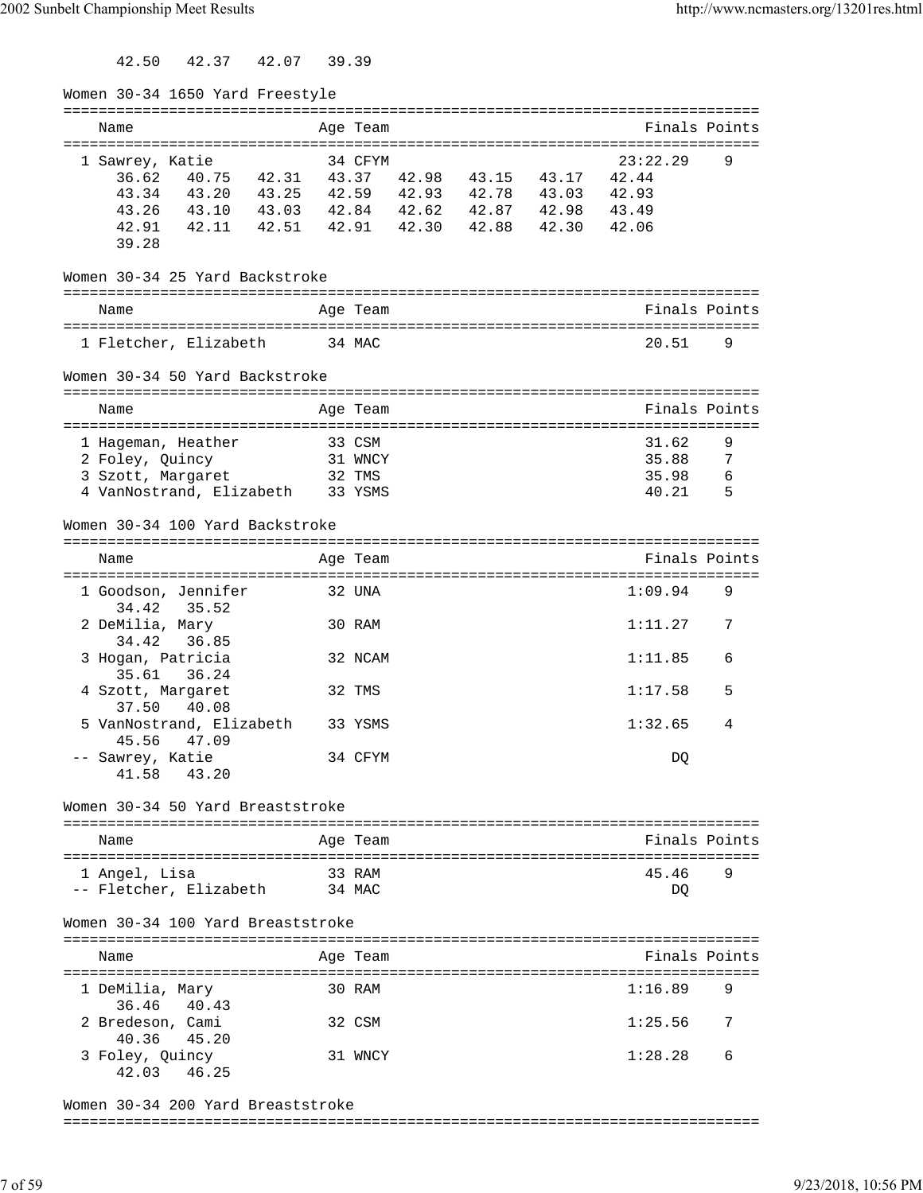42.50   42.37   42.07   39.39

## Women 30-34 1650 Yard Freestyle

| Name | Age | Team | Finals | Points |
|---|---|---|---|---|
| 1 Sawrey, Katie | 34 | CFYM | 23:22.29 | 9 |

36.62   40.75   42.31   43.37   42.98   43.15   43.17   42.44
43.34   43.20   43.25   42.59   42.93   42.78   43.03   42.93
43.26   43.10   43.03   42.84   42.62   42.87   42.98   43.49
42.91   42.11   42.51   42.91   42.30   42.88   42.30   42.06
39.28

## Women 30-34 25 Yard Backstroke

| Name | Age | Team | Finals | Points |
|---|---|---|---|---|
| 1 Fletcher, Elizabeth | 34 | MAC | 20.51 | 9 |

## Women 30-34 50 Yard Backstroke

| Name | Age | Team | Finals | Points |
|---|---|---|---|---|
| 1 Hageman, Heather | 33 | CSM | 31.62 | 9 |
| 2 Foley, Quincy | 31 | WNCY | 35.88 | 7 |
| 3 Szott, Margaret | 32 | TMS | 35.98 | 6 |
| 4 VanNostrand, Elizabeth | 33 | YSMS | 40.21 | 5 |

## Women 30-34 100 Yard Backstroke

| Name | Age | Team | Finals | Points | Splits |
|---|---|---|---|---|---|
| 1 Goodson, Jennifer | 32 | UNA | 1:09.94 | 9 | 34.42   35.52 |
| 2 DeMilia, Mary | 30 | RAM | 1:11.27 | 7 | 34.42   36.85 |
| 3 Hogan, Patricia | 32 | NCAM | 1:11.85 | 6 | 35.61   36.24 |
| 4 Szott, Margaret | 32 | TMS | 1:17.58 | 5 | 37.50   40.08 |
| 5 VanNostrand, Elizabeth | 33 | YSMS | 1:32.65 | 4 | 45.56   47.09 |
| -- Sawrey, Katie | 34 | CFYM | DQ | | 41.58   43.20 |

## Women 30-34 50 Yard Breaststroke

| Name | Age | Team | Finals | Points |
|---|---|---|---|---|
| 1 Angel, Lisa | 33 | RAM | 45.46 | 9 |
| -- Fletcher, Elizabeth | 34 | MAC | DQ | |

## Women 30-34 100 Yard Breaststroke

| Name | Age | Team | Finals | Points | Splits |
|---|---|---|---|---|---|
| 1 DeMilia, Mary | 30 | RAM | 1:16.89 | 9 | 36.46   40.43 |
| 2 Bredeson, Cami | 32 | CSM | 1:25.56 | 7 | 40.36   45.20 |
| 3 Foley, Quincy | 31 | WNCY | 1:28.28 | 6 | 42.03   46.25 |

## Women 30-34 200 Yard Breaststroke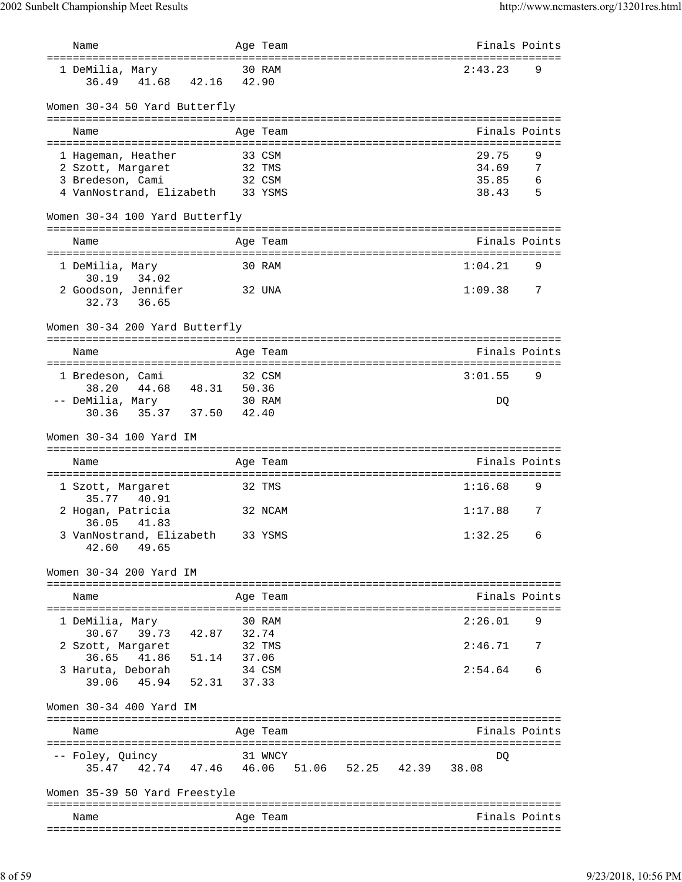| Name | Age | Team | Finals | Points |
|---|---|---|---|---|
| 1 DeMilia, Mary | 30 | RAM | 2:43.23 | 9 |
| 36.49 41.68 42.16 42.90 | | | | |

## Women 30-34 50 Yard Butterfly

| Name | Age | Team | Finals | Points |
|---|---|---|---|---|
| 1 Hageman, Heather | 33 | CSM | 29.75 | 9 |
| 2 Szott, Margaret | 32 | TMS | 34.69 | 7 |
| 3 Bredeson, Cami | 32 | CSM | 35.85 | 6 |
| 4 VanNostrand, Elizabeth | 33 | YSMS | 38.43 | 5 |

## Women 30-34 100 Yard Butterfly

| Name | Age | Team | Finals | Points |
|---|---|---|---|---|
| 1 DeMilia, Mary | 30 | RAM | 1:04.21 | 9 |
| 30.19 34.02 | | | | |
| 2 Goodson, Jennifer | 32 | UNA | 1:09.38 | 7 |
| 32.73 36.65 | | | | |

## Women 30-34 200 Yard Butterfly

| Name | Age | Team | Finals | Points |
|---|---|---|---|---|
| 1 Bredeson, Cami | 32 | CSM | 3:01.55 | 9 |
| 38.20 44.68 48.31 50.36 | | | | |
| -- DeMilia, Mary | 30 | RAM | DQ | |
| 30.36 35.37 37.50 42.40 | | | | |

## Women 30-34 100 Yard IM

| Name | Age | Team | Finals | Points |
|---|---|---|---|---|
| 1 Szott, Margaret | 32 | TMS | 1:16.68 | 9 |
| 35.77 40.91 | | | | |
| 2 Hogan, Patricia | 32 | NCAM | 1:17.88 | 7 |
| 36.05 41.83 | | | | |
| 3 VanNostrand, Elizabeth | 33 | YSMS | 1:32.25 | 6 |
| 42.60 49.65 | | | | |

## Women 30-34 200 Yard IM

| Name | Age | Team | Finals | Points |
|---|---|---|---|---|
| 1 DeMilia, Mary | 30 | RAM | 2:26.01 | 9 |
| 30.67 39.73 42.87 32.74 | | | | |
| 2 Szott, Margaret | 32 | TMS | 2:46.71 | 7 |
| 36.65 41.86 51.14 37.06 | | | | |
| 3 Haruta, Deborah | 34 | CSM | 2:54.64 | 6 |
| 39.06 45.94 52.31 37.33 | | | | |

## Women 30-34 400 Yard IM

| Name | Age | Team | Finals | Points |
|---|---|---|---|---|
| -- Foley, Quincy | 31 | WNCY | DQ | |
| 35.47 42.74 47.46 46.06 51.06 52.25 42.39 38.08 | | | | |

## Women 35-39 50 Yard Freestyle

| Name | Age | Team | Finals | Points |
|---|---|---|---|---|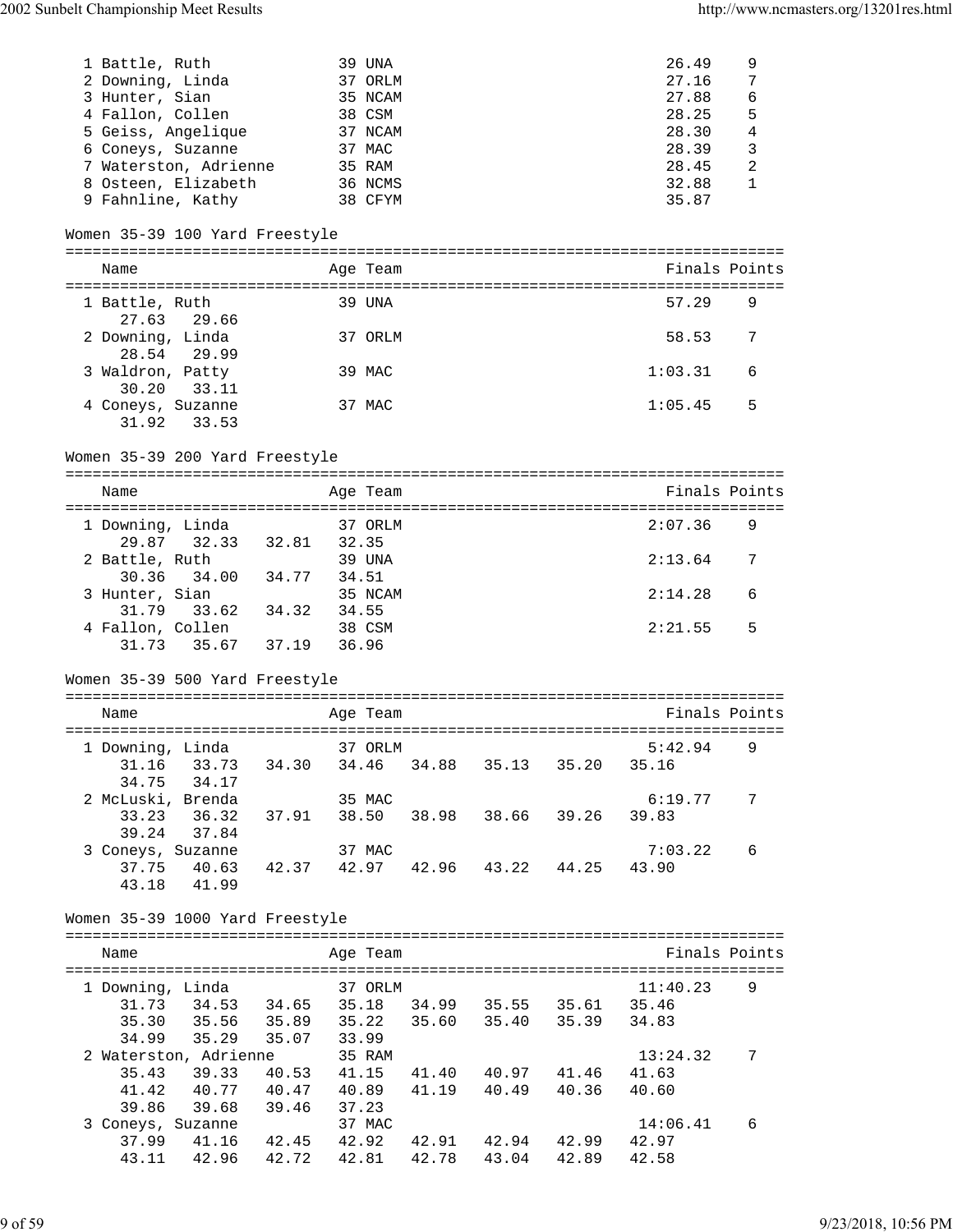| Place | Name | Age | Team | Finals | Points |
|---|---|---|---|---|---|
| 1 | Battle, Ruth | 39 | UNA | 26.49 | 9 |
| 2 | Downing, Linda | 37 | ORLM | 27.16 | 7 |
| 3 | Hunter, Sian | 35 | NCAM | 27.88 | 6 |
| 4 | Fallon, Collen | 38 | CSM | 28.25 | 5 |
| 5 | Geiss, Angelique | 37 | NCAM | 28.30 | 4 |
| 6 | Coneys, Suzanne | 37 | MAC | 28.39 | 3 |
| 7 | Waterston, Adrienne | 35 | RAM | 28.45 | 2 |
| 8 | Osteen, Elizabeth | 36 | NCMS | 32.88 | 1 |
| 9 | Fahnline, Kathy | 38 | CFYM | 35.87 | |

## Women 35-39 100 Yard Freestyle

| Place | Name | Age | Team | Finals | Points |
|---|---|---|---|---|---|
| 1 | Battle, Ruth | 39 | UNA | 57.29 | 9 |
| | 27.63 29.66 | | | | |
| 2 | Downing, Linda | 37 | ORLM | 58.53 | 7 |
| | 28.54 29.99 | | | | |
| 3 | Waldron, Patty | 39 | MAC | 1:03.31 | 6 |
| | 30.20 33.11 | | | | |
| 4 | Coneys, Suzanne | 37 | MAC | 1:05.45 | 5 |
| | 31.92 33.53 | | | | |

## Women 35-39 200 Yard Freestyle

| Place | Name | Age | Team | Finals | Points |
|---|---|---|---|---|---|
| 1 | Downing, Linda | 37 | ORLM | 2:07.36 | 9 |
| | 29.87 32.33 32.81 32.35 | | | | |
| 2 | Battle, Ruth | 39 | UNA | 2:13.64 | 7 |
| | 30.36 34.00 34.77 34.51 | | | | |
| 3 | Hunter, Sian | 35 | NCAM | 2:14.28 | 6 |
| | 31.79 33.62 34.32 34.55 | | | | |
| 4 | Fallon, Collen | 38 | CSM | 2:21.55 | 5 |
| | 31.73 35.67 37.19 36.96 | | | | |

## Women 35-39 500 Yard Freestyle

| Place | Name | Age | Team | Finals | Points |
|---|---|---|---|---|---|
| 1 | Downing, Linda | 37 | ORLM | 5:42.94 | 9 |
| | 31.16 33.73 34.30 34.46 34.88 35.13 35.20 35.16 34.75 34.17 | | | | |
| 2 | McLuski, Brenda | 35 | MAC | 6:19.77 | 7 |
| | 33.23 36.32 37.91 38.50 38.98 38.66 39.26 39.83 39.24 37.84 | | | | |
| 3 | Coneys, Suzanne | 37 | MAC | 7:03.22 | 6 |
| | 37.75 40.63 42.37 42.97 42.96 43.22 44.25 43.90 43.18 41.99 | | | | |

## Women 35-39 1000 Yard Freestyle

| Place | Name | Age | Team | Finals | Points |
|---|---|---|---|---|---|
| 1 | Downing, Linda | 37 | ORLM | 11:40.23 | 9 |
| | 31.73 34.53 34.65 35.18 34.99 35.55 35.61 35.46 35.30 35.56 35.89 35.22 35.60 35.40 35.39 34.83 34.99 35.29 35.07 33.99 | | | | |
| 2 | Waterston, Adrienne | 35 | RAM | 13:24.32 | 7 |
| | 35.43 39.33 40.53 41.15 41.40 40.97 41.46 41.63 41.42 40.77 40.47 40.89 41.19 40.49 40.36 40.60 39.86 39.68 39.46 37.23 | | | | |
| 3 | Coneys, Suzanne | 37 | MAC | 14:06.41 | 6 |
| | 37.99 41.16 42.45 42.92 42.91 42.94 42.99 42.97 43.11 42.96 42.72 42.81 42.78 43.04 42.89 42.58 | | | | |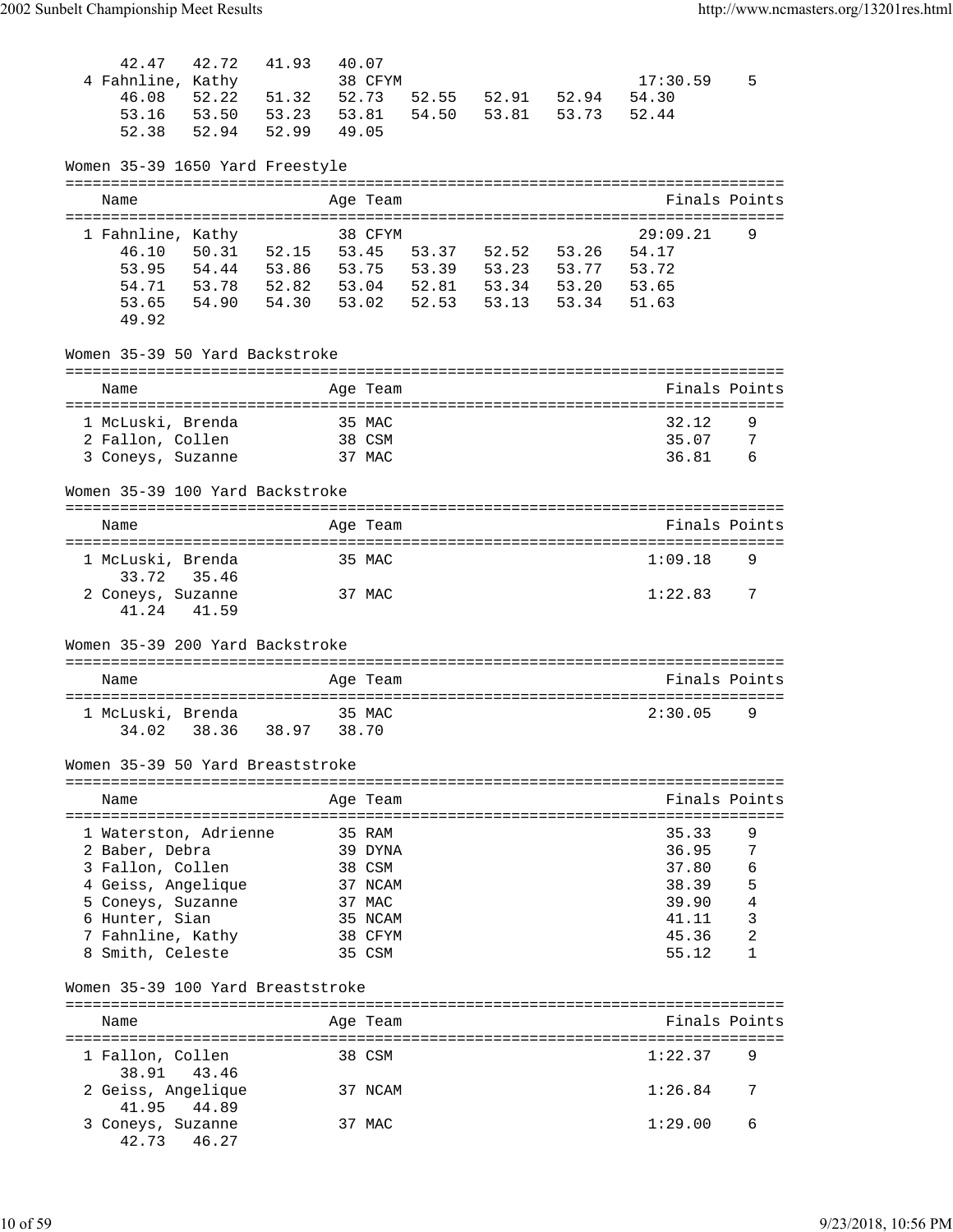```
    42.47   42.72   41.93   40.07
  4 Fahnline, Kathy          38 CFYM                              17:30.59    5
    46.08   52.22   51.32   52.73   52.55   52.91   52.94   54.30
    53.16   53.50   53.23   53.81   54.50   53.81   53.73   52.44
    52.38   52.94   52.99   49.05
```

Women 35-39 1650 Yard Freestyle

```
===============================================================================
    Name                    Age Team                               Finals Points
===============================================================================
  1 Fahnline, Kathy          38 CFYM                              29:09.21    9
    46.10   50.31   52.15   53.45   53.37   52.52   53.26   54.17
    53.95   54.44   53.86   53.75   53.39   53.23   53.77   53.72
    54.71   53.78   52.82   53.04   52.81   53.34   53.20   53.65
    53.65   54.90   54.30   53.02   52.53   53.13   53.34   51.63
    49.92
```

Women 35-39 50 Yard Backstroke

```
===============================================================================
    Name                    Age Team                               Finals Points
===============================================================================
  1 McLuski, Brenda          35 MAC                                  32.12    9
  2 Fallon, Collen           38 CSM                                  35.07    7
  3 Coneys, Suzanne          37 MAC                                  36.81    6
```

Women 35-39 100 Yard Backstroke

```
===============================================================================
    Name                    Age Team                               Finals Points
===============================================================================
  1 McLuski, Brenda          35 MAC                                1:09.18    9
    33.72   35.46
  2 Coneys, Suzanne          37 MAC                                1:22.83    7
    41.24   41.59
```

Women 35-39 200 Yard Backstroke

```
===============================================================================
    Name                    Age Team                               Finals Points
===============================================================================
  1 McLuski, Brenda          35 MAC                                2:30.05    9
    34.02   38.36   38.97   38.70
```

Women 35-39 50 Yard Breaststroke

```
===============================================================================
    Name                    Age Team                               Finals Points
===============================================================================
  1 Waterston, Adrienne      35 RAM                                  35.33    9
  2 Baber, Debra             39 DYNA                                 36.95    7
  3 Fallon, Collen           38 CSM                                  37.80    6
  4 Geiss, Angelique         37 NCAM                                 38.39    5
  5 Coneys, Suzanne          37 MAC                                  39.90    4
  6 Hunter, Sian             35 NCAM                                 41.11    3
  7 Fahnline, Kathy          38 CFYM                                 45.36    2
  8 Smith, Celeste           35 CSM                                  55.12    1
```

Women 35-39 100 Yard Breaststroke

```
===============================================================================
    Name                    Age Team                               Finals Points
===============================================================================
  1 Fallon, Collen           38 CSM                                1:22.37    9
    38.91   43.46
  2 Geiss, Angelique         37 NCAM                               1:26.84    7
    41.95   44.89
  3 Coneys, Suzanne          37 MAC                                1:29.00    6
    42.73   46.27
```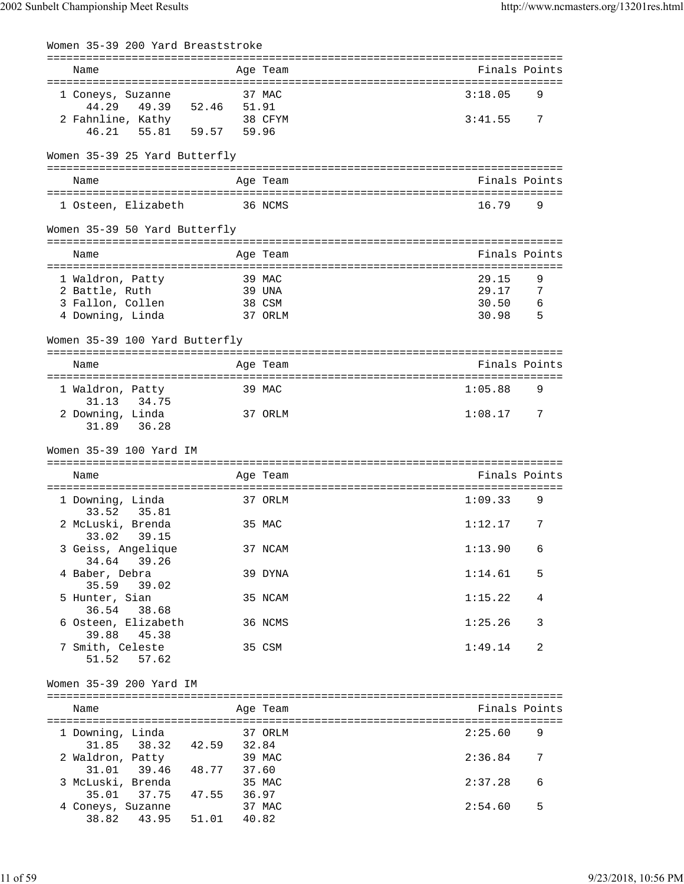### Women 35-39 200 Yard Breaststroke

| Name | Age | Team | Finals | Points |
|---|---|---|---|---|
| 1 Coneys, Suzanne | 37 | MAC | 3:18.05 | 9 |
| 44.29 49.39 52.46 51.91 | | | | |
| 2 Fahnline, Kathy | 38 | CFYM | 3:41.55 | 7 |
| 46.21 55.81 59.57 59.96 | | | | |

### Women 35-39 25 Yard Butterfly

| Name | Age | Team | Finals | Points |
|---|---|---|---|---|
| 1 Osteen, Elizabeth | 36 | NCMS | 16.79 | 9 |

### Women 35-39 50 Yard Butterfly

| Name | Age | Team | Finals | Points |
|---|---|---|---|---|
| 1 Waldron, Patty | 39 | MAC | 29.15 | 9 |
| 2 Battle, Ruth | 39 | UNA | 29.17 | 7 |
| 3 Fallon, Collen | 38 | CSM | 30.50 | 6 |
| 4 Downing, Linda | 37 | ORLM | 30.98 | 5 |

### Women 35-39 100 Yard Butterfly

| Name | Age | Team | Finals | Points |
|---|---|---|---|---|
| 1 Waldron, Patty | 39 | MAC | 1:05.88 | 9 |
| 31.13 34.75 | | | | |
| 2 Downing, Linda | 37 | ORLM | 1:08.17 | 7 |
| 31.89 36.28 | | | | |

### Women 35-39 100 Yard IM

| Name | Age | Team | Finals | Points |
|---|---|---|---|---|
| 1 Downing, Linda | 37 | ORLM | 1:09.33 | 9 |
| 33.52 35.81 | | | | |
| 2 McLuski, Brenda | 35 | MAC | 1:12.17 | 7 |
| 33.02 39.15 | | | | |
| 3 Geiss, Angelique | 37 | NCAM | 1:13.90 | 6 |
| 34.64 39.26 | | | | |
| 4 Baber, Debra | 39 | DYNA | 1:14.61 | 5 |
| 35.59 39.02 | | | | |
| 5 Hunter, Sian | 35 | NCAM | 1:15.22 | 4 |
| 36.54 38.68 | | | | |
| 6 Osteen, Elizabeth | 36 | NCMS | 1:25.26 | 3 |
| 39.88 45.38 | | | | |
| 7 Smith, Celeste | 35 | CSM | 1:49.14 | 2 |
| 51.52 57.62 | | | | |

### Women 35-39 200 Yard IM

| Name | Age | Team | Finals | Points |
|---|---|---|---|---|
| 1 Downing, Linda | 37 | ORLM | 2:25.60 | 9 |
| 31.85 38.32 42.59 32.84 | | | | |
| 2 Waldron, Patty | 39 | MAC | 2:36.84 | 7 |
| 31.01 39.46 48.77 37.60 | | | | |
| 3 McLuski, Brenda | 35 | MAC | 2:37.28 | 6 |
| 35.01 37.75 47.55 36.97 | | | | |
| 4 Coneys, Suzanne | 37 | MAC | 2:54.60 | 5 |
| 38.82 43.95 51.01 40.82 | | | | |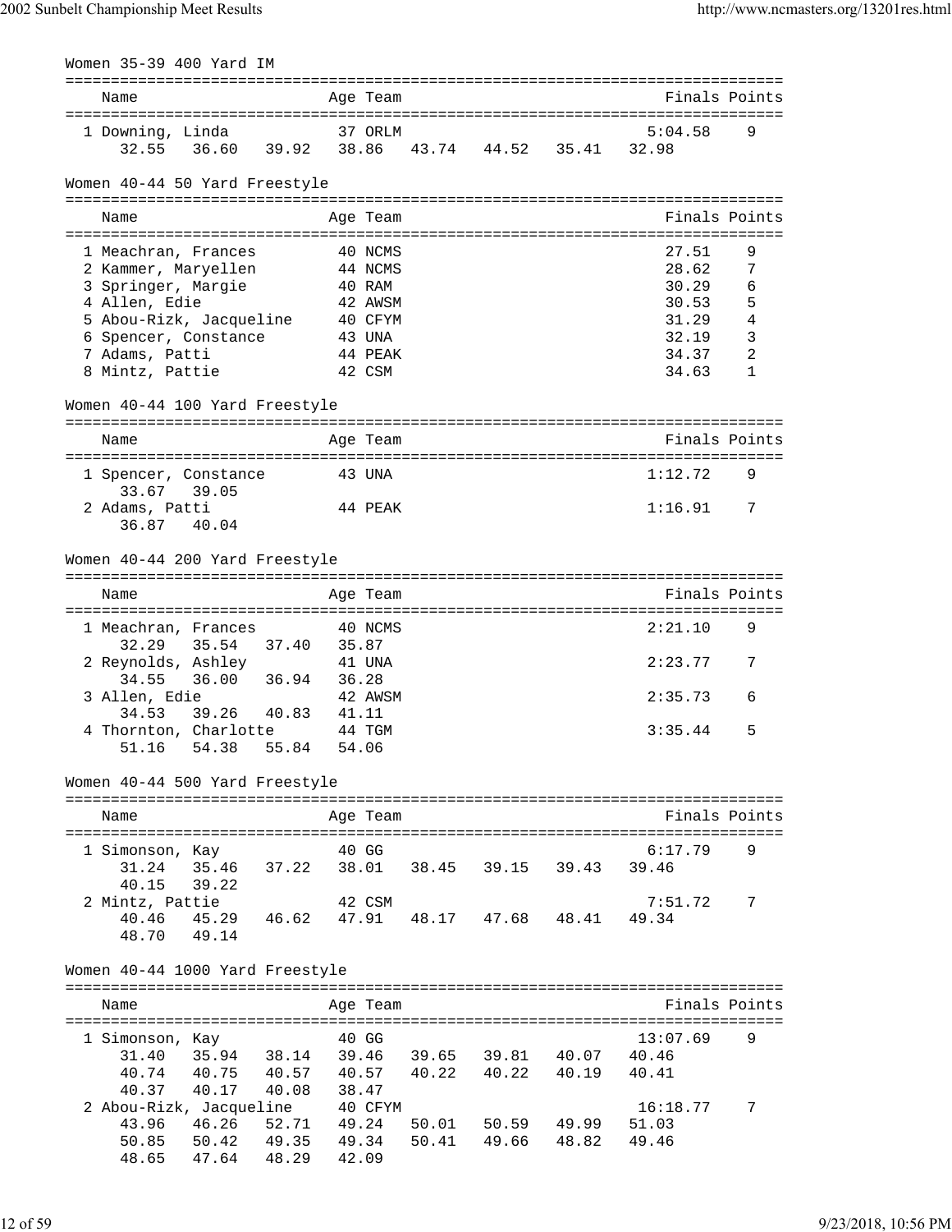## Women 35-39 400 Yard IM

| Name | Age | Team | Finals | Points |
|---|---|---|---|---|
| 1 Downing, Linda | 37 | ORLM | 5:04.58 | 9 |
| 32.55 36.60 39.92 38.86 43.74 44.52 35.41 32.98 | | | | |

## Women 40-44 50 Yard Freestyle

| Name | Age | Team | Finals | Points |
|---|---|---|---|---|
| 1 Meachran, Frances | 40 | NCMS | 27.51 | 9 |
| 2 Kammer, Maryellen | 44 | NCMS | 28.62 | 7 |
| 3 Springer, Margie | 40 | RAM | 30.29 | 6 |
| 4 Allen, Edie | 42 | AWSM | 30.53 | 5 |
| 5 Abou-Rizk, Jacqueline | 40 | CFYM | 31.29 | 4 |
| 6 Spencer, Constance | 43 | UNA | 32.19 | 3 |
| 7 Adams, Patti | 44 | PEAK | 34.37 | 2 |
| 8 Mintz, Pattie | 42 | CSM | 34.63 | 1 |

## Women 40-44 100 Yard Freestyle

| Name | Age | Team | Finals | Points |
|---|---|---|---|---|
| 1 Spencer, Constance | 43 | UNA | 1:12.72 | 9 |
| 33.67 39.05 | | | | |
| 2 Adams, Patti | 44 | PEAK | 1:16.91 | 7 |
| 36.87 40.04 | | | | |

## Women 40-44 200 Yard Freestyle

| Name | Age | Team | Finals | Points |
|---|---|---|---|---|
| 1 Meachran, Frances | 40 | NCMS | 2:21.10 | 9 |
| 32.29 35.54 37.40 35.87 | | | | |
| 2 Reynolds, Ashley | 41 | UNA | 2:23.77 | 7 |
| 34.55 36.00 36.94 36.28 | | | | |
| 3 Allen, Edie | 42 | AWSM | 2:35.73 | 6 |
| 34.53 39.26 40.83 41.11 | | | | |
| 4 Thornton, Charlotte | 44 | TGM | 3:35.44 | 5 |
| 51.16 54.38 55.84 54.06 | | | | |

## Women 40-44 500 Yard Freestyle

| Name | Age | Team | Finals | Points |
|---|---|---|---|---|
| 1 Simonson, Kay | 40 | GG | 6:17.79 | 9 |
| 31.24 35.46 37.22 38.01 38.45 39.15 39.43 39.46 | | | | |
| 40.15 39.22 | | | | |
| 2 Mintz, Pattie | 42 | CSM | 7:51.72 | 7 |
| 40.46 45.29 46.62 47.91 48.17 47.68 48.41 49.34 | | | | |
| 48.70 49.14 | | | | |

## Women 40-44 1000 Yard Freestyle

| Name | Age | Team | Finals | Points |
|---|---|---|---|---|
| 1 Simonson, Kay | 40 | GG | 13:07.69 | 9 |
| 31.40 35.94 38.14 39.46 39.65 39.81 40.07 40.46 | | | | |
| 40.74 40.75 40.57 40.57 40.22 40.22 40.19 40.41 | | | | |
| 40.37 40.17 40.08 38.47 | | | | |
| 2 Abou-Rizk, Jacqueline | 40 | CFYM | 16:18.77 | 7 |
| 43.96 46.26 52.71 49.24 50.01 50.59 49.99 51.03 | | | | |
| 50.85 50.42 49.35 49.34 50.41 49.66 48.82 49.46 | | | | |
| 48.65 47.64 48.29 42.09 | | | | |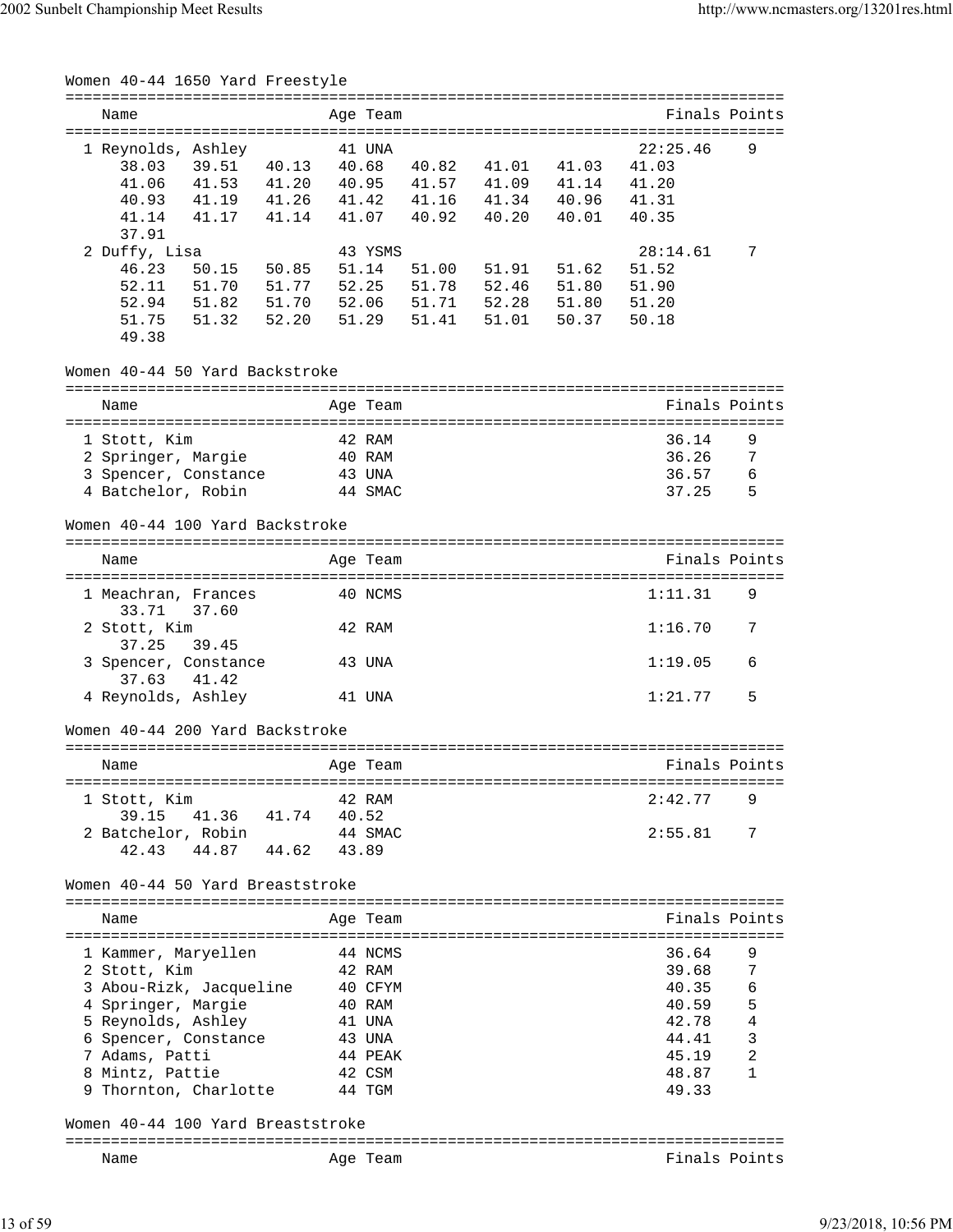## Women 40-44 1650 Yard Freestyle

| | Name | Age | Team | Finals | Points |
|---|---|---|---|---|---|
| 1 | Reynolds, Ashley | 41 | UNA | 22:25.46 | 9 |
| | 38.03 39.51 40.13 40.68 40.82 41.01 41.03 41.03 | | | | |
| | 41.06 41.53 41.20 40.95 41.57 41.09 41.14 41.20 | | | | |
| | 40.93 41.19 41.26 41.42 41.16 41.34 40.96 41.31 | | | | |
| | 41.14 41.17 41.14 41.07 40.92 40.20 40.01 40.35 | | | | |
| | 37.91 | | | | |
| 2 | Duffy, Lisa | 43 | YSMS | 28:14.61 | 7 |
| | 46.23 50.15 50.85 51.14 51.00 51.91 51.62 51.52 | | | | |
| | 52.11 51.70 51.77 52.25 51.78 52.46 51.80 51.90 | | | | |
| | 52.94 51.82 51.70 52.06 51.71 52.28 51.80 51.20 | | | | |
| | 51.75 51.32 52.20 51.29 51.41 51.01 50.37 50.18 | | | | |
| | 49.38 | | | | |

## Women 40-44 50 Yard Backstroke

| | Name | Age | Team | Finals | Points |
|---|---|---|---|---|---|
| 1 | Stott, Kim | 42 | RAM | 36.14 | 9 |
| 2 | Springer, Margie | 40 | RAM | 36.26 | 7 |
| 3 | Spencer, Constance | 43 | UNA | 36.57 | 6 |
| 4 | Batchelor, Robin | 44 | SMAC | 37.25 | 5 |

## Women 40-44 100 Yard Backstroke

| | Name | Age | Team | Finals | Points |
|---|---|---|---|---|---|
| 1 | Meachran, Frances | 40 | NCMS | 1:11.31 | 9 |
| | 33.71 37.60 | | | | |
| 2 | Stott, Kim | 42 | RAM | 1:16.70 | 7 |
| | 37.25 39.45 | | | | |
| 3 | Spencer, Constance | 43 | UNA | 1:19.05 | 6 |
| | 37.63 41.42 | | | | |
| 4 | Reynolds, Ashley | 41 | UNA | 1:21.77 | 5 |

## Women 40-44 200 Yard Backstroke

| | Name | Age | Team | Finals | Points |
|---|---|---|---|---|---|
| 1 | Stott, Kim | 42 | RAM | 2:42.77 | 9 |
| | 39.15 41.36 41.74 40.52 | | | | |
| 2 | Batchelor, Robin | 44 | SMAC | 2:55.81 | 7 |
| | 42.43 44.87 44.62 43.89 | | | | |

## Women 40-44 50 Yard Breaststroke

| | Name | Age | Team | Finals | Points |
|---|---|---|---|---|---|
| 1 | Kammer, Maryellen | 44 | NCMS | 36.64 | 9 |
| 2 | Stott, Kim | 42 | RAM | 39.68 | 7 |
| 3 | Abou-Rizk, Jacqueline | 40 | CFYM | 40.35 | 6 |
| 4 | Springer, Margie | 40 | RAM | 40.59 | 5 |
| 5 | Reynolds, Ashley | 41 | UNA | 42.78 | 4 |
| 6 | Spencer, Constance | 43 | UNA | 44.41 | 3 |
| 7 | Adams, Patti | 44 | PEAK | 45.19 | 2 |
| 8 | Mintz, Pattie | 42 | CSM | 48.87 | 1 |
| 9 | Thornton, Charlotte | 44 | TGM | 49.33 | |

## Women 40-44 100 Yard Breaststroke

| | Name | Age | Team | Finals | Points |
|---|---|---|---|---|---|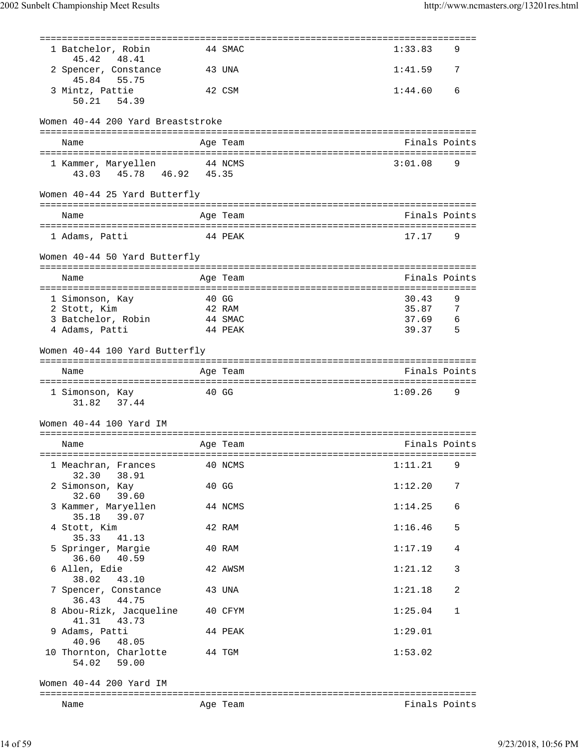| | Name | Age | Team | Finals | Points |
|---|---|---|---|---|---|
| 1 | Batchelor, Robin | 44 | SMAC | 1:33.83 | 9 |
| | 45.42 48.41 | | | | |
| 2 | Spencer, Constance | 43 | UNA | 1:41.59 | 7 |
| | 45.84 55.75 | | | | |
| 3 | Mintz, Pattie | 42 | CSM | 1:44.60 | 6 |
| | 50.21 54.39 | | | | |

## Women 40-44 200 Yard Breaststroke

| | Name | Age | Team | Finals | Points |
|---|---|---|---|---|---|
| 1 | Kammer, Maryellen | 44 | NCMS | 3:01.08 | 9 |
| | 43.03 45.78 46.92 45.35 | | | | |

## Women 40-44 25 Yard Butterfly

| | Name | Age | Team | Finals | Points |
|---|---|---|---|---|---|
| 1 | Adams, Patti | 44 | PEAK | 17.17 | 9 |

## Women 40-44 50 Yard Butterfly

| | Name | Age | Team | Finals | Points |
|---|---|---|---|---|---|
| 1 | Simonson, Kay | 40 | GG | 30.43 | 9 |
| 2 | Stott, Kim | 42 | RAM | 35.87 | 7 |
| 3 | Batchelor, Robin | 44 | SMAC | 37.69 | 6 |
| 4 | Adams, Patti | 44 | PEAK | 39.37 | 5 |

## Women 40-44 100 Yard Butterfly

| | Name | Age | Team | Finals | Points |
|---|---|---|---|---|---|
| 1 | Simonson, Kay | 40 | GG | 1:09.26 | 9 |
| | 31.82 37.44 | | | | |

## Women 40-44 100 Yard IM

| | Name | Age | Team | Finals | Points |
|---|---|---|---|---|---|
| 1 | Meachran, Frances | 40 | NCMS | 1:11.21 | 9 |
| | 32.30 38.91 | | | | |
| 2 | Simonson, Kay | 40 | GG | 1:12.20 | 7 |
| | 32.60 39.60 | | | | |
| 3 | Kammer, Maryellen | 44 | NCMS | 1:14.25 | 6 |
| | 35.18 39.07 | | | | |
| 4 | Stott, Kim | 42 | RAM | 1:16.46 | 5 |
| | 35.33 41.13 | | | | |
| 5 | Springer, Margie | 40 | RAM | 1:17.19 | 4 |
| | 36.60 40.59 | | | | |
| 6 | Allen, Edie | 42 | AWSM | 1:21.12 | 3 |
| | 38.02 43.10 | | | | |
| 7 | Spencer, Constance | 43 | UNA | 1:21.18 | 2 |
| | 36.43 44.75 | | | | |
| 8 | Abou-Rizk, Jacqueline | 40 | CFYM | 1:25.04 | 1 |
| | 41.31 43.73 | | | | |
| 9 | Adams, Patti | 44 | PEAK | 1:29.01 | |
| | 40.96 48.05 | | | | |
| 10 | Thornton, Charlotte | 44 | TGM | 1:53.02 | |
| | 54.02 59.00 | | | | |

## Women 40-44 200 Yard IM

| Name | Age | Team | Finals | Points |
|---|---|---|---|---|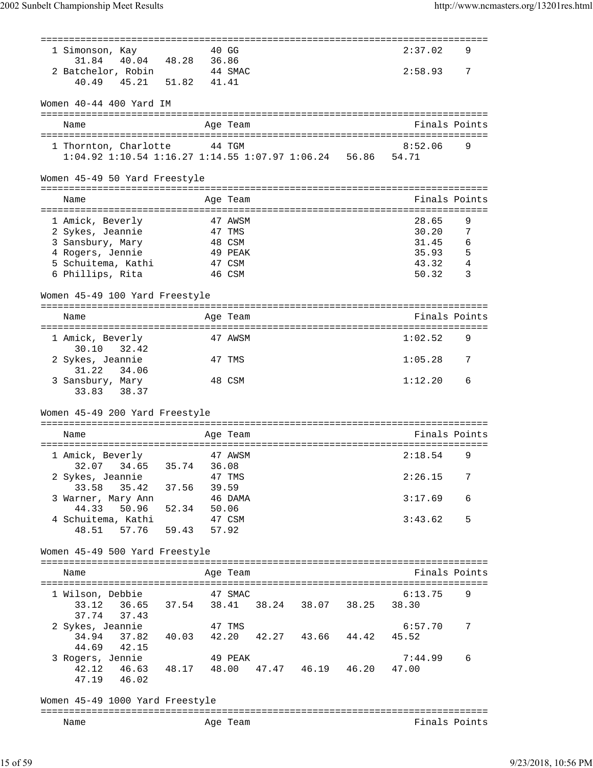| Name | Age | Team | Finals | Points |
|---|---|---|---|---|
| 1 Simonson, Kay | 40 | GG | 2:37.02 | 9 |
| 31.84 40.04 48.28 36.86 | | | | |
| 2 Batchelor, Robin | 44 | SMAC | 2:58.93 | 7 |
| 40.49 45.21 51.82 41.41 | | | | |

## Women 40-44 400 Yard IM

| Name | Age | Team | Finals | Points |
|---|---|---|---|---|
| 1 Thornton, Charlotte | 44 | TGM | 8:52.06 | 9 |
| 1:04.92 1:10.54 1:16.27 1:14.55 1:07.97 1:06.24 56.86 54.71 | | | | |

## Women 45-49 50 Yard Freestyle

| Name | Age | Team | Finals | Points |
|---|---|---|---|---|
| 1 Amick, Beverly | 47 | AWSM | 28.65 | 9 |
| 2 Sykes, Jeannie | 47 | TMS | 30.20 | 7 |
| 3 Sansbury, Mary | 48 | CSM | 31.45 | 6 |
| 4 Rogers, Jennie | 49 | PEAK | 35.93 | 5 |
| 5 Schuitema, Kathi | 47 | CSM | 43.32 | 4 |
| 6 Phillips, Rita | 46 | CSM | 50.32 | 3 |

## Women 45-49 100 Yard Freestyle

| Name | Age | Team | Finals | Points |
|---|---|---|---|---|
| 1 Amick, Beverly | 47 | AWSM | 1:02.52 | 9 |
| 30.10 32.42 | | | | |
| 2 Sykes, Jeannie | 47 | TMS | 1:05.28 | 7 |
| 31.22 34.06 | | | | |
| 3 Sansbury, Mary | 48 | CSM | 1:12.20 | 6 |
| 33.83 38.37 | | | | |

## Women 45-49 200 Yard Freestyle

| Name | Age | Team | Finals | Points |
|---|---|---|---|---|
| 1 Amick, Beverly | 47 | AWSM | 2:18.54 | 9 |
| 32.07 34.65 35.74 36.08 | | | | |
| 2 Sykes, Jeannie | 47 | TMS | 2:26.15 | 7 |
| 33.58 35.42 37.56 39.59 | | | | |
| 3 Warner, Mary Ann | 46 | DAMA | 3:17.69 | 6 |
| 44.33 50.96 52.34 50.06 | | | | |
| 4 Schuitema, Kathi | 47 | CSM | 3:43.62 | 5 |
| 48.51 57.76 59.43 57.92 | | | | |

## Women 45-49 500 Yard Freestyle

| Name | Age | Team | Finals | Points |
|---|---|---|---|---|
| 1 Wilson, Debbie | 47 | SMAC | 6:13.75 | 9 |
| 33.12 36.65 37.54 38.41 38.24 38.07 38.25 38.30 37.74 37.43 | | | | |
| 2 Sykes, Jeannie | 47 | TMS | 6:57.70 | 7 |
| 34.94 37.82 40.03 42.20 42.27 43.66 44.42 45.52 44.69 42.15 | | | | |
| 3 Rogers, Jennie | 49 | PEAK | 7:44.99 | 6 |
| 42.12 46.63 48.17 48.00 47.47 46.19 46.20 47.00 47.19 46.02 | | | | |

## Women 45-49 1000 Yard Freestyle

| Name | Age | Team | Finals | Points |
|---|---|---|---|---|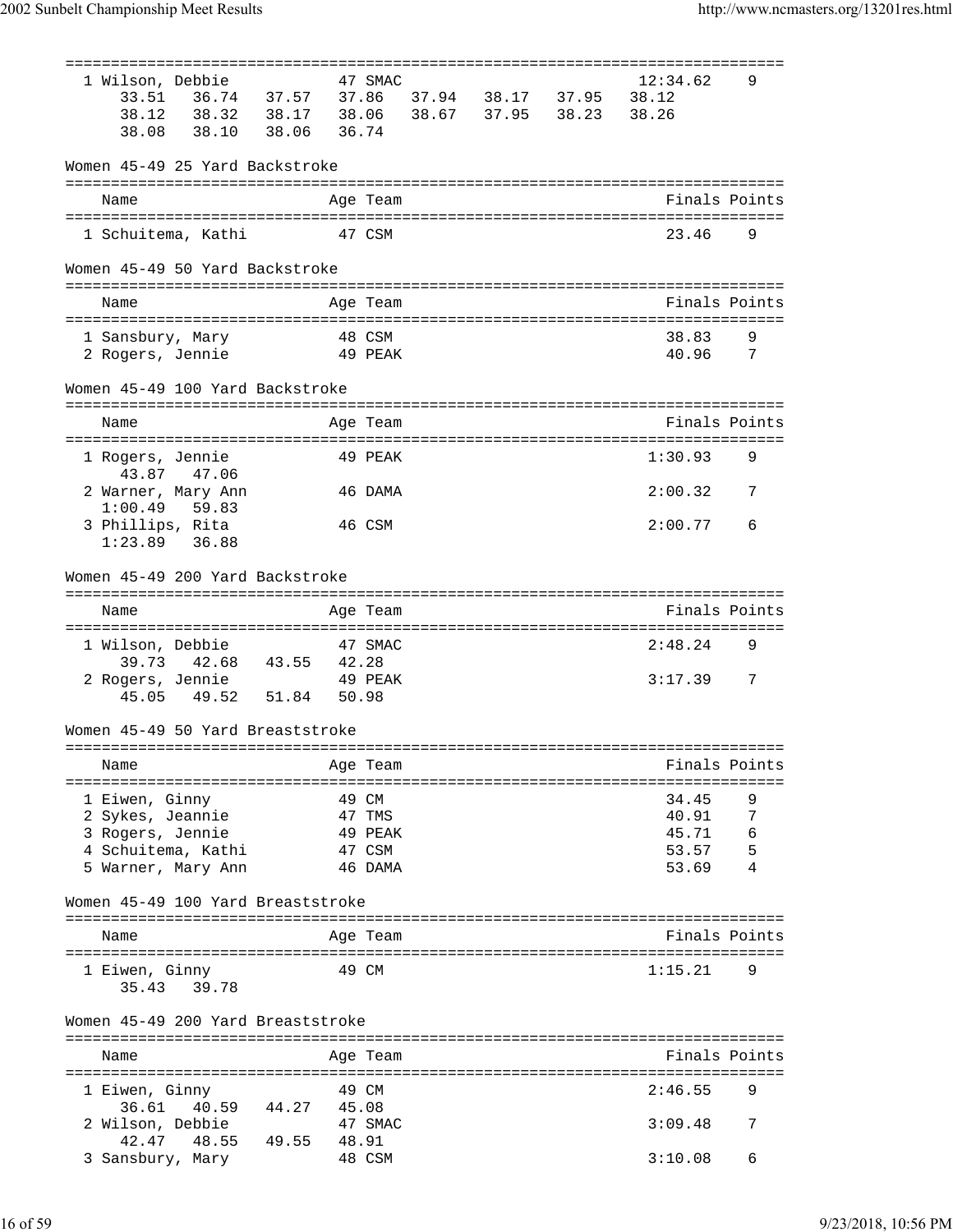| Place | Name | Age | Team | Finals | Points |
|---|---|---|---|---|---|
| 1 | Wilson, Debbie | 47 | SMAC | 12:34.62 | 9 |
| | 33.51 36.74 37.57 37.86 37.94 38.17 37.95 38.12 | | | | |
| | 38.12 38.32 38.17 38.06 38.67 37.95 38.23 38.26 | | | | |
| | 38.08 38.10 38.06 36.74 | | | | |

Women 45-49 25 Yard Backstroke

| Place | Name | Age | Team | Finals | Points |
|---|---|---|---|---|---|
| 1 | Schuitema, Kathi | 47 | CSM | 23.46 | 9 |

Women 45-49 50 Yard Backstroke

| Place | Name | Age | Team | Finals | Points |
|---|---|---|---|---|---|
| 1 | Sansbury, Mary | 48 | CSM | 38.83 | 9 |
| 2 | Rogers, Jennie | 49 | PEAK | 40.96 | 7 |

Women 45-49 100 Yard Backstroke

| Place | Name | Age | Team | Finals | Points |
|---|---|---|---|---|---|
| 1 | Rogers, Jennie | 49 | PEAK | 1:30.93 | 9 |
| | 43.87 47.06 | | | | |
| 2 | Warner, Mary Ann | 46 | DAMA | 2:00.32 | 7 |
| | 1:00.49 59.83 | | | | |
| 3 | Phillips, Rita | 46 | CSM | 2:00.77 | 6 |
| | 1:23.89 36.88 | | | | |

Women 45-49 200 Yard Backstroke

| Place | Name | Age | Team | Finals | Points |
|---|---|---|---|---|---|
| 1 | Wilson, Debbie | 47 | SMAC | 2:48.24 | 9 |
| | 39.73 42.68 43.55 42.28 | | | | |
| 2 | Rogers, Jennie | 49 | PEAK | 3:17.39 | 7 |
| | 45.05 49.52 51.84 50.98 | | | | |

Women 45-49 50 Yard Breaststroke

| Place | Name | Age | Team | Finals | Points |
|---|---|---|---|---|---|
| 1 | Eiwen, Ginny | 49 | CM | 34.45 | 9 |
| 2 | Sykes, Jeannie | 47 | TMS | 40.91 | 7 |
| 3 | Rogers, Jennie | 49 | PEAK | 45.71 | 6 |
| 4 | Schuitema, Kathi | 47 | CSM | 53.57 | 5 |
| 5 | Warner, Mary Ann | 46 | DAMA | 53.69 | 4 |

Women 45-49 100 Yard Breaststroke

| Place | Name | Age | Team | Finals | Points |
|---|---|---|---|---|---|
| 1 | Eiwen, Ginny | 49 | CM | 1:15.21 | 9 |
| | 35.43 39.78 | | | | |

Women 45-49 200 Yard Breaststroke

| Place | Name | Age | Team | Finals | Points |
|---|---|---|---|---|---|
| 1 | Eiwen, Ginny | 49 | CM | 2:46.55 | 9 |
| | 36.61 40.59 44.27 45.08 | | | | |
| 2 | Wilson, Debbie | 47 | SMAC | 3:09.48 | 7 |
| | 42.47 48.55 49.55 48.91 | | | | |
| 3 | Sansbury, Mary | 48 | CSM | 3:10.08 | 6 |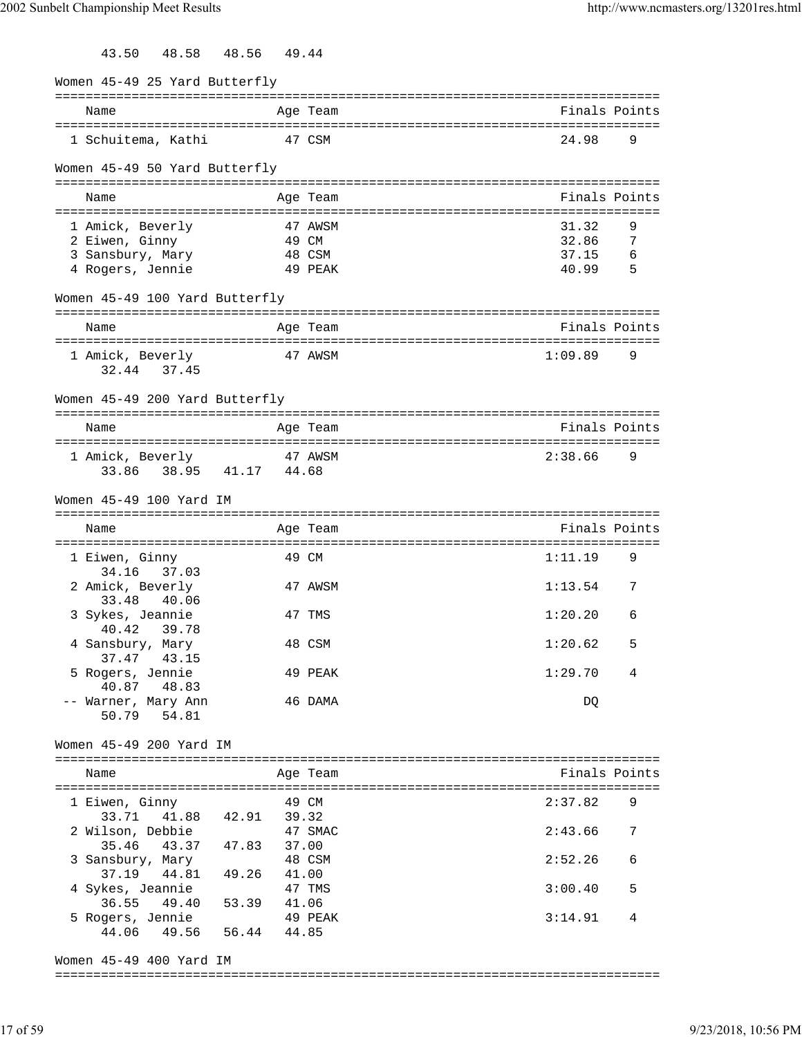43.50   48.58   48.56   49.44

### Women 45-49 25 Yard Butterfly

| Name | Age | Team | Finals | Points |
|---|---|---|---|---|
| 1 Schuitema, Kathi | 47 | CSM | 24.98 | 9 |

### Women 45-49 50 Yard Butterfly

| Name | Age | Team | Finals | Points |
|---|---|---|---|---|
| 1 Amick, Beverly | 47 | AWSM | 31.32 | 9 |
| 2 Eiwen, Ginny | 49 | CM | 32.86 | 7 |
| 3 Sansbury, Mary | 48 | CSM | 37.15 | 6 |
| 4 Rogers, Jennie | 49 | PEAK | 40.99 | 5 |

### Women 45-49 100 Yard Butterfly

| Name | Age | Team | Finals | Points |
|---|---|---|---|---|
| 1 Amick, Beverly | 47 | AWSM | 1:09.89 | 9 |
| 32.44   37.45 | | | | |

### Women 45-49 200 Yard Butterfly

| Name | Age | Team | Finals | Points |
|---|---|---|---|---|
| 1 Amick, Beverly | 47 | AWSM | 2:38.66 | 9 |
| 33.86   38.95   41.17   44.68 | | | | |

### Women 45-49 100 Yard IM

| Name | Age | Team | Finals | Points |
|---|---|---|---|---|
| 1 Eiwen, Ginny | 49 | CM | 1:11.19 | 9 |
| 34.16   37.03 | | | | |
| 2 Amick, Beverly | 47 | AWSM | 1:13.54 | 7 |
| 33.48   40.06 | | | | |
| 3 Sykes, Jeannie | 47 | TMS | 1:20.20 | 6 |
| 40.42   39.78 | | | | |
| 4 Sansbury, Mary | 48 | CSM | 1:20.62 | 5 |
| 37.47   43.15 | | | | |
| 5 Rogers, Jennie | 49 | PEAK | 1:29.70 | 4 |
| 40.87   48.83 | | | | |
| -- Warner, Mary Ann | 46 | DAMA | DQ | |
| 50.79   54.81 | | | | |

### Women 45-49 200 Yard IM

| Name | Age | Team | Finals | Points |
|---|---|---|---|---|
| 1 Eiwen, Ginny | 49 | CM | 2:37.82 | 9 |
| 33.71   41.88   42.91   39.32 | | | | |
| 2 Wilson, Debbie | 47 | SMAC | 2:43.66 | 7 |
| 35.46   43.37   47.83   37.00 | | | | |
| 3 Sansbury, Mary | 48 | CSM | 2:52.26 | 6 |
| 37.19   44.81   49.26   41.00 | | | | |
| 4 Sykes, Jeannie | 47 | TMS | 3:00.40 | 5 |
| 36.55   49.40   53.39   41.06 | | | | |
| 5 Rogers, Jennie | 49 | PEAK | 3:14.91 | 4 |
| 44.06   49.56   56.44   44.85 | | | | |

### Women 45-49 400 Yard IM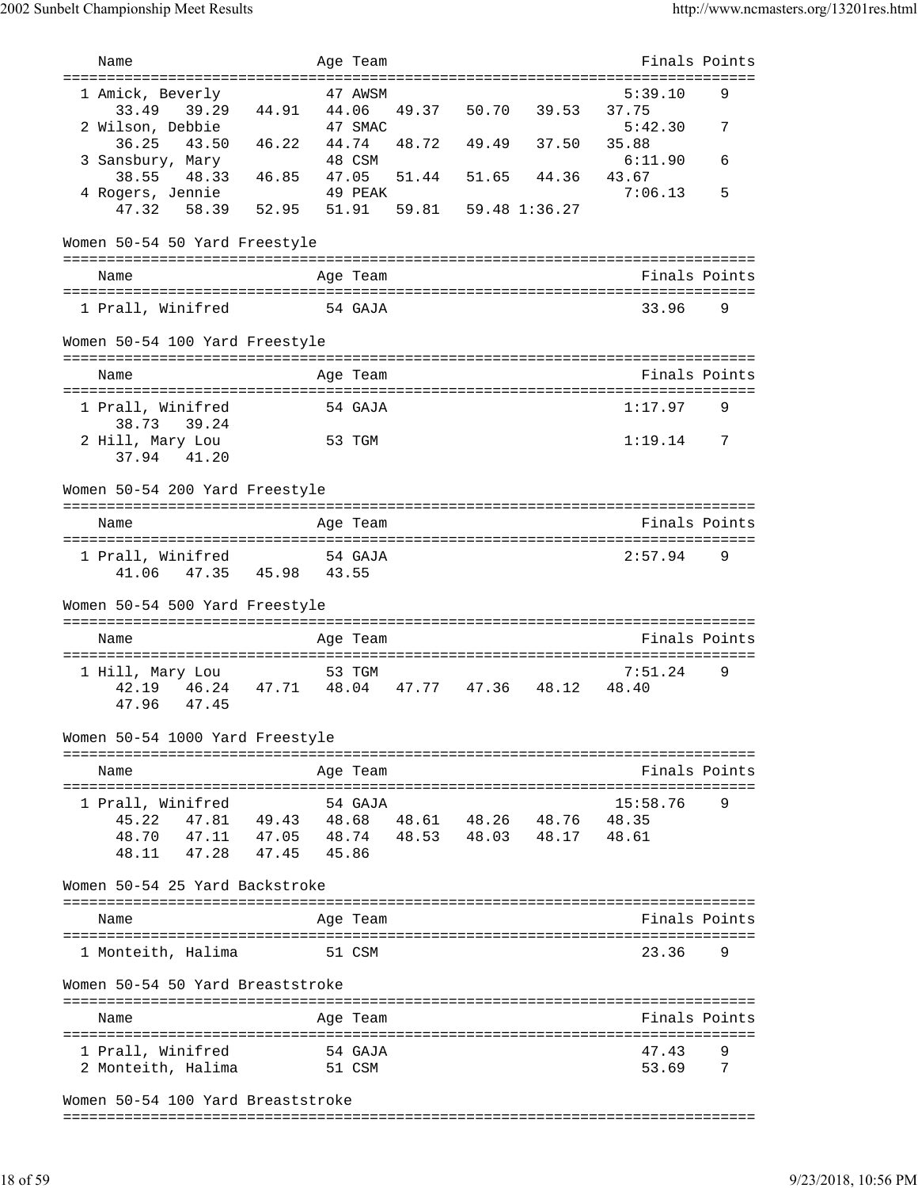| Name | Age | Team | Finals | Points |
|---|---|---|---|---|
| 1 Amick, Beverly | 47 | AWSM | 5:39.10 | 9 |
| 33.49 39.29 44.91 44.06 49.37 50.70 39.53 37.75 | | | | |
| 2 Wilson, Debbie | 47 | SMAC | 5:42.30 | 7 |
| 36.25 43.50 46.22 44.74 48.72 49.49 37.50 35.88 | | | | |
| 3 Sansbury, Mary | 48 | CSM | 6:11.90 | 6 |
| 38.55 48.33 46.85 47.05 51.44 51.65 44.36 43.67 | | | | |
| 4 Rogers, Jennie | 49 | PEAK | 7:06.13 | 5 |
| 47.32 58.39 52.95 51.91 59.81 59.48 1:36.27 | | | | |

## Women 50-54 50 Yard Freestyle

| Name | Age | Team | Finals | Points |
|---|---|---|---|---|
| 1 Prall, Winifred | 54 | GAJA | 33.96 | 9 |

## Women 50-54 100 Yard Freestyle

| Name | Age | Team | Finals | Points |
|---|---|---|---|---|
| 1 Prall, Winifred | 54 | GAJA | 1:17.97 | 9 |
| 38.73 39.24 | | | | |
| 2 Hill, Mary Lou | 53 | TGM | 1:19.14 | 7 |
| 37.94 41.20 | | | | |

## Women 50-54 200 Yard Freestyle

| Name | Age | Team | Finals | Points |
|---|---|---|---|---|
| 1 Prall, Winifred | 54 | GAJA | 2:57.94 | 9 |
| 41.06 47.35 45.98 43.55 | | | | |

## Women 50-54 500 Yard Freestyle

| Name | Age | Team | Finals | Points |
|---|---|---|---|---|
| 1 Hill, Mary Lou | 53 | TGM | 7:51.24 | 9 |
| 42.19 46.24 47.71 48.04 47.77 47.36 48.12 48.40 | | | | |
| 47.96 47.45 | | | | |

## Women 50-54 1000 Yard Freestyle

| Name | Age | Team | Finals | Points |
|---|---|---|---|---|
| 1 Prall, Winifred | 54 | GAJA | 15:58.76 | 9 |
| 45.22 47.81 49.43 48.68 48.61 48.26 48.76 48.35 | | | | |
| 48.70 47.11 47.05 48.74 48.53 48.03 48.17 48.61 | | | | |
| 48.11 47.28 47.45 45.86 | | | | |

## Women 50-54 25 Yard Backstroke

| Name | Age | Team | Finals | Points |
|---|---|---|---|---|
| 1 Monteith, Halima | 51 | CSM | 23.36 | 9 |

## Women 50-54 50 Yard Breaststroke

| Name | Age | Team | Finals | Points |
|---|---|---|---|---|
| 1 Prall, Winifred | 54 | GAJA | 47.43 | 9 |
| 2 Monteith, Halima | 51 | CSM | 53.69 | 7 |

## Women 50-54 100 Yard Breaststroke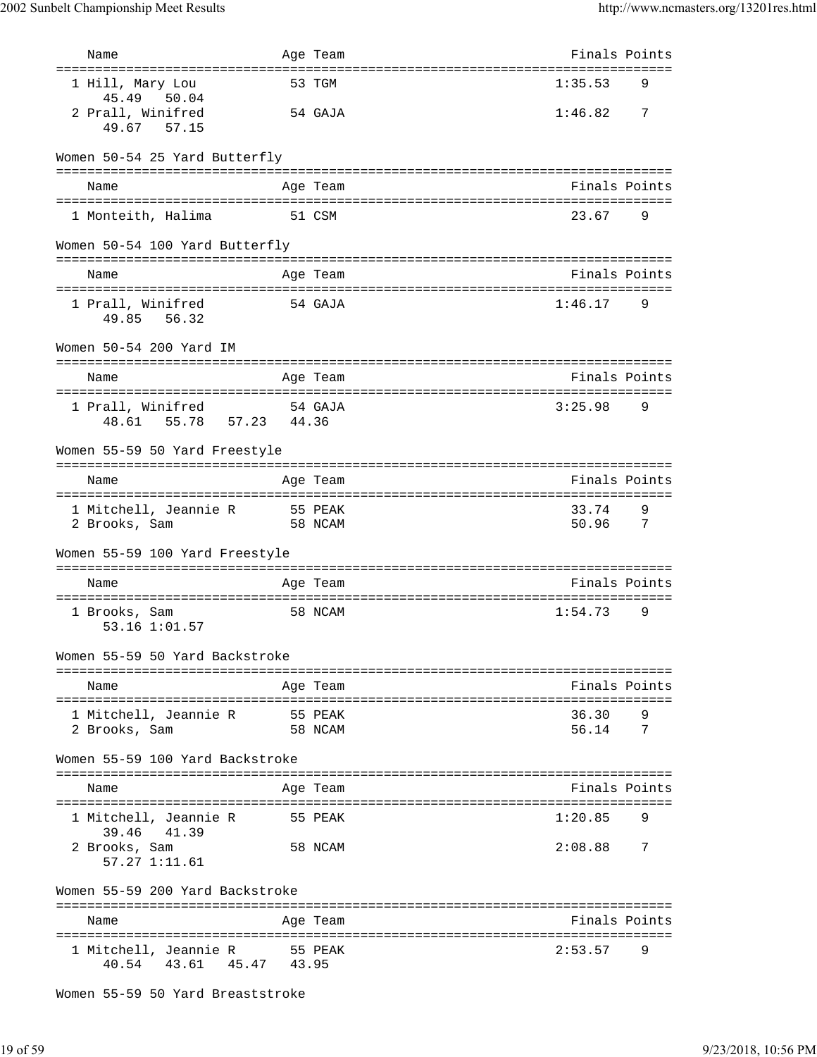| Name | Age | Team | Finals | Points |
|---|---|---|---|---|
| 1 Hill, Mary Lou | 53 | TGM | 1:35.53 | 9 |
| 45.49 50.04 | | | | |
| 2 Prall, Winifred | 54 | GAJA | 1:46.82 | 7 |
| 49.67 57.15 | | | | |

Women 50-54 25 Yard Butterfly

| Name | Age | Team | Finals | Points |
|---|---|---|---|---|
| 1 Monteith, Halima | 51 | CSM | 23.67 | 9 |

Women 50-54 100 Yard Butterfly

| Name | Age | Team | Finals | Points |
|---|---|---|---|---|
| 1 Prall, Winifred | 54 | GAJA | 1:46.17 | 9 |
| 49.85 56.32 | | | | |

Women 50-54 200 Yard IM

| Name | Age | Team | Finals | Points |
|---|---|---|---|---|
| 1 Prall, Winifred | 54 | GAJA | 3:25.98 | 9 |
| 48.61 55.78 57.23 44.36 | | | | |

Women 55-59 50 Yard Freestyle

| Name | Age | Team | Finals | Points |
|---|---|---|---|---|
| 1 Mitchell, Jeannie R | 55 | PEAK | 33.74 | 9 |
| 2 Brooks, Sam | 58 | NCAM | 50.96 | 7 |

Women 55-59 100 Yard Freestyle

| Name | Age | Team | Finals | Points |
|---|---|---|---|---|
| 1 Brooks, Sam | 58 | NCAM | 1:54.73 | 9 |
| 53.16 1:01.57 | | | | |

Women 55-59 50 Yard Backstroke

| Name | Age | Team | Finals | Points |
|---|---|---|---|---|
| 1 Mitchell, Jeannie R | 55 | PEAK | 36.30 | 9 |
| 2 Brooks, Sam | 58 | NCAM | 56.14 | 7 |

Women 55-59 100 Yard Backstroke

| Name | Age | Team | Finals | Points |
|---|---|---|---|---|
| 1 Mitchell, Jeannie R | 55 | PEAK | 1:20.85 | 9 |
| 39.46 41.39 | | | | |
| 2 Brooks, Sam | 58 | NCAM | 2:08.88 | 7 |
| 57.27 1:11.61 | | | | |

Women 55-59 200 Yard Backstroke

| Name | Age | Team | Finals | Points |
|---|---|---|---|---|
| 1 Mitchell, Jeannie R | 55 | PEAK | 2:53.57 | 9 |
| 40.54 43.61 45.47 43.95 | | | | |

Women 55-59 50 Yard Breaststroke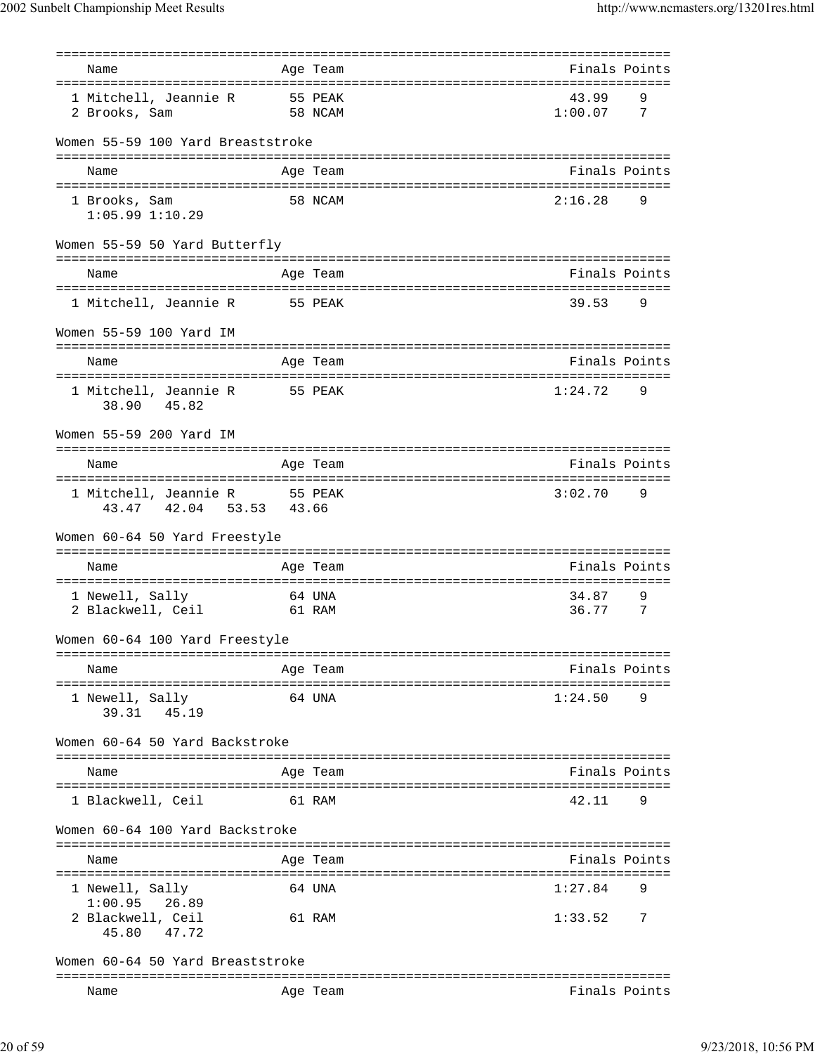| Name | Age | Team | Finals | Points |
|---|---|---|---|---|
| 1 Mitchell, Jeannie R | 55 | PEAK | 43.99 | 9 |
| 2 Brooks, Sam | 58 | NCAM | 1:00.07 | 7 |

### Women 55-59 100 Yard Breaststroke

| Name | Age | Team | Finals | Points |
|---|---|---|---|---|
| 1 Brooks, Sam | 58 | NCAM | 2:16.28 | 9 |
| 1:05.99 1:10.29 | | | | |

### Women 55-59 50 Yard Butterfly

| Name | Age | Team | Finals | Points |
|---|---|---|---|---|
| 1 Mitchell, Jeannie R | 55 | PEAK | 39.53 | 9 |

### Women 55-59 100 Yard IM

| Name | Age | Team | Finals | Points |
|---|---|---|---|---|
| 1 Mitchell, Jeannie R | 55 | PEAK | 1:24.72 | 9 |
| 38.90 45.82 | | | | |

### Women 55-59 200 Yard IM

| Name | Age | Team | Finals | Points |
|---|---|---|---|---|
| 1 Mitchell, Jeannie R | 55 | PEAK | 3:02.70 | 9 |
| 43.47 42.04 53.53 43.66 | | | | |

### Women 60-64 50 Yard Freestyle

| Name | Age | Team | Finals | Points |
|---|---|---|---|---|
| 1 Newell, Sally | 64 | UNA | 34.87 | 9 |
| 2 Blackwell, Ceil | 61 | RAM | 36.77 | 7 |

### Women 60-64 100 Yard Freestyle

| Name | Age | Team | Finals | Points |
|---|---|---|---|---|
| 1 Newell, Sally | 64 | UNA | 1:24.50 | 9 |
| 39.31 45.19 | | | | |

### Women 60-64 50 Yard Backstroke

| Name | Age | Team | Finals | Points |
|---|---|---|---|---|
| 1 Blackwell, Ceil | 61 | RAM | 42.11 | 9 |

### Women 60-64 100 Yard Backstroke

| Name | Age | Team | Finals | Points |
|---|---|---|---|---|
| 1 Newell, Sally | 64 | UNA | 1:27.84 | 9 |
| 1:00.95 26.89 | | | | |
| 2 Blackwell, Ceil | 61 | RAM | 1:33.52 | 7 |
| 45.80 47.72 | | | | |

### Women 60-64 50 Yard Breaststroke

| Name | Age | Team | Finals | Points |
|---|---|---|---|---|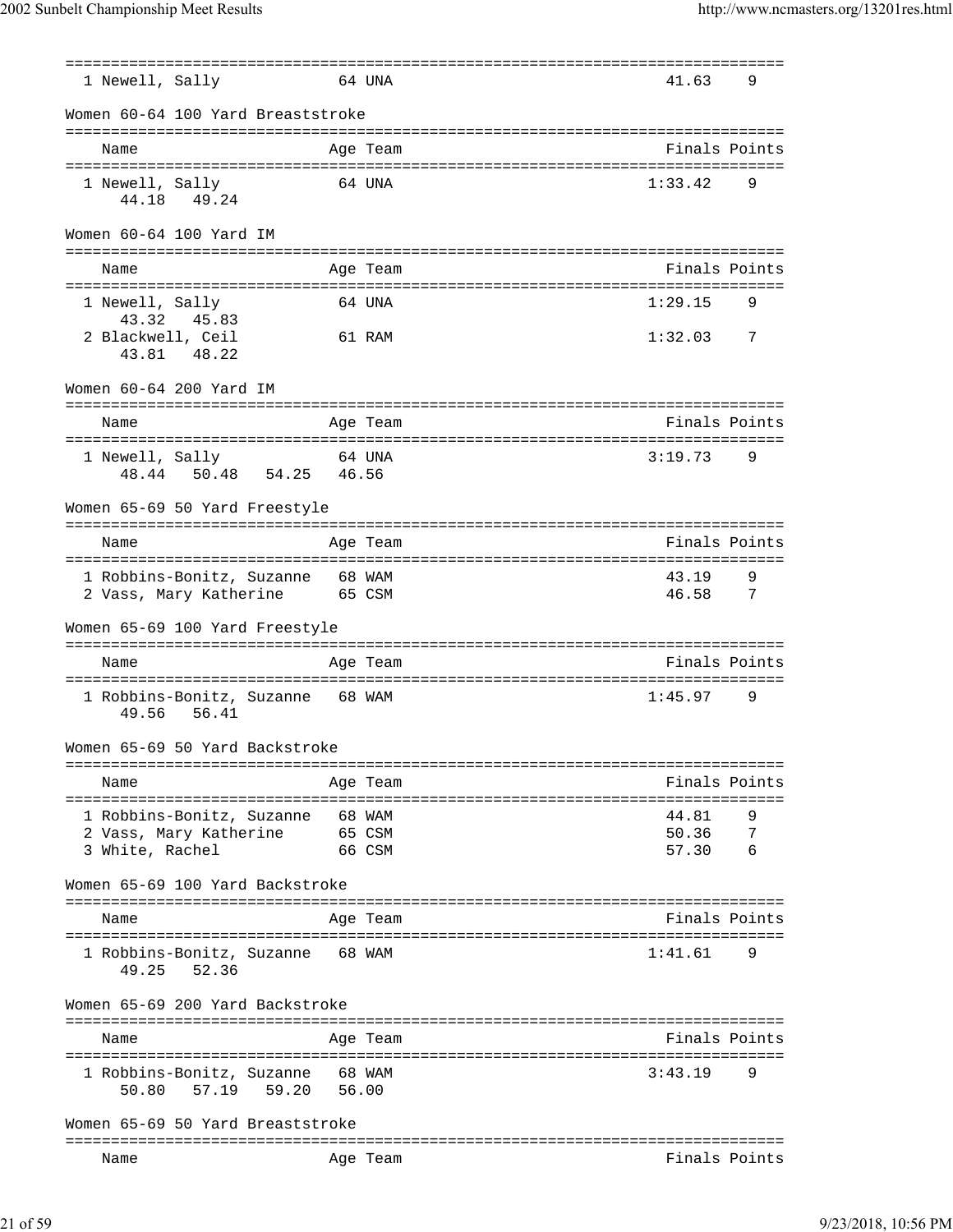| | Name | Age | Team | Finals | Points |
|---|---|---|---|---|---|
| 1 | Newell, Sally | 64 | UNA | 41.63 | 9 |

## Women 60-64 100 Yard Breaststroke

| | Name | Age | Team | Finals | Points |
|---|---|---|---|---|---|
| 1 | Newell, Sally | 64 | UNA | 1:33.42 | 9 |
| | 44.18 49.24 | | | | |

## Women 60-64 100 Yard IM

| | Name | Age | Team | Finals | Points |
|---|---|---|---|---|---|
| 1 | Newell, Sally | 64 | UNA | 1:29.15 | 9 |
| | 43.32 45.83 | | | | |
| 2 | Blackwell, Ceil | 61 | RAM | 1:32.03 | 7 |
| | 43.81 48.22 | | | | |

## Women 60-64 200 Yard IM

| | Name | Age | Team | Finals | Points |
|---|---|---|---|---|---|
| 1 | Newell, Sally | 64 | UNA | 3:19.73 | 9 |
| | 48.44 50.48 54.25 46.56 | | | | |

## Women 65-69 50 Yard Freestyle

| | Name | Age | Team | Finals | Points |
|---|---|---|---|---|---|
| 1 | Robbins-Bonitz, Suzanne | 68 | WAM | 43.19 | 9 |
| 2 | Vass, Mary Katherine | 65 | CSM | 46.58 | 7 |

## Women 65-69 100 Yard Freestyle

| | Name | Age | Team | Finals | Points |
|---|---|---|---|---|---|
| 1 | Robbins-Bonitz, Suzanne | 68 | WAM | 1:45.97 | 9 |
| | 49.56 56.41 | | | | |

## Women 65-69 50 Yard Backstroke

| | Name | Age | Team | Finals | Points |
|---|---|---|---|---|---|
| 1 | Robbins-Bonitz, Suzanne | 68 | WAM | 44.81 | 9 |
| 2 | Vass, Mary Katherine | 65 | CSM | 50.36 | 7 |
| 3 | White, Rachel | 66 | CSM | 57.30 | 6 |

## Women 65-69 100 Yard Backstroke

| | Name | Age | Team | Finals | Points |
|---|---|---|---|---|---|
| 1 | Robbins-Bonitz, Suzanne | 68 | WAM | 1:41.61 | 9 |
| | 49.25 52.36 | | | | |

## Women 65-69 200 Yard Backstroke

| | Name | Age | Team | Finals | Points |
|---|---|---|---|---|---|
| 1 | Robbins-Bonitz, Suzanne | 68 | WAM | 3:43.19 | 9 |
| | 50.80 57.19 59.20 56.00 | | | | |

## Women 65-69 50 Yard Breaststroke

| | Name | Age | Team | Finals | Points |
|---|---|---|---|---|---|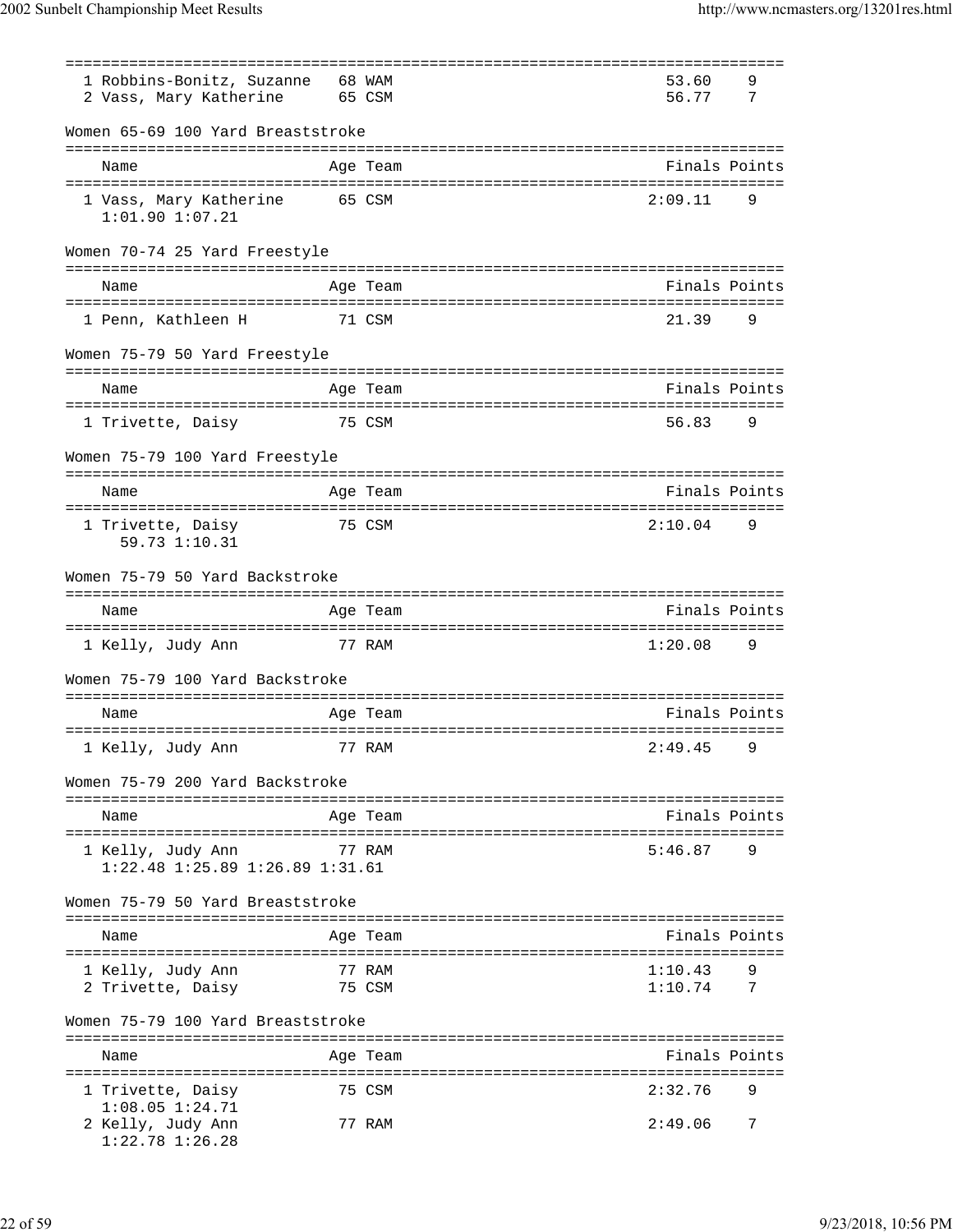| | Name | Age | Team | Finals | Points |
|---|---|---|---|---|---|
| 1 | Robbins-Bonitz, Suzanne | 68 | WAM | 53.60 | 9 |
| 2 | Vass, Mary Katherine | 65 | CSM | 56.77 | 7 |

### Women 65-69 100 Yard Breaststroke

| | Name | Age | Team | Finals | Points |
|---|---|---|---|---|---|
| 1 | Vass, Mary Katherine | 65 | CSM | 2:09.11 | 9 |
| | 1:01.90 1:07.21 | | | | |

### Women 70-74 25 Yard Freestyle

| | Name | Age | Team | Finals | Points |
|---|---|---|---|---|---|
| 1 | Penn, Kathleen H | 71 | CSM | 21.39 | 9 |

### Women 75-79 50 Yard Freestyle

| | Name | Age | Team | Finals | Points |
|---|---|---|---|---|---|
| 1 | Trivette, Daisy | 75 | CSM | 56.83 | 9 |

### Women 75-79 100 Yard Freestyle

| | Name | Age | Team | Finals | Points |
|---|---|---|---|---|---|
| 1 | Trivette, Daisy | 75 | CSM | 2:10.04 | 9 |
| | 59.73 1:10.31 | | | | |

### Women 75-79 50 Yard Backstroke

| | Name | Age | Team | Finals | Points |
|---|---|---|---|---|---|
| 1 | Kelly, Judy Ann | 77 | RAM | 1:20.08 | 9 |

### Women 75-79 100 Yard Backstroke

| | Name | Age | Team | Finals | Points |
|---|---|---|---|---|---|
| 1 | Kelly, Judy Ann | 77 | RAM | 2:49.45 | 9 |

### Women 75-79 200 Yard Backstroke

| | Name | Age | Team | Finals | Points |
|---|---|---|---|---|---|
| 1 | Kelly, Judy Ann | 77 | RAM | 5:46.87 | 9 |
| | 1:22.48 1:25.89 1:26.89 1:31.61 | | | | |

### Women 75-79 50 Yard Breaststroke

| | Name | Age | Team | Finals | Points |
|---|---|---|---|---|---|
| 1 | Kelly, Judy Ann | 77 | RAM | 1:10.43 | 9 |
| 2 | Trivette, Daisy | 75 | CSM | 1:10.74 | 7 |

### Women 75-79 100 Yard Breaststroke

| | Name | Age | Team | Finals | Points |
|---|---|---|---|---|---|
| 1 | Trivette, Daisy | 75 | CSM | 2:32.76 | 9 |
| | 1:08.05 1:24.71 | | | | |
| 2 | Kelly, Judy Ann | 77 | RAM | 2:49.06 | 7 |
| | 1:22.78 1:26.28 | | | | |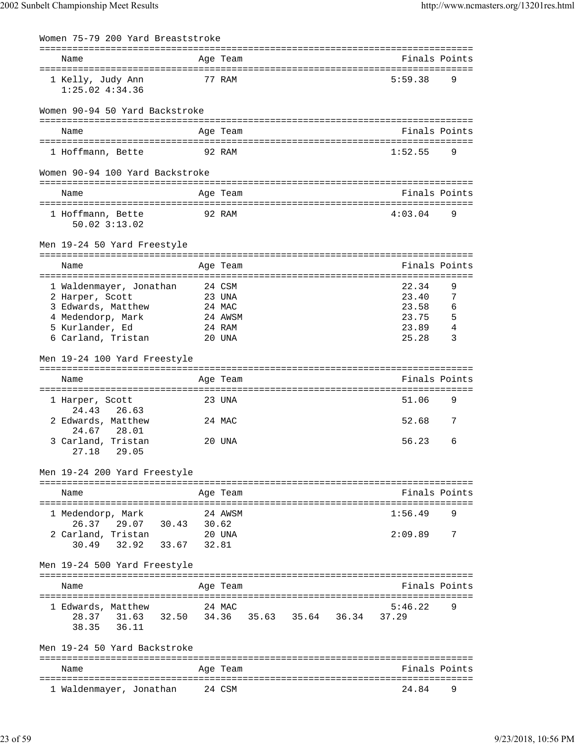### Women 75-79 200 Yard Breaststroke

| Name | Age | Team | Finals | Points |
|---|---|---|---|---|
| 1 Kelly, Judy Ann | 77 | RAM | 5:59.38 | 9 |
| 1:25.02 4:34.36 | | | | |

### Women 90-94 50 Yard Backstroke

| Name | Age | Team | Finals | Points |
|---|---|---|---|---|
| 1 Hoffmann, Bette | 92 | RAM | 1:52.55 | 9 |

### Women 90-94 100 Yard Backstroke

| Name | Age | Team | Finals | Points |
|---|---|---|---|---|
| 1 Hoffmann, Bette | 92 | RAM | 4:03.04 | 9 |
| 50.02 3:13.02 | | | | |

### Men 19-24 50 Yard Freestyle

| Name | Age | Team | Finals | Points |
|---|---|---|---|---|
| 1 Waldenmayer, Jonathan | 24 | CSM | 22.34 | 9 |
| 2 Harper, Scott | 23 | UNA | 23.40 | 7 |
| 3 Edwards, Matthew | 24 | MAC | 23.58 | 6 |
| 4 Medendorp, Mark | 24 | AWSM | 23.75 | 5 |
| 5 Kurlander, Ed | 24 | RAM | 23.89 | 4 |
| 6 Carland, Tristan | 20 | UNA | 25.28 | 3 |

### Men 19-24 100 Yard Freestyle

| Name | Age | Team | Finals | Points |
|---|---|---|---|---|
| 1 Harper, Scott | 23 | UNA | 51.06 | 9 |
| 24.43 26.63 | | | | |
| 2 Edwards, Matthew | 24 | MAC | 52.68 | 7 |
| 24.67 28.01 | | | | |
| 3 Carland, Tristan | 20 | UNA | 56.23 | 6 |
| 27.18 29.05 | | | | |

### Men 19-24 200 Yard Freestyle

| Name | Age | Team | Finals | Points |
|---|---|---|---|---|
| 1 Medendorp, Mark | 24 | AWSM | 1:56.49 | 9 |
| 26.37 29.07 30.43 30.62 | | | | |
| 2 Carland, Tristan | 20 | UNA | 2:09.89 | 7 |
| 30.49 32.92 33.67 32.81 | | | | |

### Men 19-24 500 Yard Freestyle

| Name | Age | Team | Finals | Points |
|---|---|---|---|---|
| 1 Edwards, Matthew | 24 | MAC | 5:46.22 | 9 |
| 28.37 31.63 32.50 34.36 35.63 35.64 36.34 37.29 38.35 36.11 | | | | |

### Men 19-24 50 Yard Backstroke

| Name | Age | Team | Finals | Points |
|---|---|---|---|---|
| 1 Waldenmayer, Jonathan | 24 | CSM | 24.84 | 9 |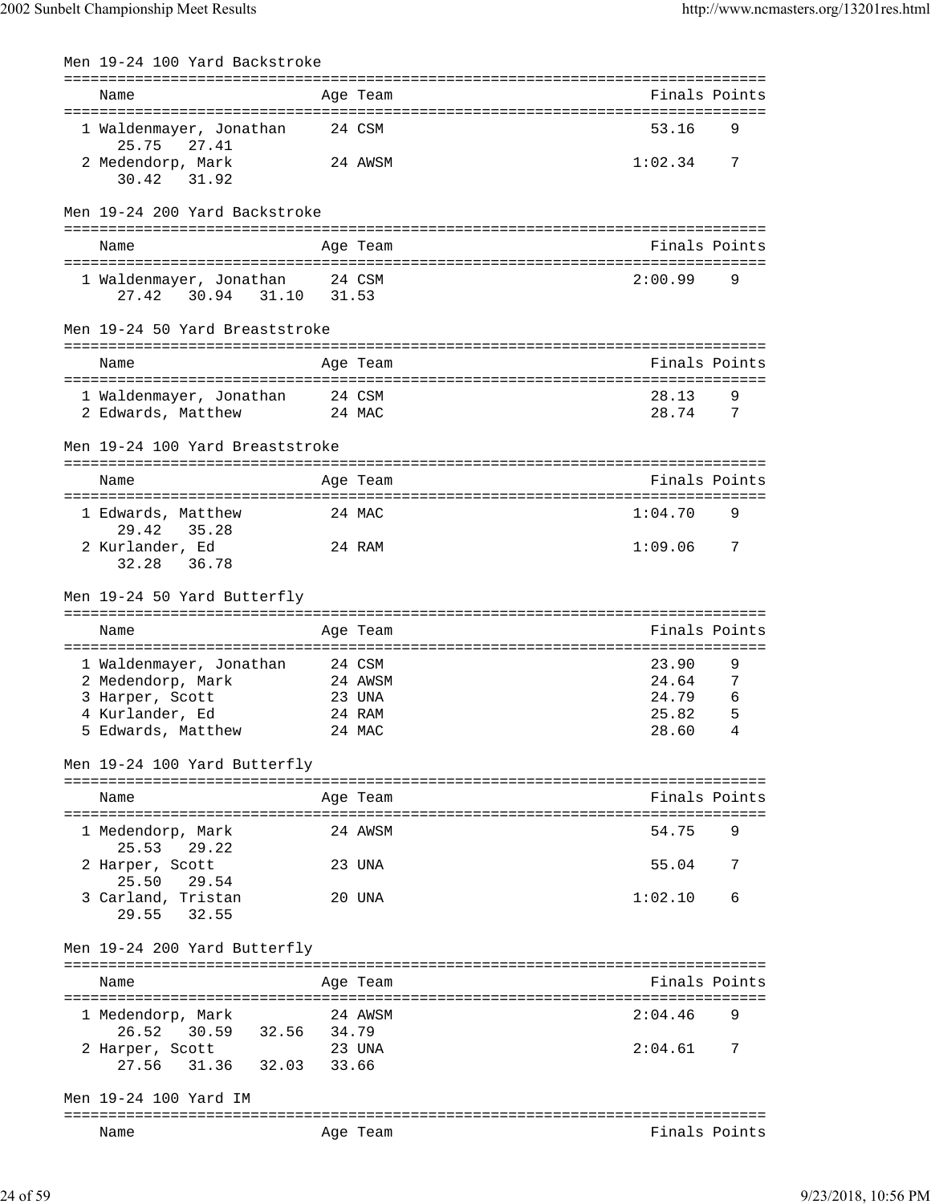## Men 19-24 100 Yard Backstroke

| | Name | Age | Team | Finals | Points |
|---|---|---|---|---|---|
| 1 | Waldenmayer, Jonathan | 24 | CSM | 53.16 | 9 |
| | 25.75 27.41 | | | | |
| 2 | Medendorp, Mark | 24 | AWSM | 1:02.34 | 7 |
| | 30.42 31.92 | | | | |

## Men 19-24 200 Yard Backstroke

| | Name | Age | Team | Finals | Points |
|---|---|---|---|---|---|
| 1 | Waldenmayer, Jonathan | 24 | CSM | 2:00.99 | 9 |
| | 27.42 30.94 31.10 31.53 | | | | |

## Men 19-24 50 Yard Breaststroke

| | Name | Age | Team | Finals | Points |
|---|---|---|---|---|---|
| 1 | Waldenmayer, Jonathan | 24 | CSM | 28.13 | 9 |
| 2 | Edwards, Matthew | 24 | MAC | 28.74 | 7 |

## Men 19-24 100 Yard Breaststroke

| | Name | Age | Team | Finals | Points |
|---|---|---|---|---|---|
| 1 | Edwards, Matthew | 24 | MAC | 1:04.70 | 9 |
| | 29.42 35.28 | | | | |
| 2 | Kurlander, Ed | 24 | RAM | 1:09.06 | 7 |
| | 32.28 36.78 | | | | |

## Men 19-24 50 Yard Butterfly

| | Name | Age | Team | Finals | Points |
|---|---|---|---|---|---|
| 1 | Waldenmayer, Jonathan | 24 | CSM | 23.90 | 9 |
| 2 | Medendorp, Mark | 24 | AWSM | 24.64 | 7 |
| 3 | Harper, Scott | 23 | UNA | 24.79 | 6 |
| 4 | Kurlander, Ed | 24 | RAM | 25.82 | 5 |
| 5 | Edwards, Matthew | 24 | MAC | 28.60 | 4 |

## Men 19-24 100 Yard Butterfly

| | Name | Age | Team | Finals | Points |
|---|---|---|---|---|---|
| 1 | Medendorp, Mark | 24 | AWSM | 54.75 | 9 |
| | 25.53 29.22 | | | | |
| 2 | Harper, Scott | 23 | UNA | 55.04 | 7 |
| | 25.50 29.54 | | | | |
| 3 | Carland, Tristan | 20 | UNA | 1:02.10 | 6 |
| | 29.55 32.55 | | | | |

## Men 19-24 200 Yard Butterfly

| | Name | Age | Team | Finals | Points |
|---|---|---|---|---|---|
| 1 | Medendorp, Mark | 24 | AWSM | 2:04.46 | 9 |
| | 26.52 30.59 32.56 34.79 | | | | |
| 2 | Harper, Scott | 23 | UNA | 2:04.61 | 7 |
| | 27.56 31.36 32.03 33.66 | | | | |

## Men 19-24 100 Yard IM

| | Name | Age | Team | Finals | Points |
|---|---|---|---|---|---|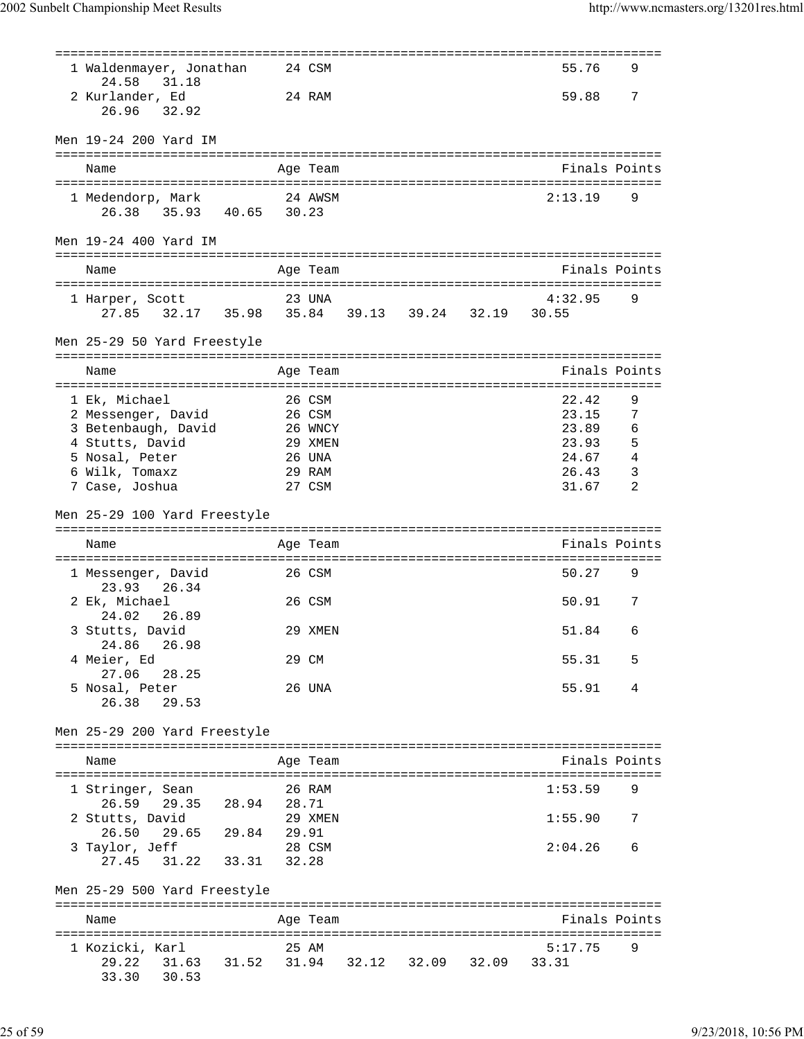| | Name | Age | Team | Finals | Points |
|---|---|---|---|---|---|
| 1 | Waldenmayer, Jonathan | 24 | CSM | 55.76 | 9 |
| | 24.58 31.18 | | | | |
| 2 | Kurlander, Ed | 24 | RAM | 59.88 | 7 |
| | 26.96 32.92 | | | | |

## Men 19-24 200 Yard IM

| | Name | Age | Team | Finals | Points |
|---|---|---|---|---|---|
| 1 | Medendorp, Mark | 24 | AWSM | 2:13.19 | 9 |
| | 26.38 35.93 40.65 30.23 | | | | |

## Men 19-24 400 Yard IM

| | Name | Age | Team | Finals | Points |
|---|---|---|---|---|---|
| 1 | Harper, Scott | 23 | UNA | 4:32.95 | 9 |
| | 27.85 32.17 35.98 35.84 39.13 39.24 32.19 30.55 | | | | |

## Men 25-29 50 Yard Freestyle

| | Name | Age | Team | Finals | Points |
|---|---|---|---|---|---|
| 1 | Ek, Michael | 26 | CSM | 22.42 | 9 |
| 2 | Messenger, David | 26 | CSM | 23.15 | 7 |
| 3 | Betenbaugh, David | 26 | WNCY | 23.89 | 6 |
| 4 | Stutts, David | 29 | XMEN | 23.93 | 5 |
| 5 | Nosal, Peter | 26 | UNA | 24.67 | 4 |
| 6 | Wilk, Tomaxz | 29 | RAM | 26.43 | 3 |
| 7 | Case, Joshua | 27 | CSM | 31.67 | 2 |

## Men 25-29 100 Yard Freestyle

| | Name | Age | Team | Finals | Points |
|---|---|---|---|---|---|
| 1 | Messenger, David | 26 | CSM | 50.27 | 9 |
| | 23.93 26.34 | | | | |
| 2 | Ek, Michael | 26 | CSM | 50.91 | 7 |
| | 24.02 26.89 | | | | |
| 3 | Stutts, David | 29 | XMEN | 51.84 | 6 |
| | 24.86 26.98 | | | | |
| 4 | Meier, Ed | 29 | CM | 55.31 | 5 |
| | 27.06 28.25 | | | | |
| 5 | Nosal, Peter | 26 | UNA | 55.91 | 4 |
| | 26.38 29.53 | | | | |

## Men 25-29 200 Yard Freestyle

| | Name | Age | Team | Finals | Points |
|---|---|---|---|---|---|
| 1 | Stringer, Sean | 26 | RAM | 1:53.59 | 9 |
| | 26.59 29.35 28.94 28.71 | | | | |
| 2 | Stutts, David | 29 | XMEN | 1:55.90 | 7 |
| | 26.50 29.65 29.84 29.91 | | | | |
| 3 | Taylor, Jeff | 28 | CSM | 2:04.26 | 6 |
| | 27.45 31.22 33.31 32.28 | | | | |

## Men 25-29 500 Yard Freestyle

| | Name | Age | Team | Finals | Points |
|---|---|---|---|---|---|
| 1 | Kozicki, Karl | 25 | AM | 5:17.75 | 9 |
| | 29.22 31.63 31.52 31.94 32.12 32.09 32.09 33.31 | | | | |
| | 33.30 30.53 | | | | |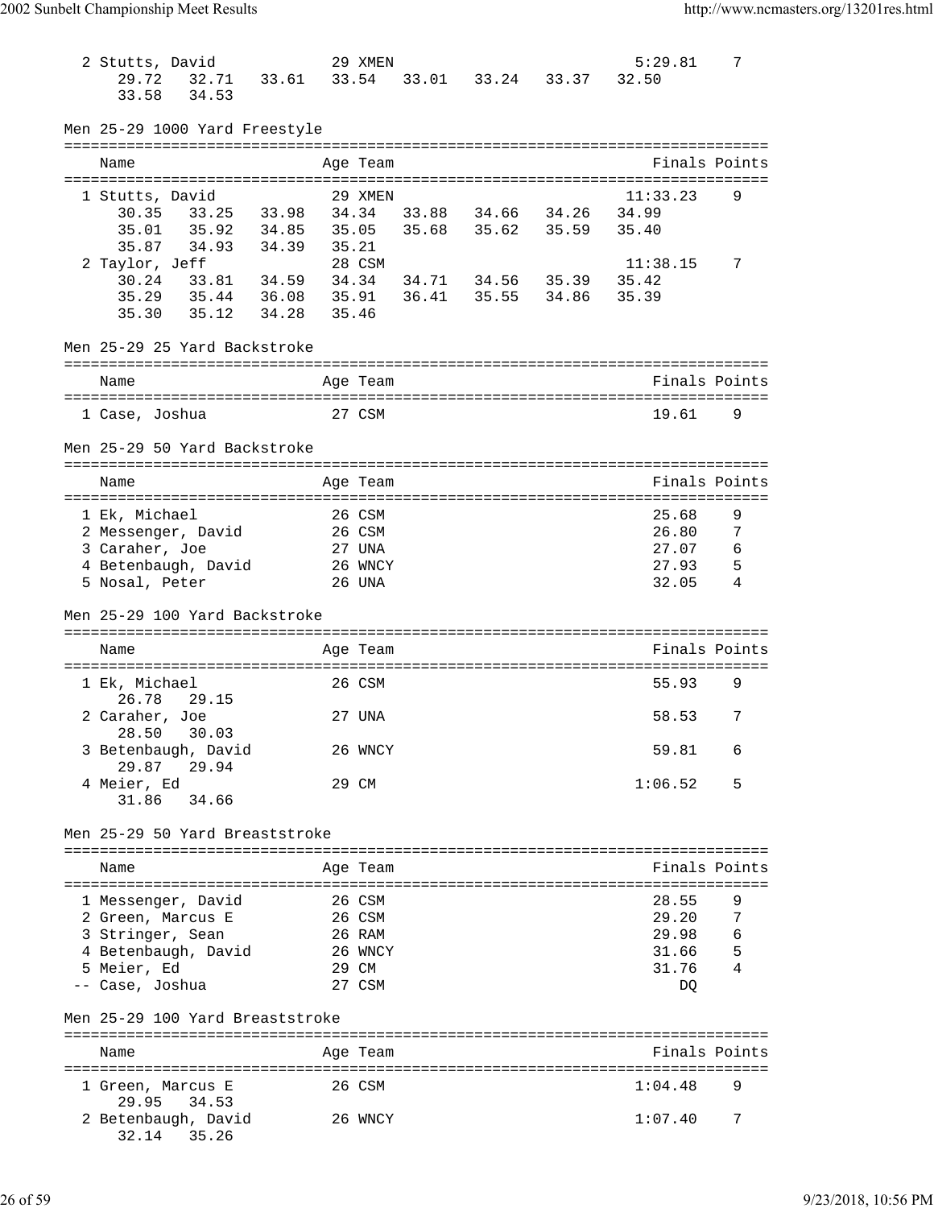| Place | Name | Age | Team | Finals | Points |
|---|---|---|---|---|---|
| 2 | Stutts, David | 29 | XMEN | 5:29.81 | 7 |

29.72 32.71 33.61 33.54 33.01 33.24 33.37 32.50
33.58 34.53

## Men 25-29 1000 Yard Freestyle

| Place | Name | Age | Team | Finals | Points |
|---|---|---|---|---|---|
| 1 | Stutts, David | 29 | XMEN | 11:33.23 | 9 |
| | 30.35 33.25 33.98 34.34 33.88 34.66 34.26 34.99<br>35.01 35.92 34.85 35.05 35.68 35.62 35.59 35.40<br>35.87 34.93 34.39 35.21 | | | | |
| 2 | Taylor, Jeff | 28 | CSM | 11:38.15 | 7 |
| | 30.24 33.81 34.59 34.34 34.71 34.56 35.39 35.42<br>35.29 35.44 36.08 35.91 36.41 35.55 34.86 35.39<br>35.30 35.12 34.28 35.46 | | | | |

## Men 25-29 25 Yard Backstroke

| Place | Name | Age | Team | Finals | Points |
|---|---|---|---|---|---|
| 1 | Case, Joshua | 27 | CSM | 19.61 | 9 |

## Men 25-29 50 Yard Backstroke

| Place | Name | Age | Team | Finals | Points |
|---|---|---|---|---|---|
| 1 | Ek, Michael | 26 | CSM | 25.68 | 9 |
| 2 | Messenger, David | 26 | CSM | 26.80 | 7 |
| 3 | Caraher, Joe | 27 | UNA | 27.07 | 6 |
| 4 | Betenbaugh, David | 26 | WNCY | 27.93 | 5 |
| 5 | Nosal, Peter | 26 | UNA | 32.05 | 4 |

## Men 25-29 100 Yard Backstroke

| Place | Name | Age | Team | Finals | Points |
|---|---|---|---|---|---|
| 1 | Ek, Michael | 26 | CSM | 55.93 | 9 |
| | 26.78 29.15 | | | | |
| 2 | Caraher, Joe | 27 | UNA | 58.53 | 7 |
| | 28.50 30.03 | | | | |
| 3 | Betenbaugh, David | 26 | WNCY | 59.81 | 6 |
| | 29.87 29.94 | | | | |
| 4 | Meier, Ed | 29 | CM | 1:06.52 | 5 |
| | 31.86 34.66 | | | | |

## Men 25-29 50 Yard Breaststroke

| Place | Name | Age | Team | Finals | Points |
|---|---|---|---|---|---|
| 1 | Messenger, David | 26 | CSM | 28.55 | 9 |
| 2 | Green, Marcus E | 26 | CSM | 29.20 | 7 |
| 3 | Stringer, Sean | 26 | RAM | 29.98 | 6 |
| 4 | Betenbaugh, David | 26 | WNCY | 31.66 | 5 |
| 5 | Meier, Ed | 29 | CM | 31.76 | 4 |
| -- | Case, Joshua | 27 | CSM | DQ | |

## Men 25-29 100 Yard Breaststroke

| Place | Name | Age | Team | Finals | Points |
|---|---|---|---|---|---|
| 1 | Green, Marcus E | 26 | CSM | 1:04.48 | 9 |
| | 29.95 34.53 | | | | |
| 2 | Betenbaugh, David | 26 | WNCY | 1:07.40 | 7 |
| | 32.14 35.26 | | | | |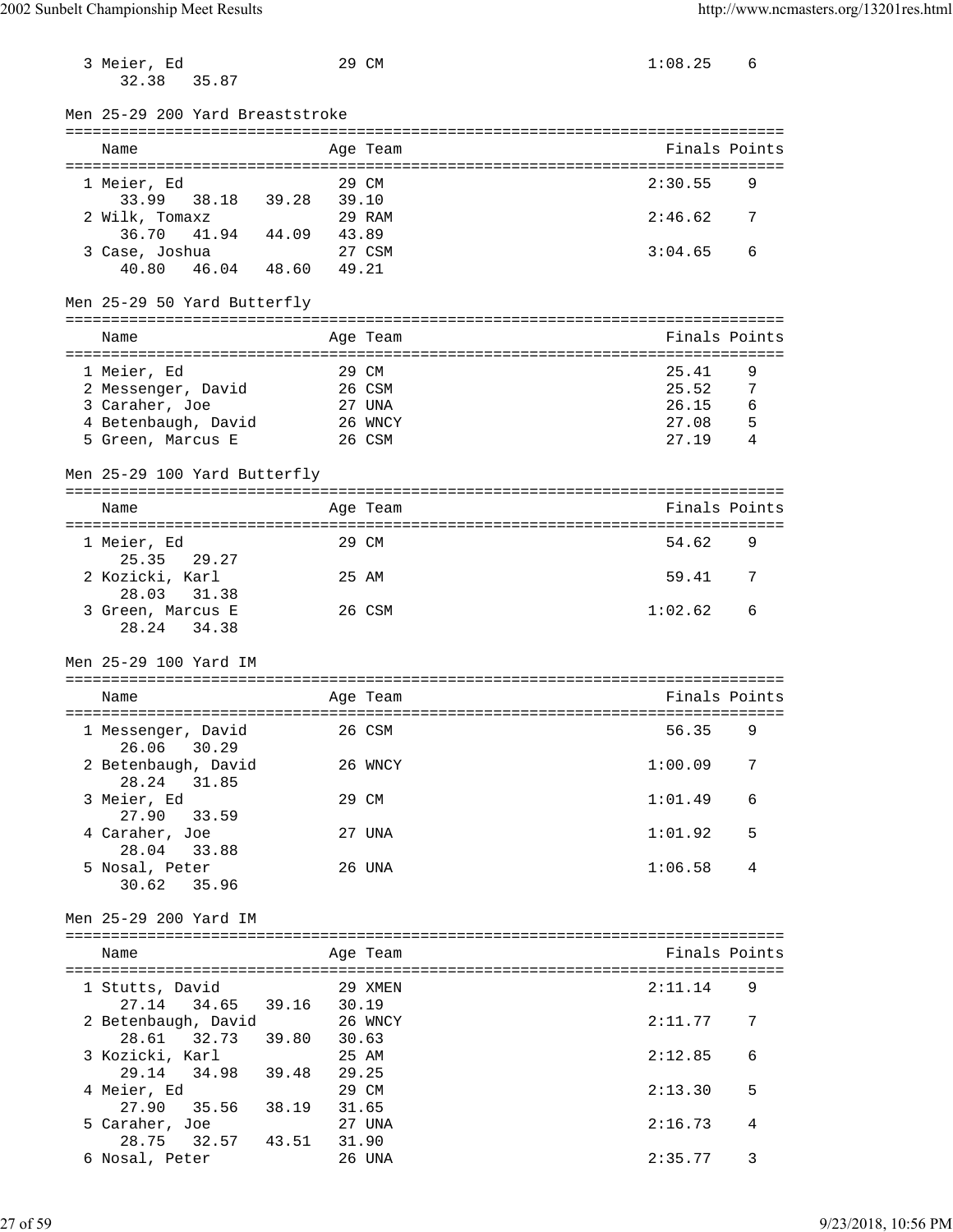| | Name | Age | Team | Finals | Points |
|---|---|---|---|---|---|
| 3 | Meier, Ed | 29 | CM | 1:08.25 | 6 |
| | 32.38 35.87 | | | | |

## Men 25-29 200 Yard Breaststroke

| | Name | Age | Team | Finals | Points |
|---|---|---|---|---|---|
| 1 | Meier, Ed | 29 | CM | 2:30.55 | 9 |
| | 33.99 38.18 39.28 39.10 | | | | |
| 2 | Wilk, Tomaxz | 29 | RAM | 2:46.62 | 7 |
| | 36.70 41.94 44.09 43.89 | | | | |
| 3 | Case, Joshua | 27 | CSM | 3:04.65 | 6 |
| | 40.80 46.04 48.60 49.21 | | | | |

## Men 25-29 50 Yard Butterfly

| | Name | Age | Team | Finals | Points |
|---|---|---|---|---|---|
| 1 | Meier, Ed | 29 | CM | 25.41 | 9 |
| 2 | Messenger, David | 26 | CSM | 25.52 | 7 |
| 3 | Caraher, Joe | 27 | UNA | 26.15 | 6 |
| 4 | Betenbaugh, David | 26 | WNCY | 27.08 | 5 |
| 5 | Green, Marcus E | 26 | CSM | 27.19 | 4 |

## Men 25-29 100 Yard Butterfly

| | Name | Age | Team | Finals | Points |
|---|---|---|---|---|---|
| 1 | Meier, Ed | 29 | CM | 54.62 | 9 |
| | 25.35 29.27 | | | | |
| 2 | Kozicki, Karl | 25 | AM | 59.41 | 7 |
| | 28.03 31.38 | | | | |
| 3 | Green, Marcus E | 26 | CSM | 1:02.62 | 6 |
| | 28.24 34.38 | | | | |

## Men 25-29 100 Yard IM

| | Name | Age | Team | Finals | Points |
|---|---|---|---|---|---|
| 1 | Messenger, David | 26 | CSM | 56.35 | 9 |
| | 26.06 30.29 | | | | |
| 2 | Betenbaugh, David | 26 | WNCY | 1:00.09 | 7 |
| | 28.24 31.85 | | | | |
| 3 | Meier, Ed | 29 | CM | 1:01.49 | 6 |
| | 27.90 33.59 | | | | |
| 4 | Caraher, Joe | 27 | UNA | 1:01.92 | 5 |
| | 28.04 33.88 | | | | |
| 5 | Nosal, Peter | 26 | UNA | 1:06.58 | 4 |
| | 30.62 35.96 | | | | |

## Men 25-29 200 Yard IM

| | Name | Age | Team | Finals | Points |
|---|---|---|---|---|---|
| 1 | Stutts, David | 29 | XMEN | 2:11.14 | 9 |
| | 27.14 34.65 39.16 30.19 | | | | |
| 2 | Betenbaugh, David | 26 | WNCY | 2:11.77 | 7 |
| | 28.61 32.73 39.80 30.63 | | | | |
| 3 | Kozicki, Karl | 25 | AM | 2:12.85 | 6 |
| | 29.14 34.98 39.48 29.25 | | | | |
| 4 | Meier, Ed | 29 | CM | 2:13.30 | 5 |
| | 27.90 35.56 38.19 31.65 | | | | |
| 5 | Caraher, Joe | 27 | UNA | 2:16.73 | 4 |
| | 28.75 32.57 43.51 31.90 | | | | |
| 6 | Nosal, Peter | 26 | UNA | 2:35.77 | 3 |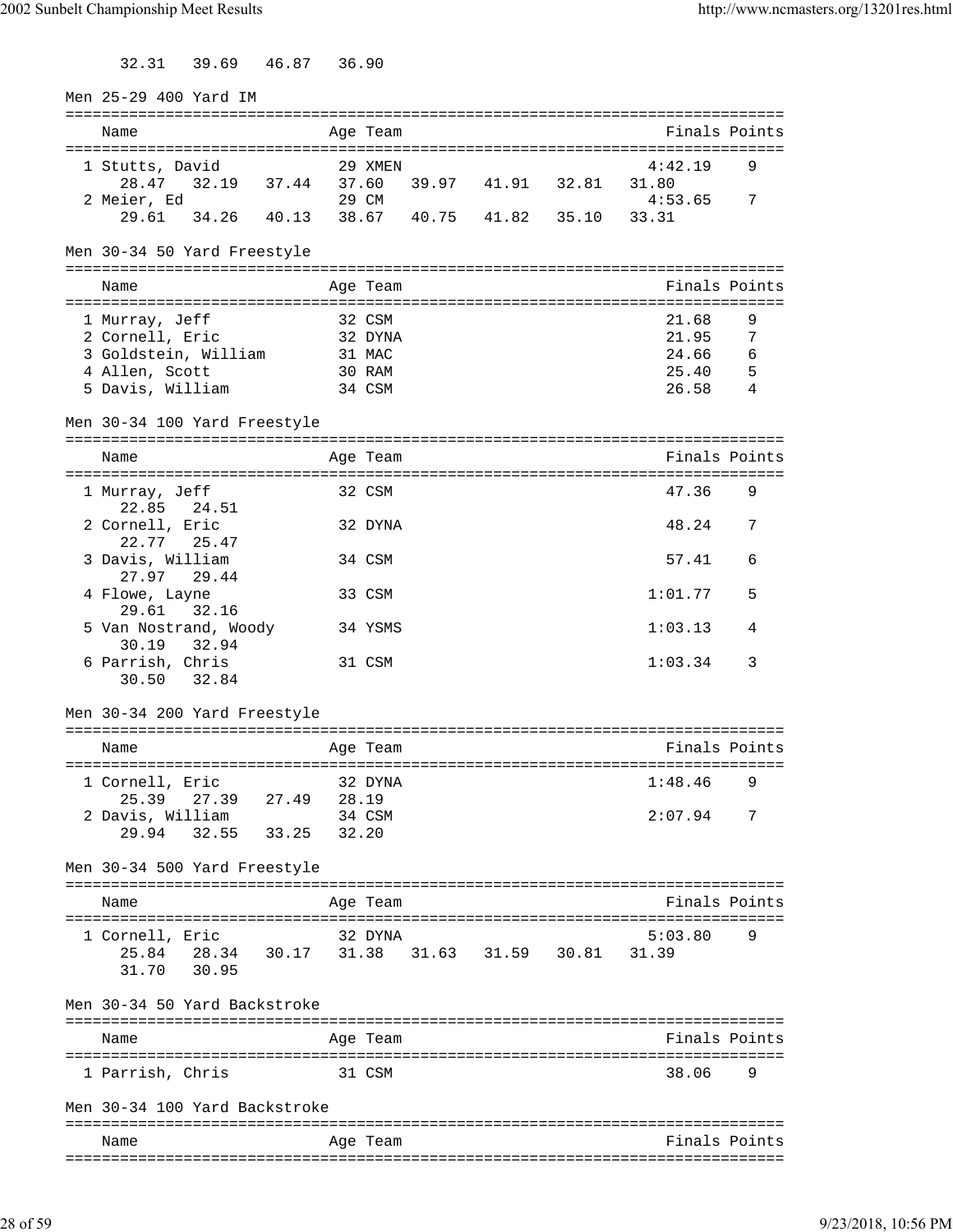32.31   39.69   46.87   36.90

Men 25-29 400 Yard IM

| Name | Age | Team | Finals | Points |
|---|---|---|---|---|
| 1 Stutts, David | 29 | XMEN | 4:42.19 | 9 |
| 28.47   32.19   37.44   37.60   39.97   41.91   32.81   31.80 | | | | |
| 2 Meier, Ed | 29 | CM | 4:53.65 | 7 |
| 29.61   34.26   40.13   38.67   40.75   41.82   35.10   33.31 | | | | |

Men 30-34 50 Yard Freestyle

| Name | Age | Team | Finals | Points |
|---|---|---|---|---|
| 1 Murray, Jeff | 32 | CSM | 21.68 | 9 |
| 2 Cornell, Eric | 32 | DYNA | 21.95 | 7 |
| 3 Goldstein, William | 31 | MAC | 24.66 | 6 |
| 4 Allen, Scott | 30 | RAM | 25.40 | 5 |
| 5 Davis, William | 34 | CSM | 26.58 | 4 |

Men 30-34 100 Yard Freestyle

| Name | Age | Team | Finals | Points |
|---|---|---|---|---|
| 1 Murray, Jeff | 32 | CSM | 47.36 | 9 |
| 22.85   24.51 | | | | |
| 2 Cornell, Eric | 32 | DYNA | 48.24 | 7 |
| 22.77   25.47 | | | | |
| 3 Davis, William | 34 | CSM | 57.41 | 6 |
| 27.97   29.44 | | | | |
| 4 Flowe, Layne | 33 | CSM | 1:01.77 | 5 |
| 29.61   32.16 | | | | |
| 5 Van Nostrand, Woody | 34 | YSMS | 1:03.13 | 4 |
| 30.19   32.94 | | | | |
| 6 Parrish, Chris | 31 | CSM | 1:03.34 | 3 |
| 30.50   32.84 | | | | |

Men 30-34 200 Yard Freestyle

| Name | Age | Team | Finals | Points |
|---|---|---|---|---|
| 1 Cornell, Eric | 32 | DYNA | 1:48.46 | 9 |
| 25.39   27.39   27.49   28.19 | | | | |
| 2 Davis, William | 34 | CSM | 2:07.94 | 7 |
| 29.94   32.55   33.25   32.20 | | | | |

Men 30-34 500 Yard Freestyle

| Name | Age | Team | Finals | Points |
|---|---|---|---|---|
| 1 Cornell, Eric | 32 | DYNA | 5:03.80 | 9 |
| 25.84   28.34   30.17   31.38   31.63   31.59   30.81   31.39 | | | | |
| 31.70   30.95 | | | | |

Men 30-34 50 Yard Backstroke

| Name | Age | Team | Finals | Points |
|---|---|---|---|---|
| 1 Parrish, Chris | 31 | CSM | 38.06 | 9 |

Men 30-34 100 Yard Backstroke

| Name | Age | Team | Finals | Points |
|---|---|---|---|---|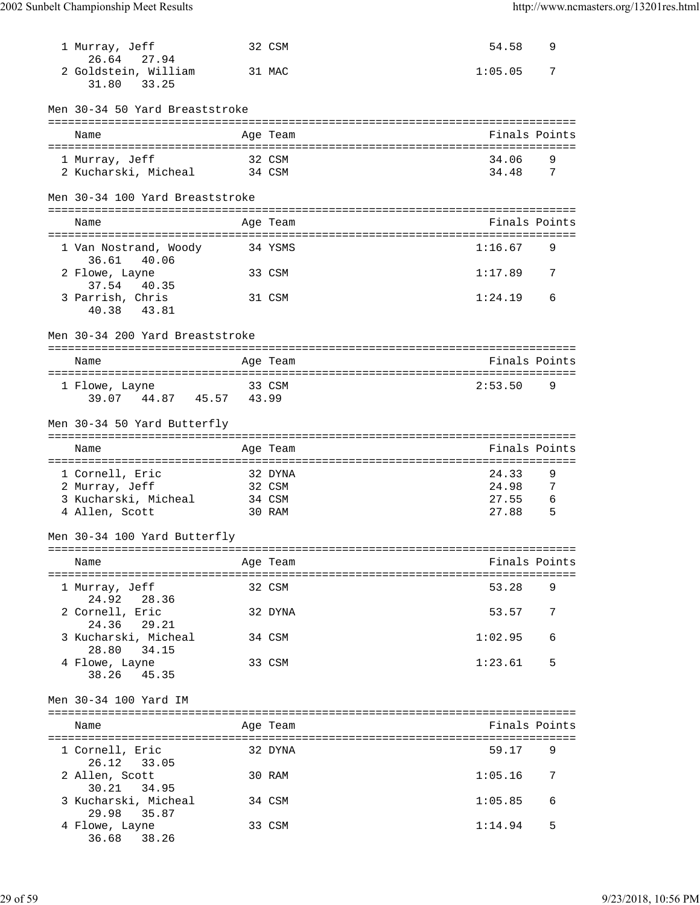| Name | Age | Team | Finals | Points |
|---|---|---|---|---|
| 1 Murray, Jeff | 32 | CSM | 54.58 | 9 |
| 26.64 27.94 | | | | |
| 2 Goldstein, William | 31 | MAC | 1:05.05 | 7 |
| 31.80 33.25 | | | | |

### Men 30-34 50 Yard Breaststroke

| Name | Age | Team | Finals | Points |
|---|---|---|---|---|
| 1 Murray, Jeff | 32 | CSM | 34.06 | 9 |
| 2 Kucharski, Micheal | 34 | CSM | 34.48 | 7 |

### Men 30-34 100 Yard Breaststroke

| Name | Age | Team | Finals | Points |
|---|---|---|---|---|
| 1 Van Nostrand, Woody | 34 | YSMS | 1:16.67 | 9 |
| 36.61 40.06 | | | | |
| 2 Flowe, Layne | 33 | CSM | 1:17.89 | 7 |
| 37.54 40.35 | | | | |
| 3 Parrish, Chris | 31 | CSM | 1:24.19 | 6 |
| 40.38 43.81 | | | | |

### Men 30-34 200 Yard Breaststroke

| Name | Age | Team | Finals | Points |
|---|---|---|---|---|
| 1 Flowe, Layne | 33 | CSM | 2:53.50 | 9 |
| 39.07 44.87 45.57 43.99 | | | | |

### Men 30-34 50 Yard Butterfly

| Name | Age | Team | Finals | Points |
|---|---|---|---|---|
| 1 Cornell, Eric | 32 | DYNA | 24.33 | 9 |
| 2 Murray, Jeff | 32 | CSM | 24.98 | 7 |
| 3 Kucharski, Micheal | 34 | CSM | 27.55 | 6 |
| 4 Allen, Scott | 30 | RAM | 27.88 | 5 |

### Men 30-34 100 Yard Butterfly

| Name | Age | Team | Finals | Points |
|---|---|---|---|---|
| 1 Murray, Jeff | 32 | CSM | 53.28 | 9 |
| 24.92 28.36 | | | | |
| 2 Cornell, Eric | 32 | DYNA | 53.57 | 7 |
| 24.36 29.21 | | | | |
| 3 Kucharski, Micheal | 34 | CSM | 1:02.95 | 6 |
| 28.80 34.15 | | | | |
| 4 Flowe, Layne | 33 | CSM | 1:23.61 | 5 |
| 38.26 45.35 | | | | |

### Men 30-34 100 Yard IM

| Name | Age | Team | Finals | Points |
|---|---|---|---|---|
| 1 Cornell, Eric | 32 | DYNA | 59.17 | 9 |
| 26.12 33.05 | | | | |
| 2 Allen, Scott | 30 | RAM | 1:05.16 | 7 |
| 30.21 34.95 | | | | |
| 3 Kucharski, Micheal | 34 | CSM | 1:05.85 | 6 |
| 29.98 35.87 | | | | |
| 4 Flowe, Layne | 33 | CSM | 1:14.94 | 5 |
| 36.68 38.26 | | | | |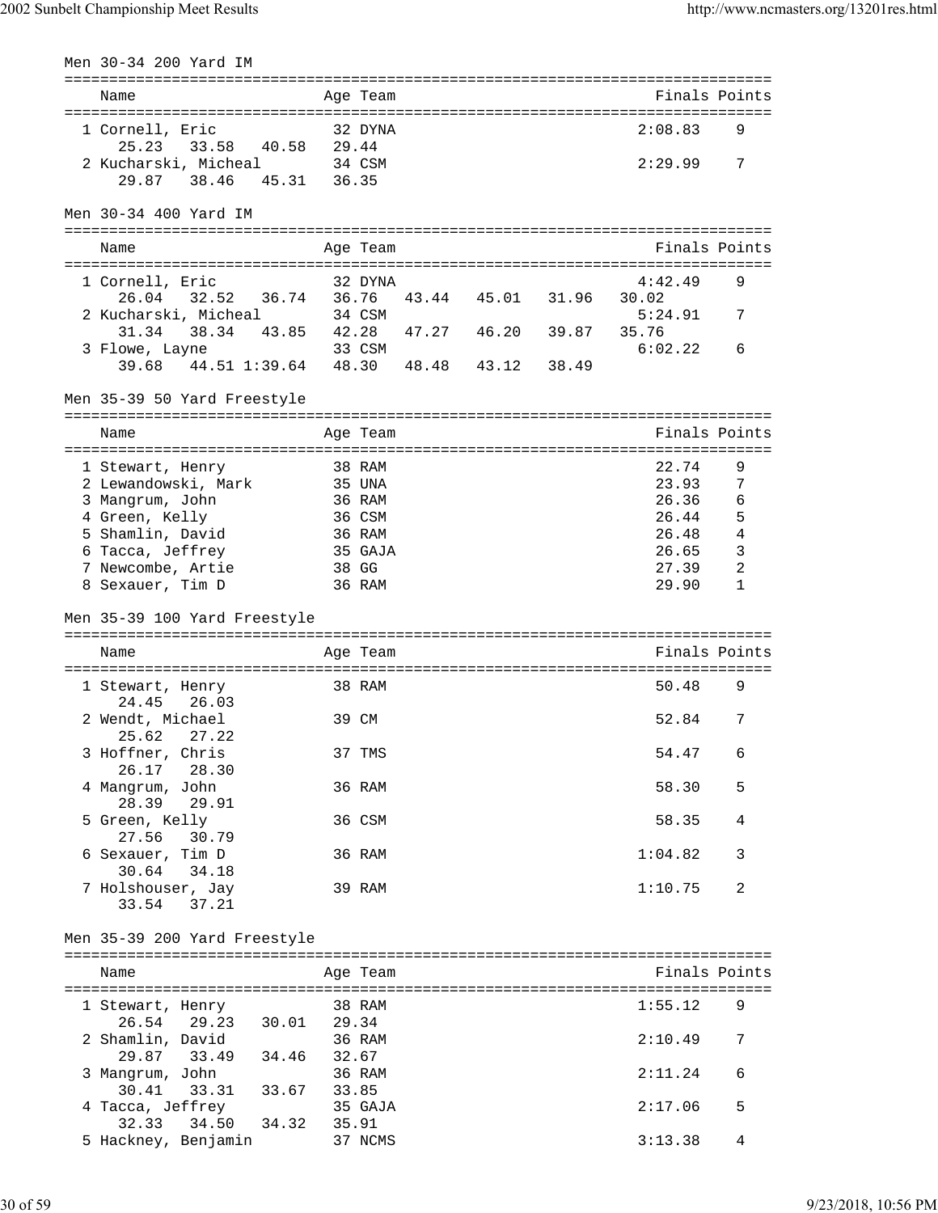Men 30-34 200 Yard IM

```
===============================================================================
    Name                    Age Team                                Finals Points
===============================================================================
  1 Cornell, Eric            32 DYNA                               2:08.83    9
      25.23   33.58   40.58   29.44
  2 Kucharski, Micheal       34 CSM                                2:29.99    7
      29.87   38.46   45.31   36.35
```

Men 30-34 400 Yard IM

```
===============================================================================
    Name                    Age Team                                Finals Points
===============================================================================
  1 Cornell, Eric            32 DYNA                               4:42.49    9
      26.04   32.52   36.74   36.76   43.44   45.01   31.96   30.02
  2 Kucharski, Micheal       34 CSM                                5:24.91    7
      31.34   38.34   43.85   42.28   47.27   46.20   39.87   35.76
  3 Flowe, Layne             33 CSM                                6:02.22    6
      39.68   44.51 1:39.64   48.30   48.48   43.12   38.49
```

Men 35-39 50 Yard Freestyle

```
===============================================================================
    Name                    Age Team                                Finals Points
===============================================================================
  1 Stewart, Henry           38 RAM                                  22.74    9
  2 Lewandowski, Mark        35 UNA                                  23.93    7
  3 Mangrum, John            36 RAM                                  26.36    6
  4 Green, Kelly             36 CSM                                  26.44    5
  5 Shamlin, David           36 RAM                                  26.48    4
  6 Tacca, Jeffrey           35 GAJA                                 26.65    3
  7 Newcombe, Artie          38 GG                                   27.39    2
  8 Sexauer, Tim D           36 RAM                                  29.90    1
```

Men 35-39 100 Yard Freestyle

```
===============================================================================
    Name                    Age Team                                Finals Points
===============================================================================
  1 Stewart, Henry           38 RAM                                  50.48    9
      24.45   26.03
  2 Wendt, Michael           39 CM                                   52.84    7
      25.62   27.22
  3 Hoffner, Chris           37 TMS                                  54.47    6
      26.17   28.30
  4 Mangrum, John            36 RAM                                  58.30    5
      28.39   29.91
  5 Green, Kelly             36 CSM                                  58.35    4
      27.56   30.79
  6 Sexauer, Tim D           36 RAM                                1:04.82    3
      30.64   34.18
  7 Holshouser, Jay          39 RAM                                1:10.75    2
      33.54   37.21
```

Men 35-39 200 Yard Freestyle

```
===============================================================================
    Name                    Age Team                                Finals Points
===============================================================================
  1 Stewart, Henry           38 RAM                                1:55.12    9
      26.54   29.23   30.01   29.34
  2 Shamlin, David           36 RAM                                2:10.49    7
      29.87   33.49   34.46   32.67
  3 Mangrum, John            36 RAM                                2:11.24    6
      30.41   33.31   33.67   33.85
  4 Tacca, Jeffrey           35 GAJA                               2:17.06    5
      32.33   34.50   34.32   35.91
  5 Hackney, Benjamin        37 NCMS                               3:13.38    4
```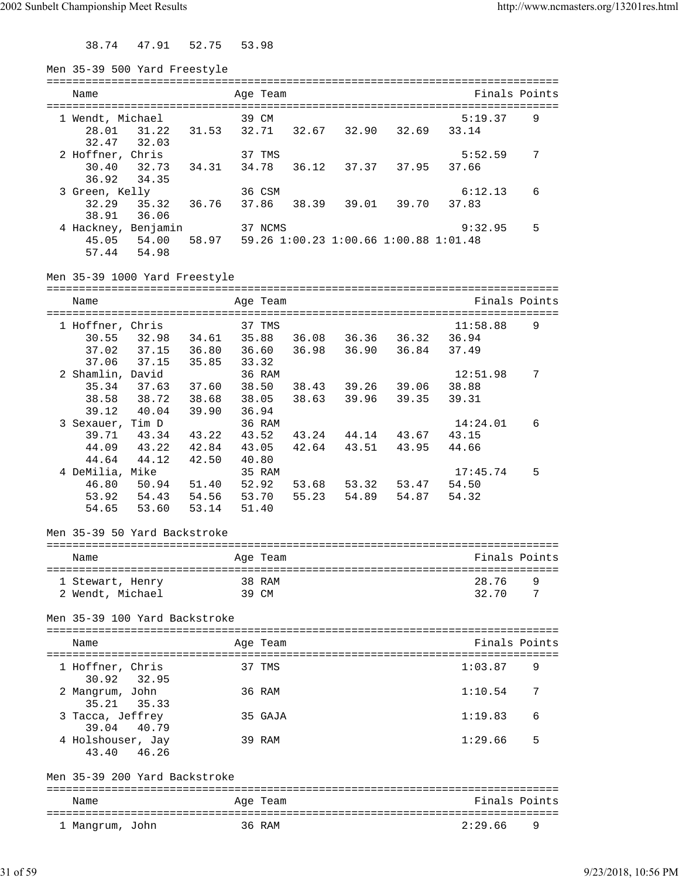38.74 47.91 52.75 53.98

## Men 35-39 500 Yard Freestyle

| Name | Age | Team | Finals | Points |
|---|---|---|---|---|
| 1 Wendt, Michael | 39 | CM | 5:19.37 | 9 |
| 28.01 31.22 31.53 32.71 32.67 32.90 32.69 33.14 32.47 32.03 | | | | |
| 2 Hoffner, Chris | 37 | TMS | 5:52.59 | 7 |
| 30.40 32.73 34.31 34.78 36.12 37.37 37.95 37.66 36.92 34.35 | | | | |
| 3 Green, Kelly | 36 | CSM | 6:12.13 | 6 |
| 32.29 35.32 36.76 37.86 38.39 39.01 39.70 37.83 38.91 36.06 | | | | |
| 4 Hackney, Benjamin | 37 | NCMS | 9:32.95 | 5 |
| 45.05 54.00 58.97 59.26 1:00.23 1:00.66 1:00.88 1:01.48 57.44 54.98 | | | | |

## Men 35-39 1000 Yard Freestyle

| Name | Age | Team | Finals | Points |
|---|---|---|---|---|
| 1 Hoffner, Chris | 37 | TMS | 11:58.88 | 9 |
| 30.55 32.98 34.61 35.88 36.08 36.36 36.32 36.94 37.02 37.15 36.80 36.60 36.98 36.90 36.84 37.49 37.06 37.15 35.85 33.32 | | | | |
| 2 Shamlin, David | 36 | RAM | 12:51.98 | 7 |
| 35.34 37.63 37.60 38.50 38.43 39.26 39.06 38.88 38.58 38.72 38.68 38.05 38.63 39.96 39.35 39.31 39.12 40.04 39.90 36.94 | | | | |
| 3 Sexauer, Tim D | 36 | RAM | 14:24.01 | 6 |
| 39.71 43.34 43.22 43.52 43.24 44.14 43.67 43.15 44.09 43.22 42.84 43.05 42.64 43.51 43.95 44.66 44.64 44.12 42.50 40.80 | | | | |
| 4 DeMilia, Mike | 35 | RAM | 17:45.74 | 5 |
| 46.80 50.94 51.40 52.92 53.68 53.32 53.47 54.50 53.92 54.43 54.56 53.70 55.23 54.89 54.87 54.32 54.65 53.60 53.14 51.40 | | | | |

## Men 35-39 50 Yard Backstroke

| Name | Age | Team | Finals | Points |
|---|---|---|---|---|
| 1 Stewart, Henry | 38 | RAM | 28.76 | 9 |
| 2 Wendt, Michael | 39 | CM | 32.70 | 7 |

## Men 35-39 100 Yard Backstroke

| Name | Age | Team | Finals | Points |
|---|---|---|---|---|
| 1 Hoffner, Chris | 37 | TMS | 1:03.87 | 9 |
| 30.92 32.95 | | | | |
| 2 Mangrum, John | 36 | RAM | 1:10.54 | 7 |
| 35.21 35.33 | | | | |
| 3 Tacca, Jeffrey | 35 | GAJA | 1:19.83 | 6 |
| 39.04 40.79 | | | | |
| 4 Holshouser, Jay | 39 | RAM | 1:29.66 | 5 |
| 43.40 46.26 | | | | |

## Men 35-39 200 Yard Backstroke

| Name | Age | Team | Finals | Points |
|---|---|---|---|---|
| 1 Mangrum, John | 36 | RAM | 2:29.66 | 9 |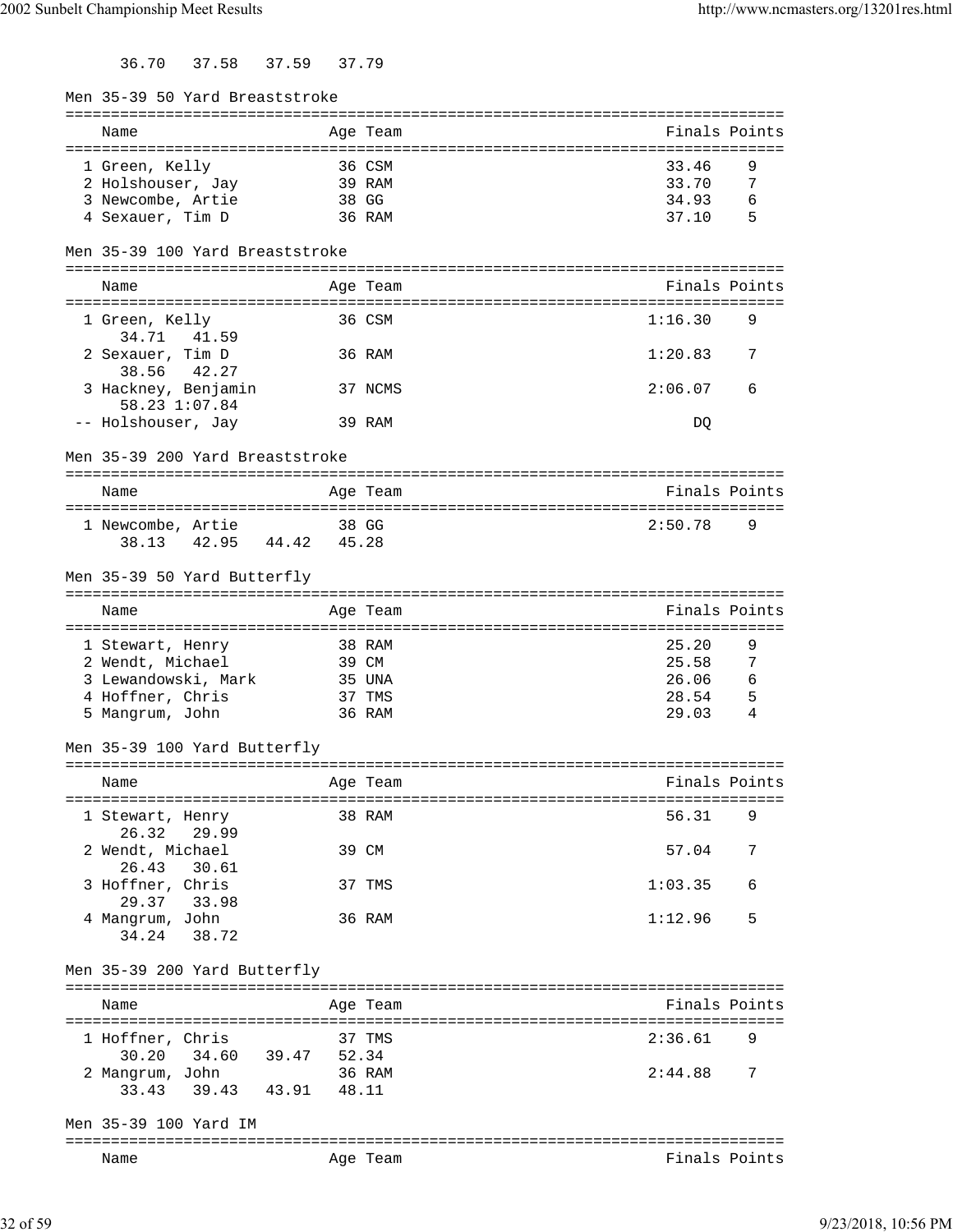36.70   37.58   37.59   37.79

Men 35-39 50 Yard Breaststroke

| Name | Age | Team | Finals | Points |
|---|---|---|---|---|
| 1 Green, Kelly | 36 | CSM | 33.46 | 9 |
| 2 Holshouser, Jay | 39 | RAM | 33.70 | 7 |
| 3 Newcombe, Artie | 38 | GG | 34.93 | 6 |
| 4 Sexauer, Tim D | 36 | RAM | 37.10 | 5 |

Men 35-39 100 Yard Breaststroke

| Name | Age | Team | Finals | Points |
|---|---|---|---|---|
| 1 Green, Kelly | 36 | CSM | 1:16.30 | 9 |
| 34.71   41.59 | | | | |
| 2 Sexauer, Tim D | 36 | RAM | 1:20.83 | 7 |
| 38.56   42.27 | | | | |
| 3 Hackney, Benjamin | 37 | NCMS | 2:06.07 | 6 |
| 58.23 1:07.84 | | | | |
| -- Holshouser, Jay | 39 | RAM | DQ | |

Men 35-39 200 Yard Breaststroke

| Name | Age | Team | Finals | Points |
|---|---|---|---|---|
| 1 Newcombe, Artie | 38 | GG | 2:50.78 | 9 |
| 38.13   42.95   44.42   45.28 | | | | |

Men 35-39 50 Yard Butterfly

| Name | Age | Team | Finals | Points |
|---|---|---|---|---|
| 1 Stewart, Henry | 38 | RAM | 25.20 | 9 |
| 2 Wendt, Michael | 39 | CM | 25.58 | 7 |
| 3 Lewandowski, Mark | 35 | UNA | 26.06 | 6 |
| 4 Hoffner, Chris | 37 | TMS | 28.54 | 5 |
| 5 Mangrum, John | 36 | RAM | 29.03 | 4 |

Men 35-39 100 Yard Butterfly

| Name | Age | Team | Finals | Points |
|---|---|---|---|---|
| 1 Stewart, Henry | 38 | RAM | 56.31 | 9 |
| 26.32   29.99 | | | | |
| 2 Wendt, Michael | 39 | CM | 57.04 | 7 |
| 26.43   30.61 | | | | |
| 3 Hoffner, Chris | 37 | TMS | 1:03.35 | 6 |
| 29.37   33.98 | | | | |
| 4 Mangrum, John | 36 | RAM | 1:12.96 | 5 |
| 34.24   38.72 | | | | |

Men 35-39 200 Yard Butterfly

| Name | Age | Team | Finals | Points |
|---|---|---|---|---|
| 1 Hoffner, Chris | 37 | TMS | 2:36.61 | 9 |
| 30.20   34.60   39.47   52.34 | | | | |
| 2 Mangrum, John | 36 | RAM | 2:44.88 | 7 |
| 33.43   39.43   43.91   48.11 | | | | |

Men 35-39 100 Yard IM

| Name | Age | Team | Finals | Points |
|---|---|---|---|---|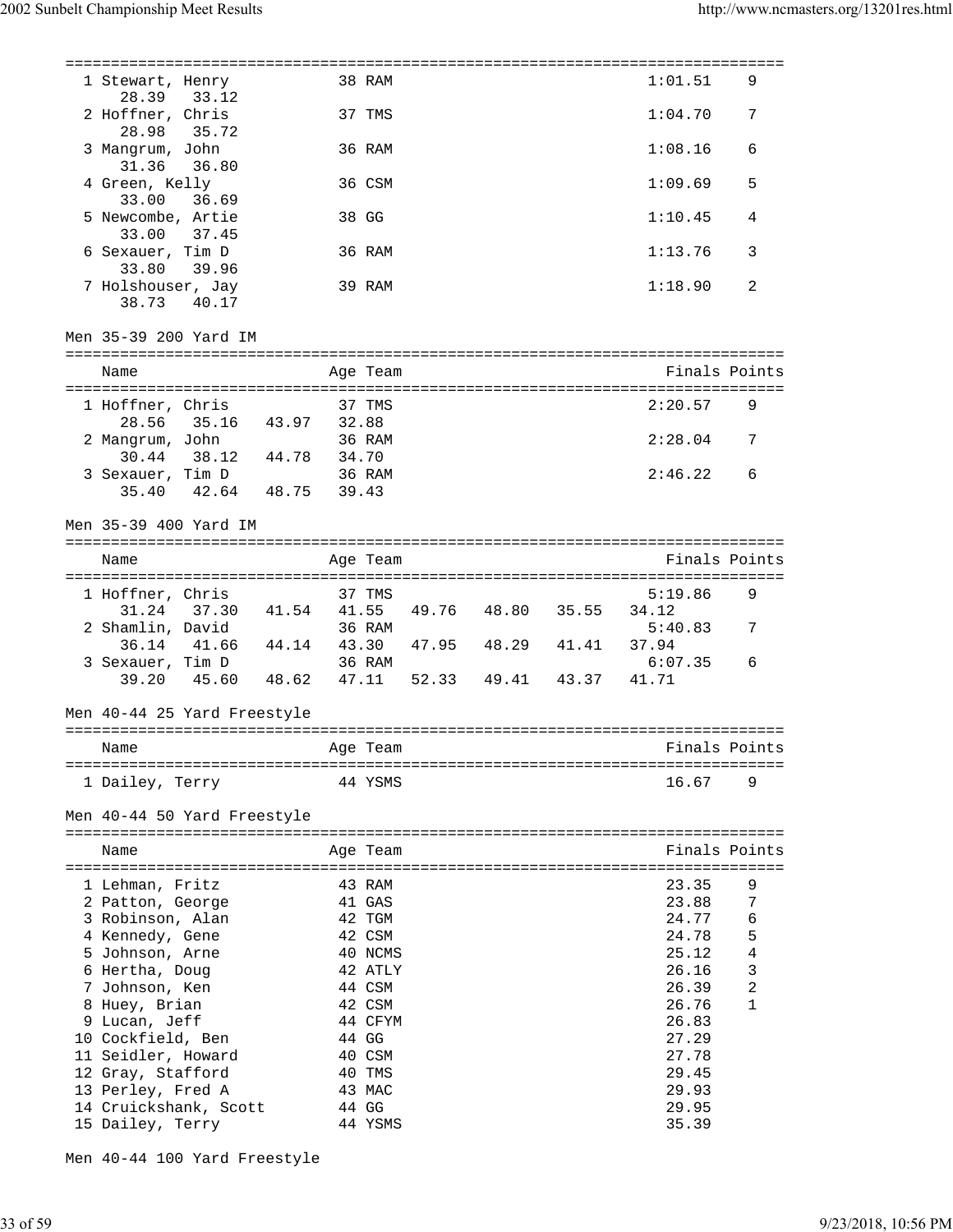| Place | Name | Age | Team | Splits | Finals | Points |
|---|---|---|---|---|---|---|
| 1 | Stewart, Henry | 38 | RAM | 28.39 33.12 | 1:01.51 | 9 |
| 2 | Hoffner, Chris | 37 | TMS | 28.98 35.72 | 1:04.70 | 7 |
| 3 | Mangrum, John | 36 | RAM | 31.36 36.80 | 1:08.16 | 6 |
| 4 | Green, Kelly | 36 | CSM | 33.00 36.69 | 1:09.69 | 5 |
| 5 | Newcombe, Artie | 38 | GG | 33.00 37.45 | 1:10.45 | 4 |
| 6 | Sexauer, Tim D | 36 | RAM | 33.80 39.96 | 1:13.76 | 3 |
| 7 | Holshouser, Jay | 39 | RAM | 38.73 40.17 | 1:18.90 | 2 |

## Men 35-39 200 Yard IM

| Place | Name | Age | Team | Splits | Finals | Points |
|---|---|---|---|---|---|---|
| 1 | Hoffner, Chris | 37 | TMS | 28.56 35.16 43.97 32.88 | 2:20.57 | 9 |
| 2 | Mangrum, John | 36 | RAM | 30.44 38.12 44.78 34.70 | 2:28.04 | 7 |
| 3 | Sexauer, Tim D | 36 | RAM | 35.40 42.64 48.75 39.43 | 2:46.22 | 6 |

## Men 35-39 400 Yard IM

| Place | Name | Age | Team | Splits | Finals | Points |
|---|---|---|---|---|---|---|
| 1 | Hoffner, Chris | 37 | TMS | 31.24 37.30 41.54 41.55 49.76 48.80 35.55 34.12 | 5:19.86 | 9 |
| 2 | Shamlin, David | 36 | RAM | 36.14 41.66 44.14 43.30 47.95 48.29 41.41 37.94 | 5:40.83 | 7 |
| 3 | Sexauer, Tim D | 36 | RAM | 39.20 45.60 48.62 47.11 52.33 49.41 43.37 41.71 | 6:07.35 | 6 |

## Men 40-44 25 Yard Freestyle

| Place | Name | Age | Team | Finals | Points |
|---|---|---|---|---|---|
| 1 | Dailey, Terry | 44 | YSMS | 16.67 | 9 |

## Men 40-44 50 Yard Freestyle

| Place | Name | Age | Team | Finals | Points |
|---|---|---|---|---|---|
| 1 | Lehman, Fritz | 43 | RAM | 23.35 | 9 |
| 2 | Patton, George | 41 | GAS | 23.88 | 7 |
| 3 | Robinson, Alan | 42 | TGM | 24.77 | 6 |
| 4 | Kennedy, Gene | 42 | CSM | 24.78 | 5 |
| 5 | Johnson, Arne | 40 | NCMS | 25.12 | 4 |
| 6 | Hertha, Doug | 42 | ATLY | 26.16 | 3 |
| 7 | Johnson, Ken | 44 | CSM | 26.39 | 2 |
| 8 | Huey, Brian | 42 | CSM | 26.76 | 1 |
| 9 | Lucan, Jeff | 44 | CFYM | 26.83 | |
| 10 | Cockfield, Ben | 44 | GG | 27.29 | |
| 11 | Seidler, Howard | 40 | CSM | 27.78 | |
| 12 | Gray, Stafford | 40 | TMS | 29.45 | |
| 13 | Perley, Fred A | 43 | MAC | 29.93 | |
| 14 | Cruickshank, Scott | 44 | GG | 29.95 | |
| 15 | Dailey, Terry | 44 | YSMS | 35.39 | |

## Men 40-44 100 Yard Freestyle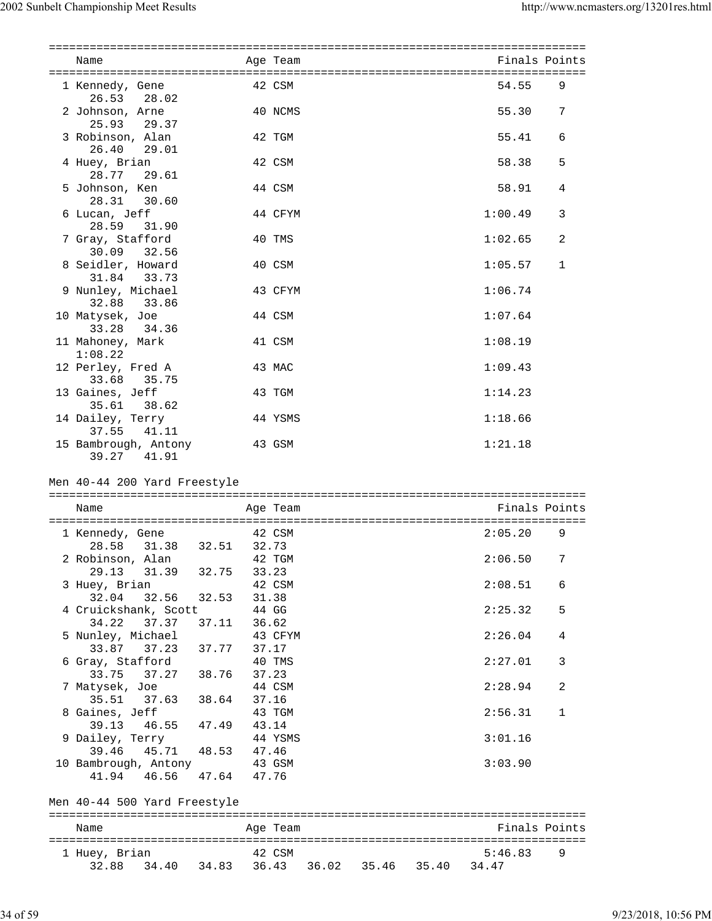| Name | Age | Team | Finals | Points |
|---|---|---|---|---|
| 1 Kennedy, Gene | 42 | CSM | 54.55 | 9 |
| 26.53 28.02 | | | | |
| 2 Johnson, Arne | 40 | NCMS | 55.30 | 7 |
| 25.93 29.37 | | | | |
| 3 Robinson, Alan | 42 | TGM | 55.41 | 6 |
| 26.40 29.01 | | | | |
| 4 Huey, Brian | 42 | CSM | 58.38 | 5 |
| 28.77 29.61 | | | | |
| 5 Johnson, Ken | 44 | CSM | 58.91 | 4 |
| 28.31 30.60 | | | | |
| 6 Lucan, Jeff | 44 | CFYM | 1:00.49 | 3 |
| 28.59 31.90 | | | | |
| 7 Gray, Stafford | 40 | TMS | 1:02.65 | 2 |
| 30.09 32.56 | | | | |
| 8 Seidler, Howard | 40 | CSM | 1:05.57 | 1 |
| 31.84 33.73 | | | | |
| 9 Nunley, Michael | 43 | CFYM | 1:06.74 | |
| 32.88 33.86 | | | | |
| 10 Matysek, Joe | 44 | CSM | 1:07.64 | |
| 33.28 34.36 | | | | |
| 11 Mahoney, Mark | 41 | CSM | 1:08.19 | |
| 1:08.22 | | | | |
| 12 Perley, Fred A | 43 | MAC | 1:09.43 | |
| 33.68 35.75 | | | | |
| 13 Gaines, Jeff | 43 | TGM | 1:14.23 | |
| 35.61 38.62 | | | | |
| 14 Dailey, Terry | 44 | YSMS | 1:18.66 | |
| 37.55 41.11 | | | | |
| 15 Bambrough, Antony | 43 | GSM | 1:21.18 | |
| 39.27 41.91 | | | | |

Men 40-44 200 Yard Freestyle

| Name | Age | Team | Finals | Points |
|---|---|---|---|---|
| 1 Kennedy, Gene | 42 | CSM | 2:05.20 | 9 |
| 28.58 31.38 32.51 32.73 | | | | |
| 2 Robinson, Alan | 42 | TGM | 2:06.50 | 7 |
| 29.13 31.39 32.75 33.23 | | | | |
| 3 Huey, Brian | 42 | CSM | 2:08.51 | 6 |
| 32.04 32.56 32.53 31.38 | | | | |
| 4 Cruickshank, Scott | 44 | GG | 2:25.32 | 5 |
| 34.22 37.37 37.11 36.62 | | | | |
| 5 Nunley, Michael | 43 | CFYM | 2:26.04 | 4 |
| 33.87 37.23 37.77 37.17 | | | | |
| 6 Gray, Stafford | 40 | TMS | 2:27.01 | 3 |
| 33.75 37.27 38.76 37.23 | | | | |
| 7 Matysek, Joe | 44 | CSM | 2:28.94 | 2 |
| 35.51 37.63 38.64 37.16 | | | | |
| 8 Gaines, Jeff | 43 | TGM | 2:56.31 | 1 |
| 39.13 46.55 47.49 43.14 | | | | |
| 9 Dailey, Terry | 44 | YSMS | 3:01.16 | |
| 39.46 45.71 48.53 47.46 | | | | |
| 10 Bambrough, Antony | 43 | GSM | 3:03.90 | |
| 41.94 46.56 47.64 47.76 | | | | |

Men 40-44 500 Yard Freestyle

| Name | Age | Team | Finals | Points |
|---|---|---|---|---|
| 1 Huey, Brian | 42 | CSM | 5:46.83 | 9 |
| 32.88 34.40 34.83 36.43 36.02 35.46 35.40 34.47 | | | | |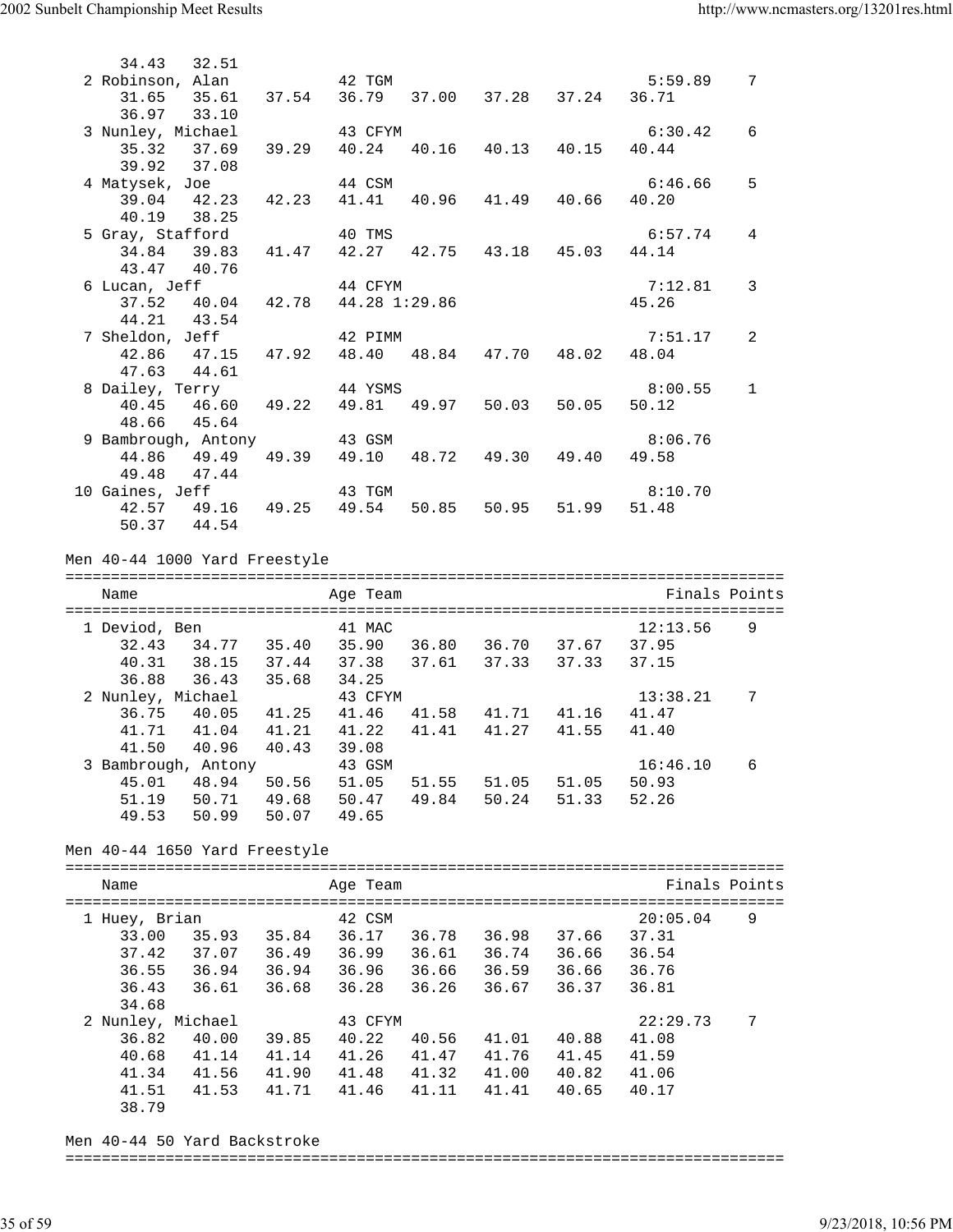```
     34.43   32.51
  2 Robinson, Alan           42 TGM                                  5:59.89    7
     31.65   35.61   37.54   36.79   37.00   37.28   37.24   36.71
     36.97   33.10
  3 Nunley, Michael          43 CFYM                                 6:30.42    6
     35.32   37.69   39.29   40.24   40.16   40.13   40.15   40.44
     39.92   37.08
  4 Matysek, Joe             44 CSM                                  6:46.66    5
     39.04   42.23   42.23   41.41   40.96   41.49   40.66   40.20
     40.19   38.25
  5 Gray, Stafford           40 TMS                                  6:57.74    4
     34.84   39.83   41.47   42.27   42.75   43.18   45.03   44.14
     43.47   40.76
  6 Lucan, Jeff              44 CFYM                                 7:12.81    3
     37.52   40.04   42.78   44.28 1:29.86                   45.26
     44.21   43.54
  7 Sheldon, Jeff            42 PIMM                                 7:51.17    2
     42.86   47.15   47.92   48.40   48.84   47.70   48.02   48.04
     47.63   44.61
  8 Dailey, Terry            44 YSMS                                 8:00.55    1
     40.45   46.60   49.22   49.81   49.97   50.03   50.05   50.12
     48.66   45.64
  9 Bambrough, Antony        43 GSM                                  8:06.76
     44.86   49.49   49.39   49.10   48.72   49.30   49.40   49.58
     49.48   47.44
 10 Gaines, Jeff             43 TGM                                  8:10.70
     42.57   49.16   49.25   49.54   50.85   50.95   51.99   51.48
     50.37   44.54
```

Men 40-44 1000 Yard Freestyle

```
===============================================================================
    Name                    Age Team                                Finals Points
===============================================================================
  1 Deviod, Ben              41 MAC                                 12:13.56    9
     32.43   34.77   35.40   35.90   36.80   36.70   37.67   37.95
     40.31   38.15   37.44   37.38   37.61   37.33   37.33   37.15
     36.88   36.43   35.68   34.25
  2 Nunley, Michael          43 CFYM                                13:38.21    7
     36.75   40.05   41.25   41.46   41.58   41.71   41.16   41.47
     41.71   41.04   41.21   41.22   41.41   41.27   41.55   41.40
     41.50   40.96   40.43   39.08
  3 Bambrough, Antony        43 GSM                                 16:46.10    6
     45.01   48.94   50.56   51.05   51.55   51.05   51.05   50.93
     51.19   50.71   49.68   50.47   49.84   50.24   51.33   52.26
     49.53   50.99   50.07   49.65
```

Men 40-44 1650 Yard Freestyle

```
===============================================================================
    Name                    Age Team                                Finals Points
===============================================================================
  1 Huey, Brian              42 CSM                                 20:05.04    9
     33.00   35.93   35.84   36.17   36.78   36.98   37.66   37.31
     37.42   37.07   36.49   36.99   36.61   36.74   36.66   36.54
     36.55   36.94   36.94   36.96   36.66   36.59   36.66   36.76
     36.43   36.61   36.68   36.28   36.26   36.67   36.37   36.81
     34.68
  2 Nunley, Michael          43 CFYM                                22:29.73    7
     36.82   40.00   39.85   40.22   40.56   41.01   40.88   41.08
     40.68   41.14   41.14   41.26   41.47   41.76   41.45   41.59
     41.34   41.56   41.90   41.48   41.32   41.00   40.82   41.06
     41.51   41.53   41.71   41.46   41.11   41.41   40.65   40.17
     38.79
```

Men 40-44 50 Yard Backstroke

```
===============================================================================
```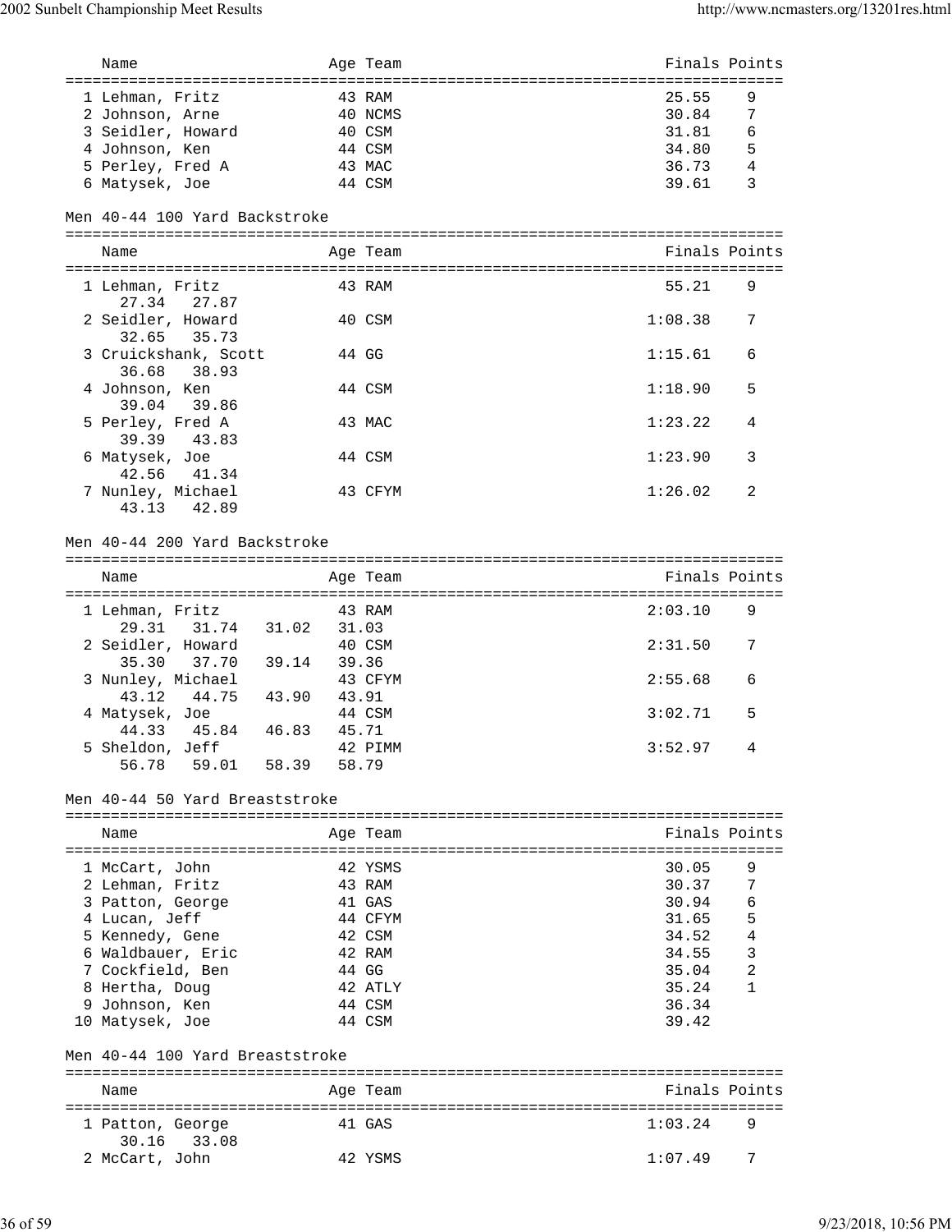| Name | Age | Team | Finals | Points |
|---|---|---|---|---|
| 1 Lehman, Fritz | 43 | RAM | 25.55 | 9 |
| 2 Johnson, Arne | 40 | NCMS | 30.84 | 7 |
| 3 Seidler, Howard | 40 | CSM | 31.81 | 6 |
| 4 Johnson, Ken | 44 | CSM | 34.80 | 5 |
| 5 Perley, Fred A | 43 | MAC | 36.73 | 4 |
| 6 Matysek, Joe | 44 | CSM | 39.61 | 3 |

Men 40-44 100 Yard Backstroke

| Name | Age | Team | Finals | Points |
|---|---|---|---|---|
| 1 Lehman, Fritz | 43 | RAM | 55.21 | 9 |
| 27.34 27.87 | | | | |
| 2 Seidler, Howard | 40 | CSM | 1:08.38 | 7 |
| 32.65 35.73 | | | | |
| 3 Cruickshank, Scott | 44 | GG | 1:15.61 | 6 |
| 36.68 38.93 | | | | |
| 4 Johnson, Ken | 44 | CSM | 1:18.90 | 5 |
| 39.04 39.86 | | | | |
| 5 Perley, Fred A | 43 | MAC | 1:23.22 | 4 |
| 39.39 43.83 | | | | |
| 6 Matysek, Joe | 44 | CSM | 1:23.90 | 3 |
| 42.56 41.34 | | | | |
| 7 Nunley, Michael | 43 | CFYM | 1:26.02 | 2 |
| 43.13 42.89 | | | | |

Men 40-44 200 Yard Backstroke

| Name | Age | Team | Finals | Points |
|---|---|---|---|---|
| 1 Lehman, Fritz | 43 | RAM | 2:03.10 | 9 |
| 29.31 31.74 31.02 31.03 | | | | |
| 2 Seidler, Howard | 40 | CSM | 2:31.50 | 7 |
| 35.30 37.70 39.14 39.36 | | | | |
| 3 Nunley, Michael | 43 | CFYM | 2:55.68 | 6 |
| 43.12 44.75 43.90 43.91 | | | | |
| 4 Matysek, Joe | 44 | CSM | 3:02.71 | 5 |
| 44.33 45.84 46.83 45.71 | | | | |
| 5 Sheldon, Jeff | 42 | PIMM | 3:52.97 | 4 |
| 56.78 59.01 58.39 58.79 | | | | |

Men 40-44 50 Yard Breaststroke

| Name | Age | Team | Finals | Points |
|---|---|---|---|---|
| 1 McCart, John | 42 | YSMS | 30.05 | 9 |
| 2 Lehman, Fritz | 43 | RAM | 30.37 | 7 |
| 3 Patton, George | 41 | GAS | 30.94 | 6 |
| 4 Lucan, Jeff | 44 | CFYM | 31.65 | 5 |
| 5 Kennedy, Gene | 42 | CSM | 34.52 | 4 |
| 6 Waldbauer, Eric | 42 | RAM | 34.55 | 3 |
| 7 Cockfield, Ben | 44 | GG | 35.04 | 2 |
| 8 Hertha, Doug | 42 | ATLY | 35.24 | 1 |
| 9 Johnson, Ken | 44 | CSM | 36.34 | |
| 10 Matysek, Joe | 44 | CSM | 39.42 | |

Men 40-44 100 Yard Breaststroke

| Name | Age | Team | Finals | Points |
|---|---|---|---|---|
| 1 Patton, George | 41 | GAS | 1:03.24 | 9 |
| 30.16 33.08 | | | | |
| 2 McCart, John | 42 | YSMS | 1:07.49 | 7 |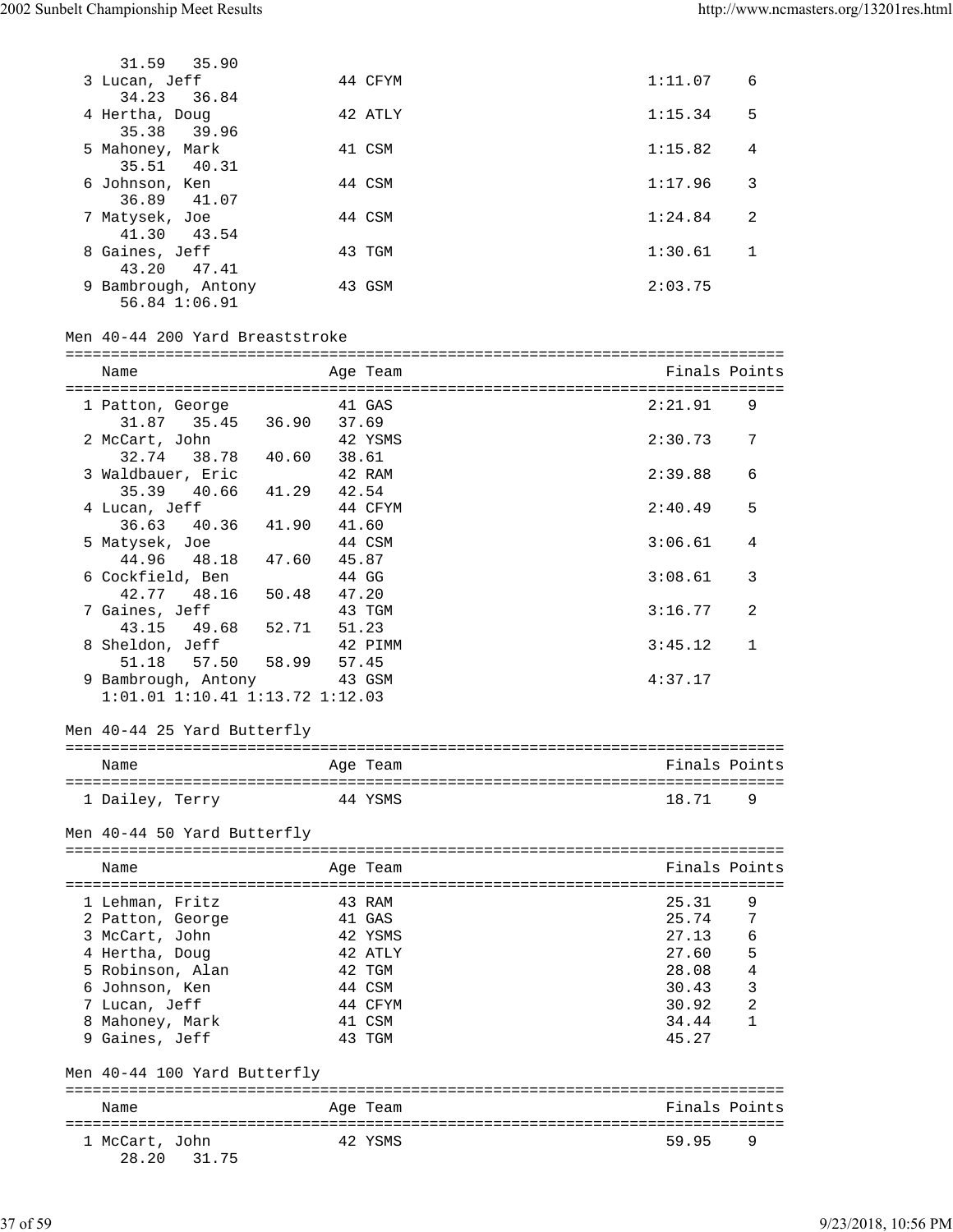```
    31.59   35.90
  3 Lucan, Jeff              44 CFYM                          1:11.07    6
    34.23   36.84
  4 Hertha, Doug             42 ATLY                          1:15.34    5
    35.38   39.96
  5 Mahoney, Mark            41 CSM                           1:15.82    4
    35.51   40.31
  6 Johnson, Ken             44 CSM                           1:17.96    3
    36.89   41.07
  7 Matysek, Joe             44 CSM                           1:24.84    2
    41.30   43.54
  8 Gaines, Jeff             43 TGM                           1:30.61    1
    43.20   47.41
  9 Bambrough, Antony        43 GSM                           2:03.75
    56.84 1:06.91
```

Men 40-44 200 Yard Breaststroke

```
===============================================================================
    Name                    Age Team                               Finals Points
===============================================================================
  1 Patton, George           41 GAS                           2:21.91    9
    31.87   35.45   36.90   37.69
  2 McCart, John             42 YSMS                          2:30.73    7
    32.74   38.78   40.60   38.61
  3 Waldbauer, Eric          42 RAM                           2:39.88    6
    35.39   40.66   41.29   42.54
  4 Lucan, Jeff              44 CFYM                          2:40.49    5
    36.63   40.36   41.90   41.60
  5 Matysek, Joe             44 CSM                           3:06.61    4
    44.96   48.18   47.60   45.87
  6 Cockfield, Ben           44 GG                            3:08.61    3
    42.77   48.16   50.48   47.20
  7 Gaines, Jeff             43 TGM                           3:16.77    2
    43.15   49.68   52.71   51.23
  8 Sheldon, Jeff            42 PIMM                          3:45.12    1
    51.18   57.50   58.99   57.45
  9 Bambrough, Antony        43 GSM                           4:37.17
    1:01.01 1:10.41 1:13.72 1:12.03
```

Men 40-44 25 Yard Butterfly

```
===============================================================================
    Name                    Age Team                               Finals Points
===============================================================================
  1 Dailey, Terry            44 YSMS                            18.71    9
```

Men 40-44 50 Yard Butterfly

```
===============================================================================
    Name                    Age Team                               Finals Points
===============================================================================
  1 Lehman, Fritz            43 RAM                             25.31    9
  2 Patton, George           41 GAS                             25.74    7
  3 McCart, John             42 YSMS                            27.13    6
  4 Hertha, Doug             42 ATLY                            27.60    5
  5 Robinson, Alan           42 TGM                             28.08    4
  6 Johnson, Ken             44 CSM                             30.43    3
  7 Lucan, Jeff              44 CFYM                            30.92    2
  8 Mahoney, Mark            41 CSM                             34.44    1
  9 Gaines, Jeff             43 TGM                             45.27
```

Men 40-44 100 Yard Butterfly

```
===============================================================================
    Name                    Age Team                               Finals Points
===============================================================================
  1 McCart, John             42 YSMS                            59.95    9
    28.20   31.75
```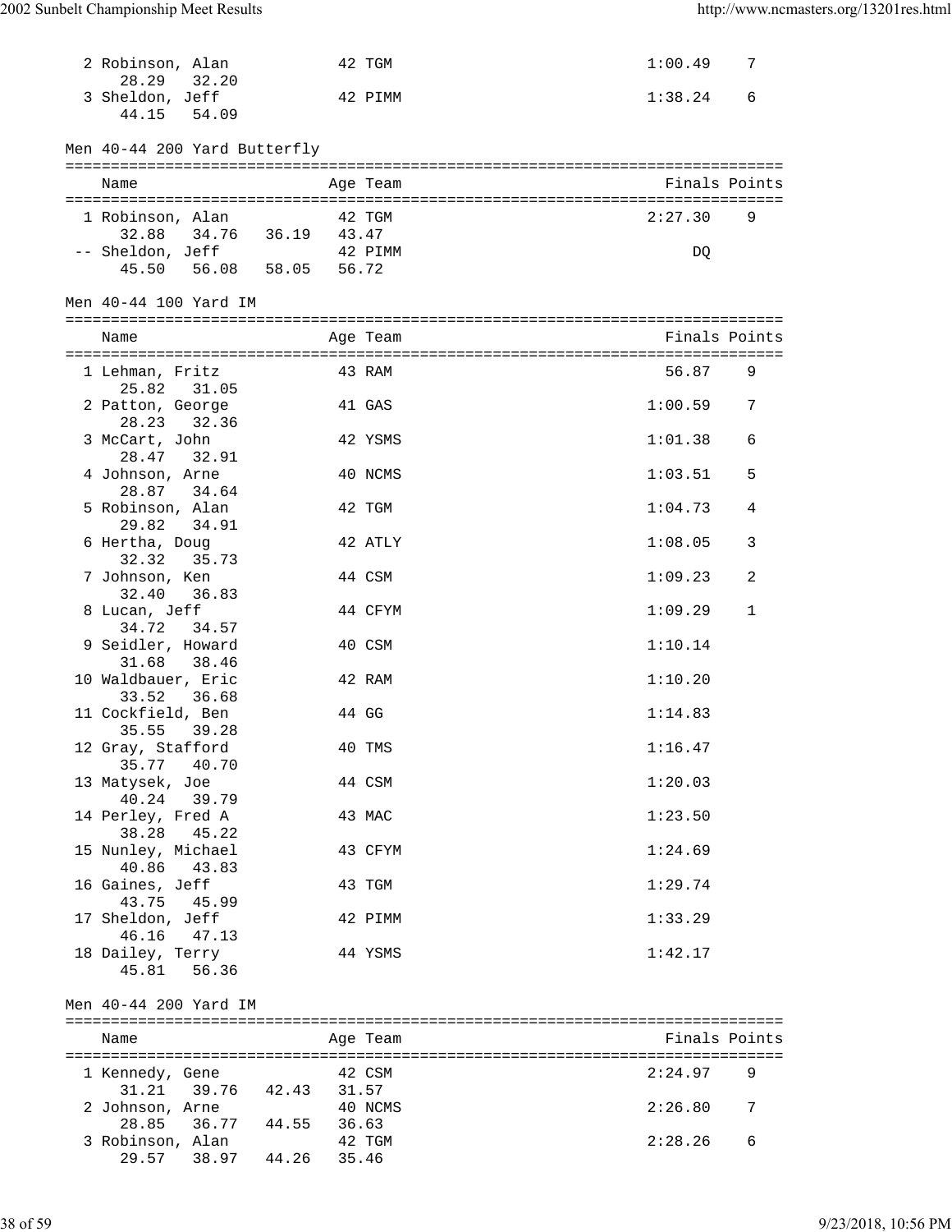| Place | Name | Age | Team | Splits | Finals | Points |
|---|---|---|---|---|---|---|
| 2 | Robinson, Alan | 42 | TGM | 28.29 32.20 | 1:00.49 | 7 |
| 3 | Sheldon, Jeff | 42 | PIMM | 44.15 54.09 | 1:38.24 | 6 |

Men 40-44 200 Yard Butterfly

| Place | Name | Age | Team | Splits | Finals | Points |
|---|---|---|---|---|---|---|
| 1 | Robinson, Alan | 42 | TGM | 32.88 34.76 36.19 43.47 | 2:27.30 | 9 |
| -- | Sheldon, Jeff | 42 | PIMM | 45.50 56.08 58.05 56.72 | DQ | |

Men 40-44 100 Yard IM

| Place | Name | Age | Team | Splits | Finals | Points |
|---|---|---|---|---|---|---|
| 1 | Lehman, Fritz | 43 | RAM | 25.82 31.05 | 56.87 | 9 |
| 2 | Patton, George | 41 | GAS | 28.23 32.36 | 1:00.59 | 7 |
| 3 | McCart, John | 42 | YSMS | 28.47 32.91 | 1:01.38 | 6 |
| 4 | Johnson, Arne | 40 | NCMS | 28.87 34.64 | 1:03.51 | 5 |
| 5 | Robinson, Alan | 42 | TGM | 29.82 34.91 | 1:04.73 | 4 |
| 6 | Hertha, Doug | 42 | ATLY | 32.32 35.73 | 1:08.05 | 3 |
| 7 | Johnson, Ken | 44 | CSM | 32.40 36.83 | 1:09.23 | 2 |
| 8 | Lucan, Jeff | 44 | CFYM | 34.72 34.57 | 1:09.29 | 1 |
| 9 | Seidler, Howard | 40 | CSM | 31.68 38.46 | 1:10.14 | |
| 10 | Waldbauer, Eric | 42 | RAM | 33.52 36.68 | 1:10.20 | |
| 11 | Cockfield, Ben | 44 | GG | 35.55 39.28 | 1:14.83 | |
| 12 | Gray, Stafford | 40 | TMS | 35.77 40.70 | 1:16.47 | |
| 13 | Matysek, Joe | 44 | CSM | 40.24 39.79 | 1:20.03 | |
| 14 | Perley, Fred A | 43 | MAC | 38.28 45.22 | 1:23.50 | |
| 15 | Nunley, Michael | 43 | CFYM | 40.86 43.83 | 1:24.69 | |
| 16 | Gaines, Jeff | 43 | TGM | 43.75 45.99 | 1:29.74 | |
| 17 | Sheldon, Jeff | 42 | PIMM | 46.16 47.13 | 1:33.29 | |
| 18 | Dailey, Terry | 44 | YSMS | 45.81 56.36 | 1:42.17 | |

Men 40-44 200 Yard IM

| Place | Name | Age | Team | Splits | Finals | Points |
|---|---|---|---|---|---|---|
| 1 | Kennedy, Gene | 42 | CSM | 31.21 39.76 42.43 31.57 | 2:24.97 | 9 |
| 2 | Johnson, Arne | 40 | NCMS | 28.85 36.77 44.55 36.63 | 2:26.80 | 7 |
| 3 | Robinson, Alan | 42 | TGM | 29.57 38.97 44.26 35.46 | 2:28.26 | 6 |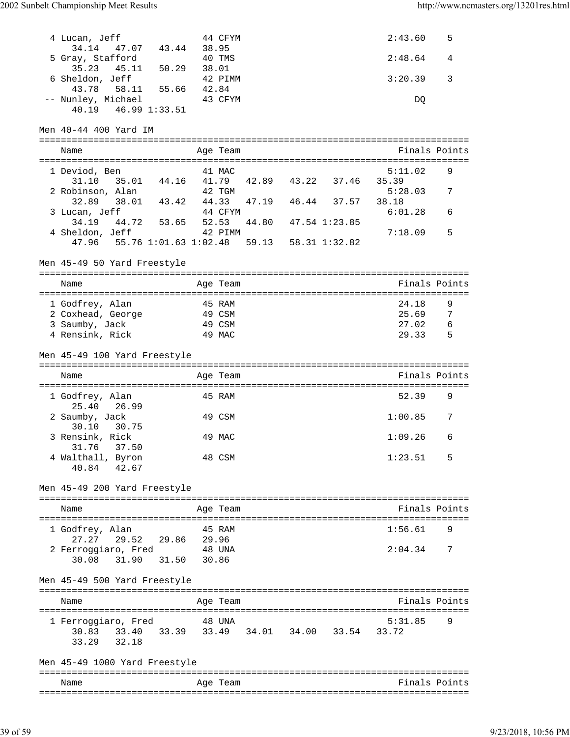```
  4 Lucan, Jeff              44 CFYM                          2:43.60    5
      34.14   47.07   43.44   38.95
  5 Gray, Stafford           40 TMS                           2:48.64    4
      35.23   45.11   50.29   38.01
  6 Sheldon, Jeff            42 PIMM                          3:20.39    3
      43.78   58.11   55.66   42.84
 -- Nunley, Michael          43 CFYM                               DQ
      40.19   46.99 1:33.51
```

## Men 40-44 400 Yard IM

```
===============================================================================
    Name                    Age Team                            Finals Points
===============================================================================
  1 Deviod, Ben              41 MAC                           5:11.02    9
      31.10   35.01   44.16   41.79   42.89   43.22   37.46   35.39
  2 Robinson, Alan           42 TGM                           5:28.03    7
      32.89   38.01   43.42   44.33   47.19   46.44   37.57   38.18
  3 Lucan, Jeff              44 CFYM                          6:01.28    6
      34.19   44.72   53.65   52.53   44.80   47.54 1:23.85
  4 Sheldon, Jeff            42 PIMM                          7:18.09    5
      47.96   55.76 1:01.63 1:02.48   59.13   58.31 1:32.82
```

## Men 45-49 50 Yard Freestyle

```
===============================================================================
    Name                    Age Team                            Finals Points
===============================================================================
  1 Godfrey, Alan            45 RAM                             24.18    9
  2 Coxhead, George          49 CSM                             25.69    7
  3 Saumby, Jack             49 CSM                             27.02    6
  4 Rensink, Rick            49 MAC                             29.33    5
```

## Men 45-49 100 Yard Freestyle

```
===============================================================================
    Name                    Age Team                            Finals Points
===============================================================================
  1 Godfrey, Alan            45 RAM                             52.39    9
      25.40   26.99
  2 Saumby, Jack             49 CSM                           1:00.85    7
      30.10   30.75
  3 Rensink, Rick            49 MAC                           1:09.26    6
      31.76   37.50
  4 Walthall, Byron          48 CSM                           1:23.51    5
      40.84   42.67
```

## Men 45-49 200 Yard Freestyle

```
===============================================================================
    Name                    Age Team                            Finals Points
===============================================================================
  1 Godfrey, Alan            45 RAM                           1:56.61    9
      27.27   29.52   29.86   29.96
  2 Ferroggiaro, Fred        48 UNA                           2:04.34    7
      30.08   31.90   31.50   30.86
```

## Men 45-49 500 Yard Freestyle

```
===============================================================================
    Name                    Age Team                            Finals Points
===============================================================================
  1 Ferroggiaro, Fred        48 UNA                           5:31.85    9
      30.83   33.40   33.39   33.49   34.01   34.00   33.54   33.72
      33.29   32.18
```

## Men 45-49 1000 Yard Freestyle

```
===============================================================================
    Name                    Age Team                            Finals Points
===============================================================================
```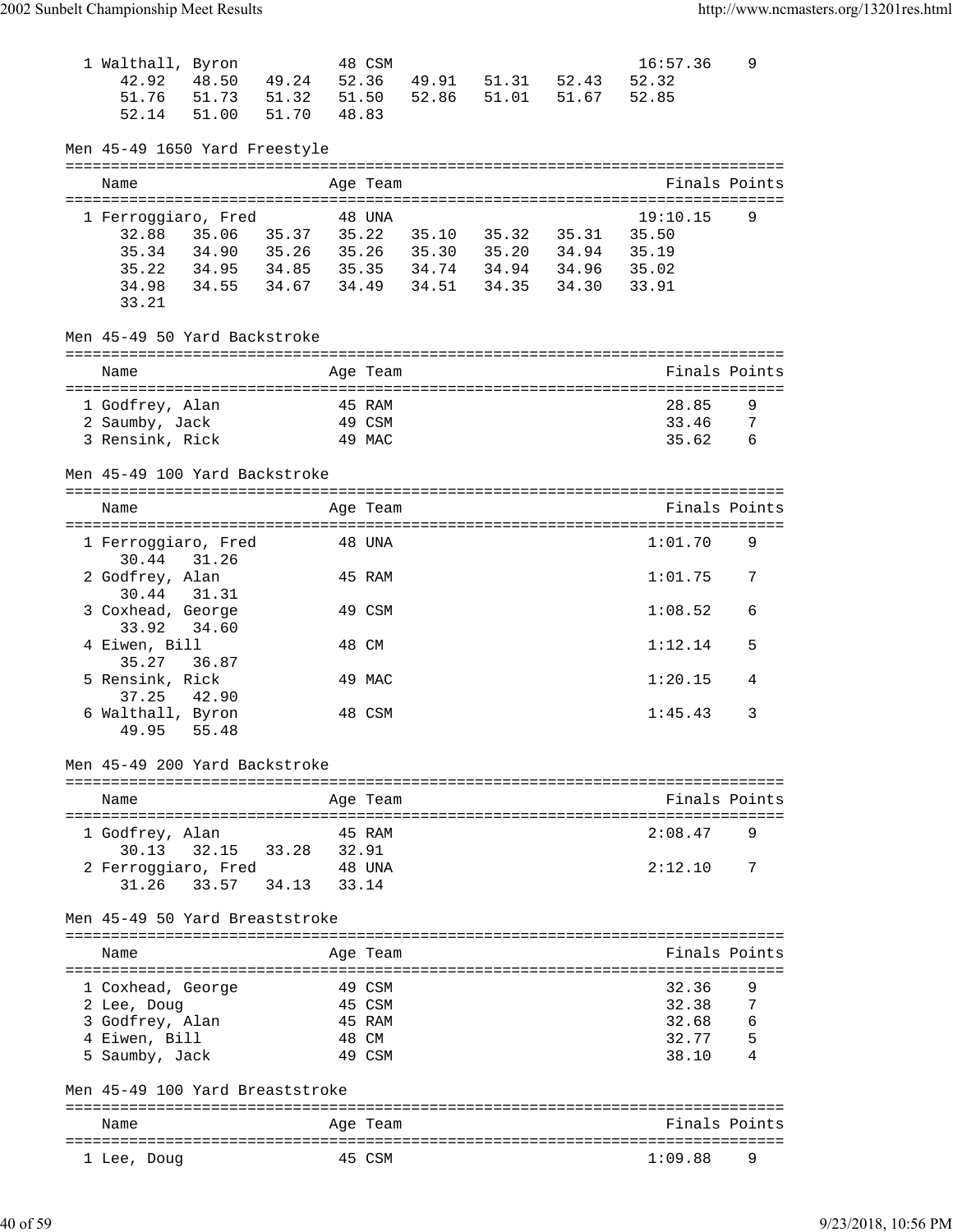| Name | Age | Team | Finals | Points |
|---|---|---|---|---|
| 1 Walthall, Byron | 48 | CSM | 16:57.36 | 9 |
| 42.92 48.50 49.24 52.36 49.91 51.31 52.43 52.32 | | | | |
| 51.76 51.73 51.32 51.50 52.86 51.01 51.67 52.85 | | | | |
| 52.14 51.00 51.70 48.83 | | | | |

## Men 45-49 1650 Yard Freestyle

| Name | Age | Team | Finals | Points |
|---|---|---|---|---|
| 1 Ferroggiaro, Fred | 48 | UNA | 19:10.15 | 9 |
| 32.88 35.06 35.37 35.22 35.10 35.32 35.31 35.50 | | | | |
| 35.34 34.90 35.26 35.26 35.30 35.20 34.94 35.19 | | | | |
| 35.22 34.95 34.85 35.35 34.74 34.94 34.96 35.02 | | | | |
| 34.98 34.55 34.67 34.49 34.51 34.35 34.30 33.91 | | | | |
| 33.21 | | | | |

## Men 45-49 50 Yard Backstroke

| Name | Age | Team | Finals | Points |
|---|---|---|---|---|
| 1 Godfrey, Alan | 45 | RAM | 28.85 | 9 |
| 2 Saumby, Jack | 49 | CSM | 33.46 | 7 |
| 3 Rensink, Rick | 49 | MAC | 35.62 | 6 |

## Men 45-49 100 Yard Backstroke

| Name | Age | Team | Finals | Points |
|---|---|---|---|---|
| 1 Ferroggiaro, Fred | 48 | UNA | 1:01.70 | 9 |
| 30.44 31.26 | | | | |
| 2 Godfrey, Alan | 45 | RAM | 1:01.75 | 7 |
| 30.44 31.31 | | | | |
| 3 Coxhead, George | 49 | CSM | 1:08.52 | 6 |
| 33.92 34.60 | | | | |
| 4 Eiwen, Bill | 48 | CM | 1:12.14 | 5 |
| 35.27 36.87 | | | | |
| 5 Rensink, Rick | 49 | MAC | 1:20.15 | 4 |
| 37.25 42.90 | | | | |
| 6 Walthall, Byron | 48 | CSM | 1:45.43 | 3 |
| 49.95 55.48 | | | | |

## Men 45-49 200 Yard Backstroke

| Name | Age | Team | Finals | Points |
|---|---|---|---|---|
| 1 Godfrey, Alan | 45 | RAM | 2:08.47 | 9 |
| 30.13 32.15 33.28 32.91 | | | | |
| 2 Ferroggiaro, Fred | 48 | UNA | 2:12.10 | 7 |
| 31.26 33.57 34.13 33.14 | | | | |

## Men 45-49 50 Yard Breaststroke

| Name | Age | Team | Finals | Points |
|---|---|---|---|---|
| 1 Coxhead, George | 49 | CSM | 32.36 | 9 |
| 2 Lee, Doug | 45 | CSM | 32.38 | 7 |
| 3 Godfrey, Alan | 45 | RAM | 32.68 | 6 |
| 4 Eiwen, Bill | 48 | CM | 32.77 | 5 |
| 5 Saumby, Jack | 49 | CSM | 38.10 | 4 |

## Men 45-49 100 Yard Breaststroke

| Name | Age | Team | Finals | Points |
|---|---|---|---|---|
| 1 Lee, Doug | 45 | CSM | 1:09.88 | 9 |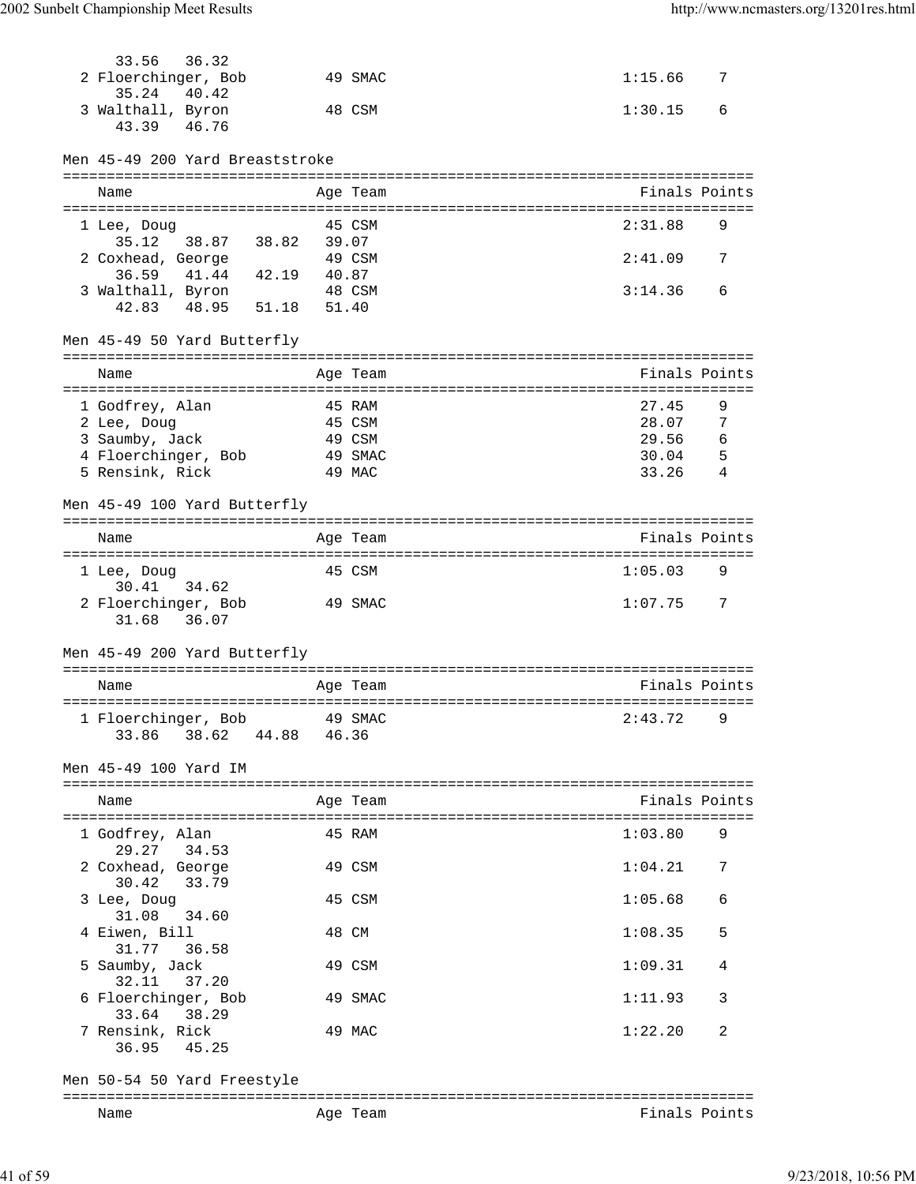33.56   36.32

| Name | Age | Team | Finals | Points |
|---|---|---|---|---|
| 2 Floerchinger, Bob | 49 | SMAC | 1:15.66 | 7 |
| 35.24   40.42 | | | | |
| 3 Walthall, Byron | 48 | CSM | 1:30.15 | 6 |
| 43.39   46.76 | | | | |

## Men 45-49 200 Yard Breaststroke

| Name | Age | Team | Finals | Points |
|---|---|---|---|---|
| 1 Lee, Doug | 45 | CSM | 2:31.88 | 9 |
| 35.12   38.87   38.82   39.07 | | | | |
| 2 Coxhead, George | 49 | CSM | 2:41.09 | 7 |
| 36.59   41.44   42.19   40.87 | | | | |
| 3 Walthall, Byron | 48 | CSM | 3:14.36 | 6 |
| 42.83   48.95   51.18   51.40 | | | | |

## Men 45-49 50 Yard Butterfly

| Name | Age | Team | Finals | Points |
|---|---|---|---|---|
| 1 Godfrey, Alan | 45 | RAM | 27.45 | 9 |
| 2 Lee, Doug | 45 | CSM | 28.07 | 7 |
| 3 Saumby, Jack | 49 | CSM | 29.56 | 6 |
| 4 Floerchinger, Bob | 49 | SMAC | 30.04 | 5 |
| 5 Rensink, Rick | 49 | MAC | 33.26 | 4 |

## Men 45-49 100 Yard Butterfly

| Name | Age | Team | Finals | Points |
|---|---|---|---|---|
| 1 Lee, Doug | 45 | CSM | 1:05.03 | 9 |
| 30.41   34.62 | | | | |
| 2 Floerchinger, Bob | 49 | SMAC | 1:07.75 | 7 |
| 31.68   36.07 | | | | |

## Men 45-49 200 Yard Butterfly

| Name | Age | Team | Finals | Points |
|---|---|---|---|---|
| 1 Floerchinger, Bob | 49 | SMAC | 2:43.72 | 9 |
| 33.86   38.62   44.88   46.36 | | | | |

## Men 45-49 100 Yard IM

| Name | Age | Team | Finals | Points |
|---|---|---|---|---|
| 1 Godfrey, Alan | 45 | RAM | 1:03.80 | 9 |
| 29.27   34.53 | | | | |
| 2 Coxhead, George | 49 | CSM | 1:04.21 | 7 |
| 30.42   33.79 | | | | |
| 3 Lee, Doug | 45 | CSM | 1:05.68 | 6 |
| 31.08   34.60 | | | | |
| 4 Eiwen, Bill | 48 | CM | 1:08.35 | 5 |
| 31.77   36.58 | | | | |
| 5 Saumby, Jack | 49 | CSM | 1:09.31 | 4 |
| 32.11   37.20 | | | | |
| 6 Floerchinger, Bob | 49 | SMAC | 1:11.93 | 3 |
| 33.64   38.29 | | | | |
| 7 Rensink, Rick | 49 | MAC | 1:22.20 | 2 |
| 36.95   45.25 | | | | |

## Men 50-54 50 Yard Freestyle

| Name | Age | Team | Finals | Points |
|---|---|---|---|---|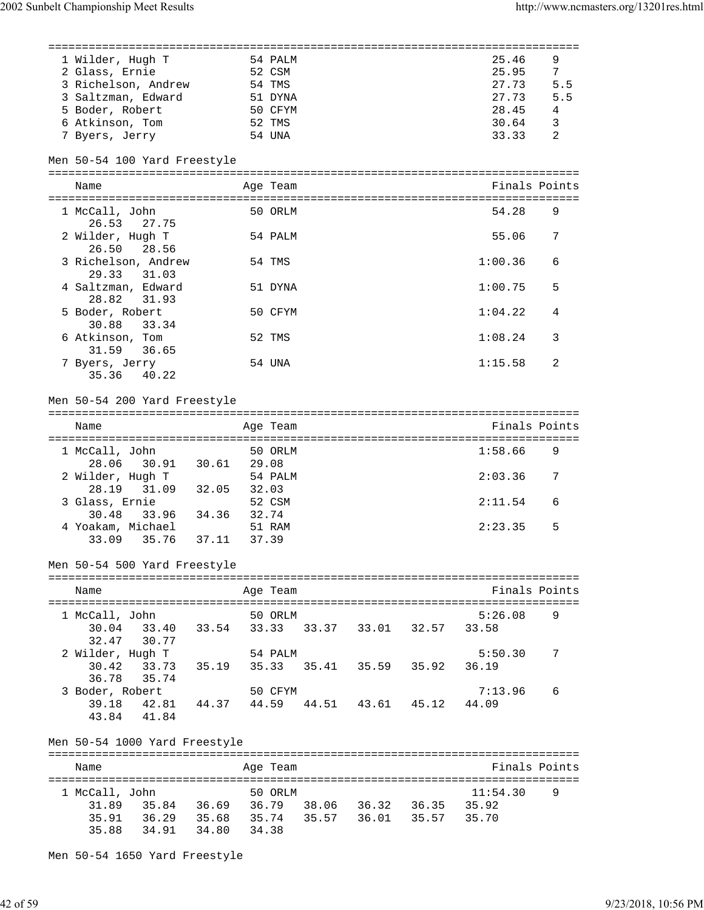| Place | Name | Age | Team | Finals | Points |
|---|---|---|---|---|---|
| 1 | Wilder, Hugh T | 54 | PALM | 25.46 | 9 |
| 2 | Glass, Ernie | 52 | CSM | 25.95 | 7 |
| 3 | Richelson, Andrew | 54 | TMS | 27.73 | 5.5 |
| 3 | Saltzman, Edward | 51 | DYNA | 27.73 | 5.5 |
| 5 | Boder, Robert | 50 | CFYM | 28.45 | 4 |
| 6 | Atkinson, Tom | 52 | TMS | 30.64 | 3 |
| 7 | Byers, Jerry | 54 | UNA | 33.33 | 2 |

Men 50-54 100 Yard Freestyle

| Place | Name | Age | Team | Finals | Points | Splits |
|---|---|---|---|---|---|---|
| 1 | McCall, John | 50 | ORLM | 54.28 | 9 | 26.53 27.75 |
| 2 | Wilder, Hugh T | 54 | PALM | 55.06 | 7 | 26.50 28.56 |
| 3 | Richelson, Andrew | 54 | TMS | 1:00.36 | 6 | 29.33 31.03 |
| 4 | Saltzman, Edward | 51 | DYNA | 1:00.75 | 5 | 28.82 31.93 |
| 5 | Boder, Robert | 50 | CFYM | 1:04.22 | 4 | 30.88 33.34 |
| 6 | Atkinson, Tom | 52 | TMS | 1:08.24 | 3 | 31.59 36.65 |
| 7 | Byers, Jerry | 54 | UNA | 1:15.58 | 2 | 35.36 40.22 |

Men 50-54 200 Yard Freestyle

| Place | Name | Age | Team | Finals | Points | Splits |
|---|---|---|---|---|---|---|
| 1 | McCall, John | 50 | ORLM | 1:58.66 | 9 | 28.06 30.91 30.61 29.08 |
| 2 | Wilder, Hugh T | 54 | PALM | 2:03.36 | 7 | 28.19 31.09 32.05 32.03 |
| 3 | Glass, Ernie | 52 | CSM | 2:11.54 | 6 | 30.48 33.96 34.36 32.74 |
| 4 | Yoakam, Michael | 51 | RAM | 2:23.35 | 5 | 33.09 35.76 37.11 37.39 |

Men 50-54 500 Yard Freestyle

| Place | Name | Age | Team | Finals | Points | Splits |
|---|---|---|---|---|---|---|
| 1 | McCall, John | 50 | ORLM | 5:26.08 | 9 | 30.04 33.40 33.54 33.33 33.37 33.01 32.57 33.58 32.47 30.77 |
| 2 | Wilder, Hugh T | 54 | PALM | 5:50.30 | 7 | 30.42 33.73 35.19 35.33 35.41 35.59 35.92 36.19 36.78 35.74 |
| 3 | Boder, Robert | 50 | CFYM | 7:13.96 | 6 | 39.18 42.81 44.37 44.59 44.51 43.61 45.12 44.09 43.84 41.84 |

Men 50-54 1000 Yard Freestyle

| Place | Name | Age | Team | Finals | Points | Splits |
|---|---|---|---|---|---|---|
| 1 | McCall, John | 50 | ORLM | 11:54.30 | 9 | 31.89 35.84 36.69 36.79 38.06 36.32 36.35 35.92 35.91 36.29 35.68 35.74 35.57 36.01 35.57 35.70 35.88 34.91 34.80 34.38 |

Men 50-54 1650 Yard Freestyle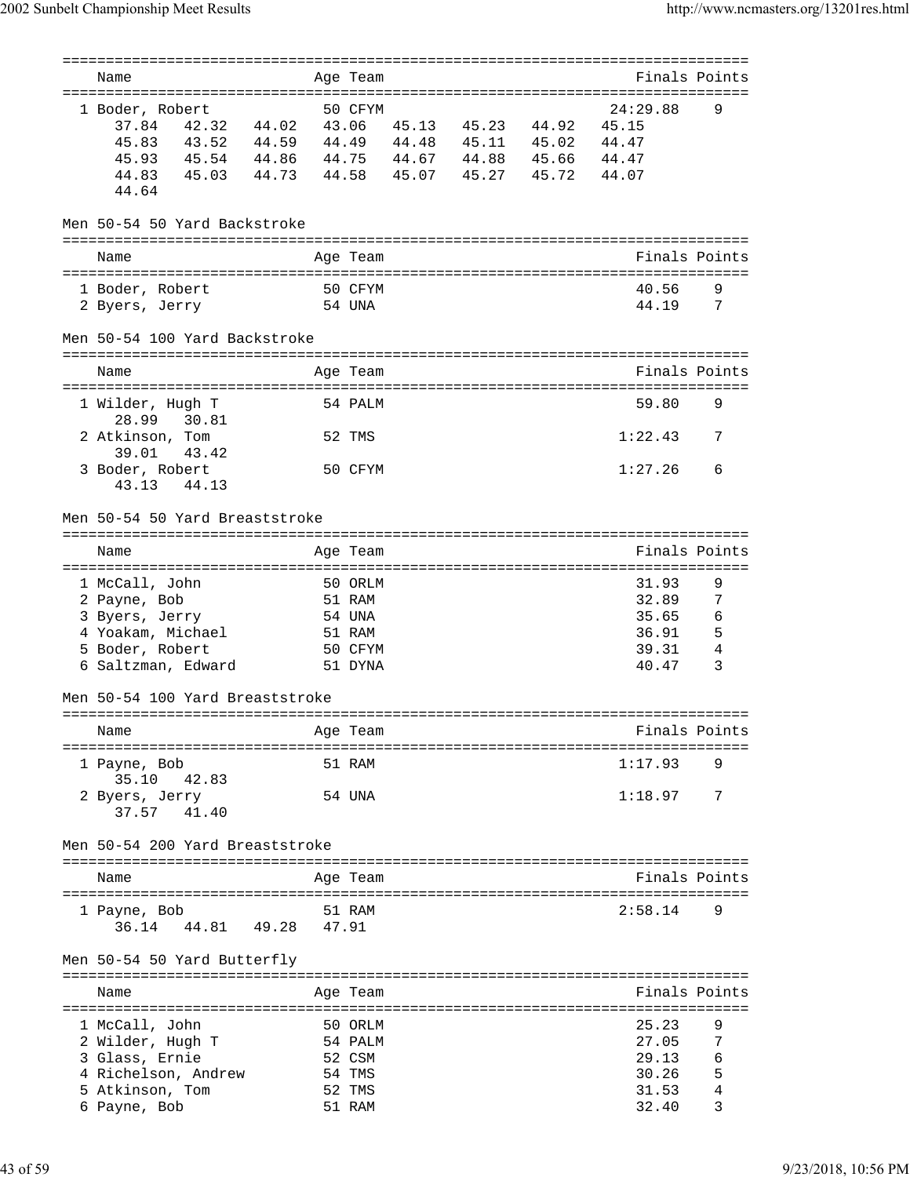| Name | Age | Team | Finals | Points |
|---|---|---|---|---|
| 1 Boder, Robert | 50 | CFYM | 24:29.88 | 9 |

37.84 42.32 44.02 43.06 45.13 45.23 44.92 45.15
45.83 43.52 44.59 44.49 44.48 45.11 45.02 44.47
45.93 45.54 44.86 44.75 44.67 44.88 45.66 44.47
44.83 45.03 44.73 44.58 45.07 45.27 45.72 44.07
44.64

## Men 50-54 50 Yard Backstroke

| Name | Age | Team | Finals | Points |
|---|---|---|---|---|
| 1 Boder, Robert | 50 | CFYM | 40.56 | 9 |
| 2 Byers, Jerry | 54 | UNA | 44.19 | 7 |

## Men 50-54 100 Yard Backstroke

| Name | Age | Team | Finals | Points |
|---|---|---|---|---|
| 1 Wilder, Hugh T | 54 | PALM | 59.80 | 9 |
| 28.99 30.81 | | | | |
| 2 Atkinson, Tom | 52 | TMS | 1:22.43 | 7 |
| 39.01 43.42 | | | | |
| 3 Boder, Robert | 50 | CFYM | 1:27.26 | 6 |
| 43.13 44.13 | | | | |

## Men 50-54 50 Yard Breaststroke

| Name | Age | Team | Finals | Points |
|---|---|---|---|---|
| 1 McCall, John | 50 | ORLM | 31.93 | 9 |
| 2 Payne, Bob | 51 | RAM | 32.89 | 7 |
| 3 Byers, Jerry | 54 | UNA | 35.65 | 6 |
| 4 Yoakam, Michael | 51 | RAM | 36.91 | 5 |
| 5 Boder, Robert | 50 | CFYM | 39.31 | 4 |
| 6 Saltzman, Edward | 51 | DYNA | 40.47 | 3 |

## Men 50-54 100 Yard Breaststroke

| Name | Age | Team | Finals | Points |
|---|---|---|---|---|
| 1 Payne, Bob | 51 | RAM | 1:17.93 | 9 |
| 35.10 42.83 | | | | |
| 2 Byers, Jerry | 54 | UNA | 1:18.97 | 7 |
| 37.57 41.40 | | | | |

## Men 50-54 200 Yard Breaststroke

| Name | Age | Team | Finals | Points |
|---|---|---|---|---|
| 1 Payne, Bob | 51 | RAM | 2:58.14 | 9 |
| 36.14 44.81 49.28 47.91 | | | | |

## Men 50-54 50 Yard Butterfly

| Name | Age | Team | Finals | Points |
|---|---|---|---|---|
| 1 McCall, John | 50 | ORLM | 25.23 | 9 |
| 2 Wilder, Hugh T | 54 | PALM | 27.05 | 7 |
| 3 Glass, Ernie | 52 | CSM | 29.13 | 6 |
| 4 Richelson, Andrew | 54 | TMS | 30.26 | 5 |
| 5 Atkinson, Tom | 52 | TMS | 31.53 | 4 |
| 6 Payne, Bob | 51 | RAM | 32.40 | 3 |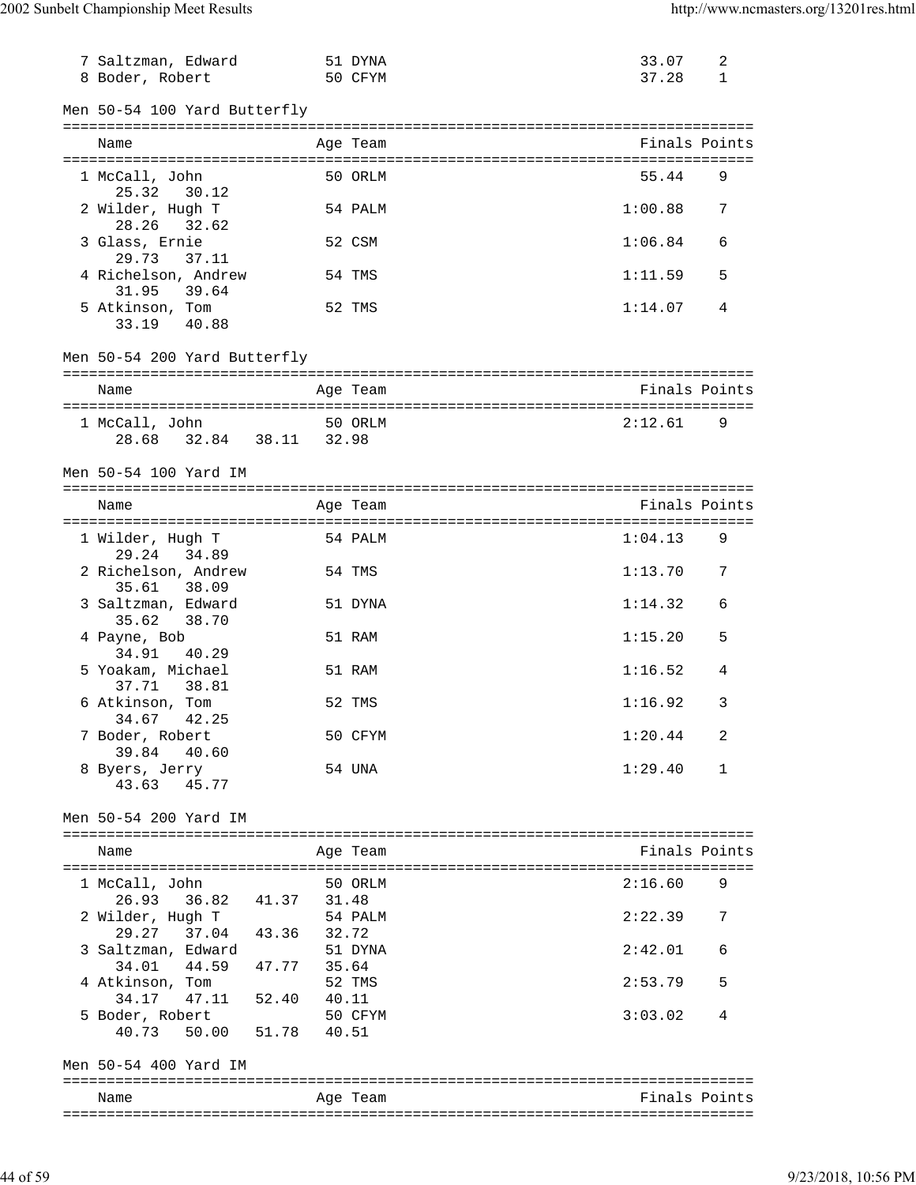| | Name | Age | Team | Finals | Points |
|---|---|---|---|---|---|
| 7 | Saltzman, Edward | 51 | DYNA | 33.07 | 2 |
| 8 | Boder, Robert | 50 | CFYM | 37.28 | 1 |

### Men 50-54 100 Yard Butterfly

| | Name | Age | Team | Finals | Points |
|---|---|---|---|---|---|
| 1 | McCall, John | 50 | ORLM | 55.44 | 9 |
| | 25.32 30.12 | | | | |
| 2 | Wilder, Hugh T | 54 | PALM | 1:00.88 | 7 |
| | 28.26 32.62 | | | | |
| 3 | Glass, Ernie | 52 | CSM | 1:06.84 | 6 |
| | 29.73 37.11 | | | | |
| 4 | Richelson, Andrew | 54 | TMS | 1:11.59 | 5 |
| | 31.95 39.64 | | | | |
| 5 | Atkinson, Tom | 52 | TMS | 1:14.07 | 4 |
| | 33.19 40.88 | | | | |

### Men 50-54 200 Yard Butterfly

| | Name | Age | Team | Finals | Points |
|---|---|---|---|---|---|
| 1 | McCall, John | 50 | ORLM | 2:12.61 | 9 |
| | 28.68 32.84 38.11 32.98 | | | | |

### Men 50-54 100 Yard IM

| | Name | Age | Team | Finals | Points |
|---|---|---|---|---|---|
| 1 | Wilder, Hugh T | 54 | PALM | 1:04.13 | 9 |
| | 29.24 34.89 | | | | |
| 2 | Richelson, Andrew | 54 | TMS | 1:13.70 | 7 |
| | 35.61 38.09 | | | | |
| 3 | Saltzman, Edward | 51 | DYNA | 1:14.32 | 6 |
| | 35.62 38.70 | | | | |
| 4 | Payne, Bob | 51 | RAM | 1:15.20 | 5 |
| | 34.91 40.29 | | | | |
| 5 | Yoakam, Michael | 51 | RAM | 1:16.52 | 4 |
| | 37.71 38.81 | | | | |
| 6 | Atkinson, Tom | 52 | TMS | 1:16.92 | 3 |
| | 34.67 42.25 | | | | |
| 7 | Boder, Robert | 50 | CFYM | 1:20.44 | 2 |
| | 39.84 40.60 | | | | |
| 8 | Byers, Jerry | 54 | UNA | 1:29.40 | 1 |
| | 43.63 45.77 | | | | |

### Men 50-54 200 Yard IM

| | Name | Age | Team | Finals | Points |
|---|---|---|---|---|---|
| 1 | McCall, John | 50 | ORLM | 2:16.60 | 9 |
| | 26.93 36.82 41.37 31.48 | | | | |
| 2 | Wilder, Hugh T | 54 | PALM | 2:22.39 | 7 |
| | 29.27 37.04 43.36 32.72 | | | | |
| 3 | Saltzman, Edward | 51 | DYNA | 2:42.01 | 6 |
| | 34.01 44.59 47.77 35.64 | | | | |
| 4 | Atkinson, Tom | 52 | TMS | 2:53.79 | 5 |
| | 34.17 47.11 52.40 40.11 | | | | |
| 5 | Boder, Robert | 50 | CFYM | 3:03.02 | 4 |
| | 40.73 50.00 51.78 40.51 | | | | |

### Men 50-54 400 Yard IM

| Name | Age | Team | Finals | Points |
|---|---|---|---|---|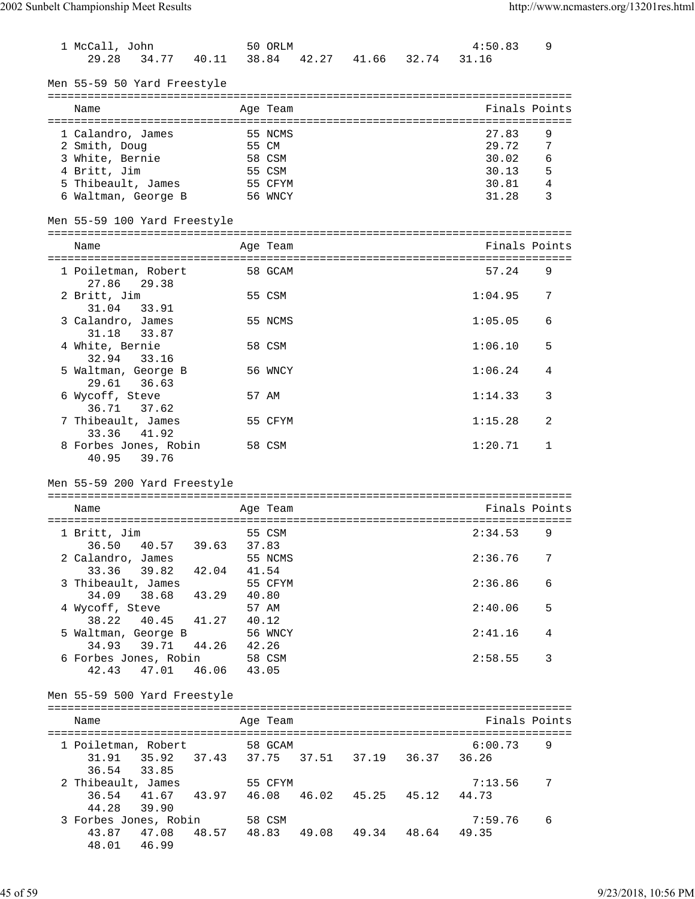```
  1 McCall, John              50 ORLM                              4:50.83    9
      29.28   34.77   40.11   38.84   42.27   41.66   32.74   31.16
```

Men 55-59 50 Yard Freestyle

```
===============================================================================
    Name                    Age Team                               Finals Points
===============================================================================
  1 Calandro, James          55 NCMS                                27.83    9
  2 Smith, Doug              55 CM                                  29.72    7
  3 White, Bernie            58 CSM                                 30.02    6
  4 Britt, Jim               55 CSM                                 30.13    5
  5 Thibeault, James         55 CFYM                                30.81    4
  6 Waltman, George B        56 WNCY                                31.28    3
```

Men 55-59 100 Yard Freestyle

```
===============================================================================
    Name                    Age Team                               Finals Points
===============================================================================
  1 Poiletman, Robert        58 GCAM                                57.24    9
      27.86   29.38
  2 Britt, Jim               55 CSM                               1:04.95    7
      31.04   33.91
  3 Calandro, James          55 NCMS                              1:05.05    6
      31.18   33.87
  4 White, Bernie            58 CSM                               1:06.10    5
      32.94   33.16
  5 Waltman, George B        56 WNCY                              1:06.24    4
      29.61   36.63
  6 Wycoff, Steve            57 AM                                1:14.33    3
      36.71   37.62
  7 Thibeault, James         55 CFYM                              1:15.28    2
      33.36   41.92
  8 Forbes Jones, Robin      58 CSM                               1:20.71    1
      40.95   39.76
```

Men 55-59 200 Yard Freestyle

```
===============================================================================
    Name                    Age Team                               Finals Points
===============================================================================
  1 Britt, Jim               55 CSM                               2:34.53    9
      36.50   40.57   39.63   37.83
  2 Calandro, James          55 NCMS                              2:36.76    7
      33.36   39.82   42.04   41.54
  3 Thibeault, James         55 CFYM                              2:36.86    6
      34.09   38.68   43.29   40.80
  4 Wycoff, Steve            57 AM                                2:40.06    5
      38.22   40.45   41.27   40.12
  5 Waltman, George B        56 WNCY                              2:41.16    4
      34.93   39.71   44.26   42.26
  6 Forbes Jones, Robin      58 CSM                               2:58.55    3
      42.43   47.01   46.06   43.05
```

Men 55-59 500 Yard Freestyle

```
===============================================================================
    Name                    Age Team                               Finals Points
===============================================================================
  1 Poiletman, Robert        58 GCAM                              6:00.73    9
      31.91   35.92   37.43   37.75   37.51   37.19   36.37   36.26
      36.54   33.85
  2 Thibeault, James         55 CFYM                              7:13.56    7
      36.54   41.67   43.97   46.08   46.02   45.25   45.12   44.73
      44.28   39.90
  3 Forbes Jones, Robin      58 CSM                               7:59.76    6
      43.87   47.08   48.57   48.83   49.08   49.34   48.64   49.35
      48.01   46.99
```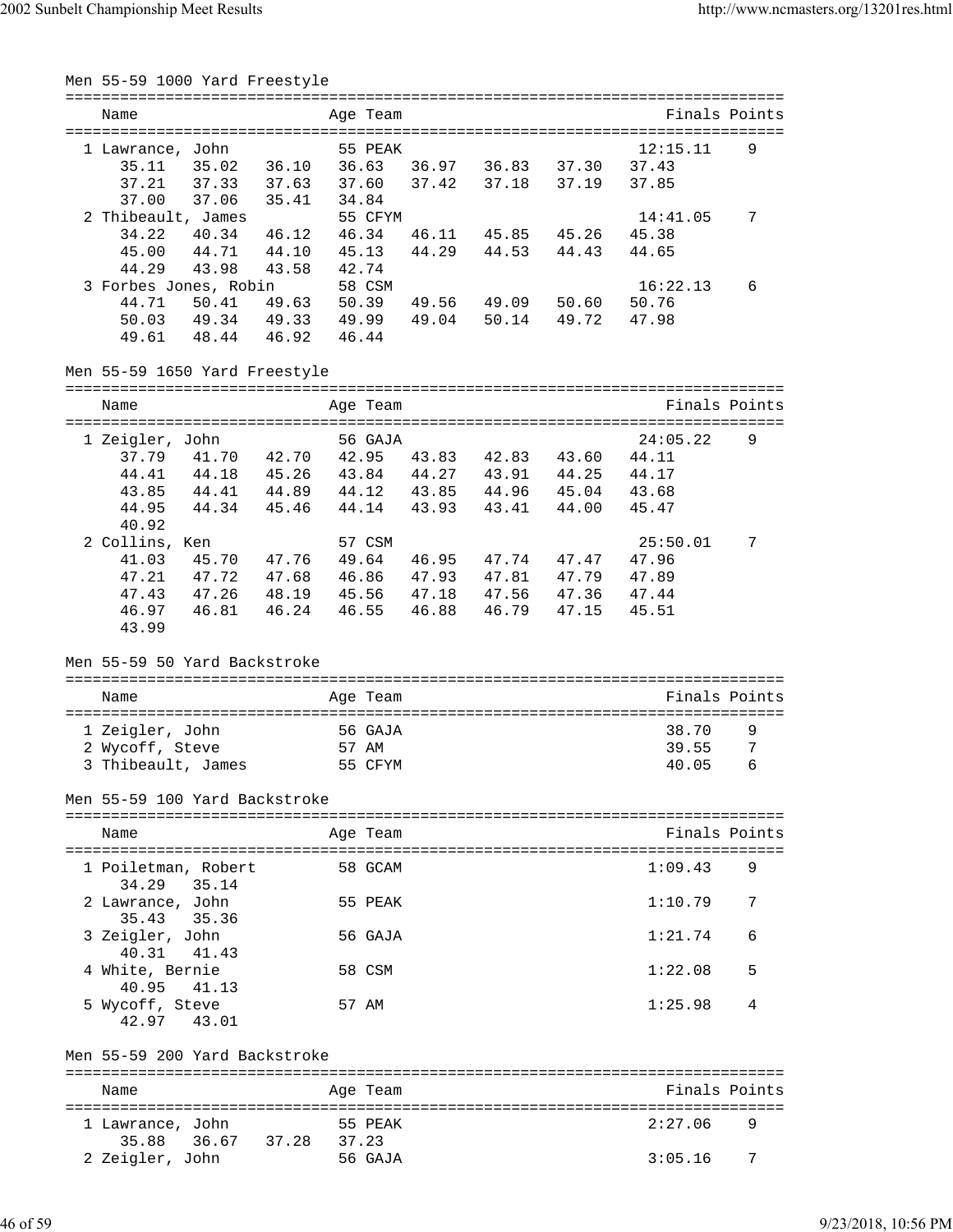## Men 55-59 1000 Yard Freestyle

| Name | Age | Team | Finals | Points |
|---|---|---|---|---|
| 1 Lawrance, John | 55 | PEAK | 12:15.11 | 9 |
| 35.11 35.02 36.10 36.63 36.97 36.83 37.30 37.43 | | | | |
| 37.21 37.33 37.63 37.60 37.42 37.18 37.19 37.85 | | | | |
| 37.00 37.06 35.41 34.84 | | | | |
| 2 Thibeault, James | 55 | CFYM | 14:41.05 | 7 |
| 34.22 40.34 46.12 46.34 46.11 45.85 45.26 45.38 | | | | |
| 45.00 44.71 44.10 45.13 44.29 44.53 44.43 44.65 | | | | |
| 44.29 43.98 43.58 42.74 | | | | |
| 3 Forbes Jones, Robin | 58 | CSM | 16:22.13 | 6 |
| 44.71 50.41 49.63 50.39 49.56 49.09 50.60 50.76 | | | | |
| 50.03 49.34 49.33 49.99 49.04 50.14 49.72 47.98 | | | | |
| 49.61 48.44 46.92 46.44 | | | | |

## Men 55-59 1650 Yard Freestyle

| Name | Age | Team | Finals | Points |
|---|---|---|---|---|
| 1 Zeigler, John | 56 | GAJA | 24:05.22 | 9 |
| 37.79 41.70 42.70 42.95 43.83 42.83 43.60 44.11 | | | | |
| 44.41 44.18 45.26 43.84 44.27 43.91 44.25 44.17 | | | | |
| 43.85 44.41 44.89 44.12 43.85 44.96 45.04 43.68 | | | | |
| 44.95 44.34 45.46 44.14 43.93 43.41 44.00 45.47 | | | | |
| 40.92 | | | | |
| 2 Collins, Ken | 57 | CSM | 25:50.01 | 7 |
| 41.03 45.70 47.76 49.64 46.95 47.74 47.47 47.96 | | | | |
| 47.21 47.72 47.68 46.86 47.93 47.81 47.79 47.89 | | | | |
| 47.43 47.26 48.19 45.56 47.18 47.56 47.36 47.44 | | | | |
| 46.97 46.81 46.24 46.55 46.88 46.79 47.15 45.51 | | | | |
| 43.99 | | | | |

## Men 55-59 50 Yard Backstroke

| Name | Age | Team | Finals | Points |
|---|---|---|---|---|
| 1 Zeigler, John | 56 | GAJA | 38.70 | 9 |
| 2 Wycoff, Steve | 57 | AM | 39.55 | 7 |
| 3 Thibeault, James | 55 | CFYM | 40.05 | 6 |

## Men 55-59 100 Yard Backstroke

| Name | Age | Team | Finals | Points |
|---|---|---|---|---|
| 1 Poiletman, Robert | 58 | GCAM | 1:09.43 | 9 |
| 34.29 35.14 | | | | |
| 2 Lawrance, John | 55 | PEAK | 1:10.79 | 7 |
| 35.43 35.36 | | | | |
| 3 Zeigler, John | 56 | GAJA | 1:21.74 | 6 |
| 40.31 41.43 | | | | |
| 4 White, Bernie | 58 | CSM | 1:22.08 | 5 |
| 40.95 41.13 | | | | |
| 5 Wycoff, Steve | 57 | AM | 1:25.98 | 4 |
| 42.97 43.01 | | | | |

## Men 55-59 200 Yard Backstroke

| Name | Age | Team | Finals | Points |
|---|---|---|---|---|
| 1 Lawrance, John | 55 | PEAK | 2:27.06 | 9 |
| 35.88 36.67 37.28 37.23 | | | | |
| 2 Zeigler, John | 56 | GAJA | 3:05.16 | 7 |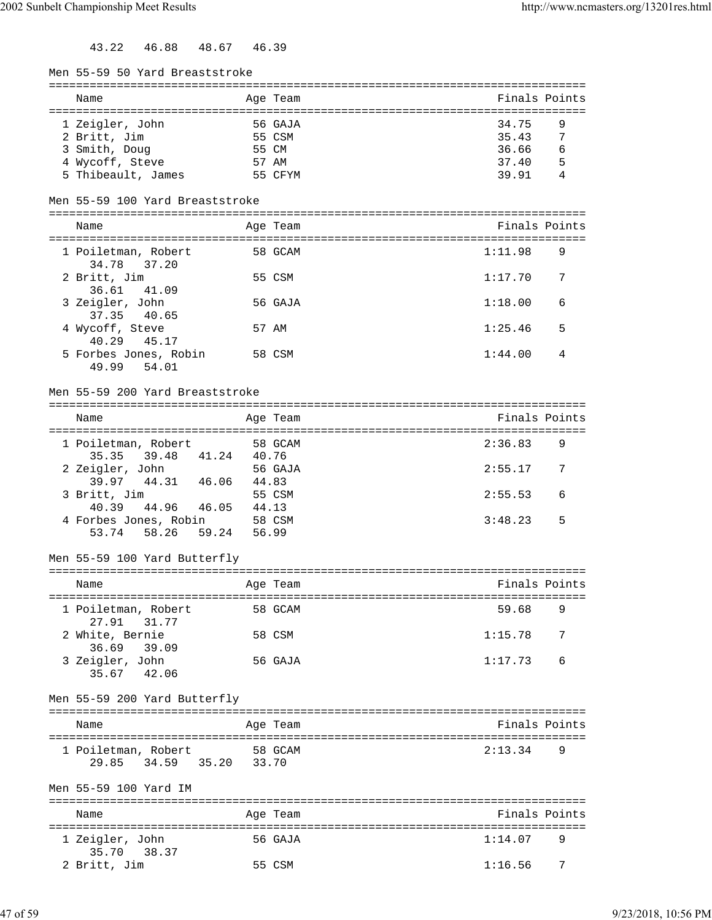43.22   46.88   48.67   46.39

Men 55-59 50 Yard Breaststroke

| Name | Age | Team | Finals | Points |
|---|---|---|---|---|
| 1 Zeigler, John | 56 | GAJA | 34.75 | 9 |
| 2 Britt, Jim | 55 | CSM | 35.43 | 7 |
| 3 Smith, Doug | 55 | CM | 36.66 | 6 |
| 4 Wycoff, Steve | 57 | AM | 37.40 | 5 |
| 5 Thibeault, James | 55 | CFYM | 39.91 | 4 |

Men 55-59 100 Yard Breaststroke

| Name | Age | Team | Finals | Points |
|---|---|---|---|---|
| 1 Poiletman, Robert | 58 | GCAM | 1:11.98 | 9 |
| 34.78   37.20 | | | | |
| 2 Britt, Jim | 55 | CSM | 1:17.70 | 7 |
| 36.61   41.09 | | | | |
| 3 Zeigler, John | 56 | GAJA | 1:18.00 | 6 |
| 37.35   40.65 | | | | |
| 4 Wycoff, Steve | 57 | AM | 1:25.46 | 5 |
| 40.29   45.17 | | | | |
| 5 Forbes Jones, Robin | 58 | CSM | 1:44.00 | 4 |
| 49.99   54.01 | | | | |

Men 55-59 200 Yard Breaststroke

| Name | Age | Team | Finals | Points |
|---|---|---|---|---|
| 1 Poiletman, Robert | 58 | GCAM | 2:36.83 | 9 |
| 35.35   39.48   41.24   40.76 | | | | |
| 2 Zeigler, John | 56 | GAJA | 2:55.17 | 7 |
| 39.97   44.31   46.06   44.83 | | | | |
| 3 Britt, Jim | 55 | CSM | 2:55.53 | 6 |
| 40.39   44.96   46.05   44.13 | | | | |
| 4 Forbes Jones, Robin | 58 | CSM | 3:48.23 | 5 |
| 53.74   58.26   59.24   56.99 | | | | |

Men 55-59 100 Yard Butterfly

| Name | Age | Team | Finals | Points |
|---|---|---|---|---|
| 1 Poiletman, Robert | 58 | GCAM | 59.68 | 9 |
| 27.91   31.77 | | | | |
| 2 White, Bernie | 58 | CSM | 1:15.78 | 7 |
| 36.69   39.09 | | | | |
| 3 Zeigler, John | 56 | GAJA | 1:17.73 | 6 |
| 35.67   42.06 | | | | |

Men 55-59 200 Yard Butterfly

| Name | Age | Team | Finals | Points |
|---|---|---|---|---|
| 1 Poiletman, Robert | 58 | GCAM | 2:13.34 | 9 |
| 29.85   34.59   35.20   33.70 | | | | |

Men 55-59 100 Yard IM

| Name | Age | Team | Finals | Points |
|---|---|---|---|---|
| 1 Zeigler, John | 56 | GAJA | 1:14.07 | 9 |
| 35.70   38.37 | | | | |
| 2 Britt, Jim | 55 | CSM | 1:16.56 | 7 |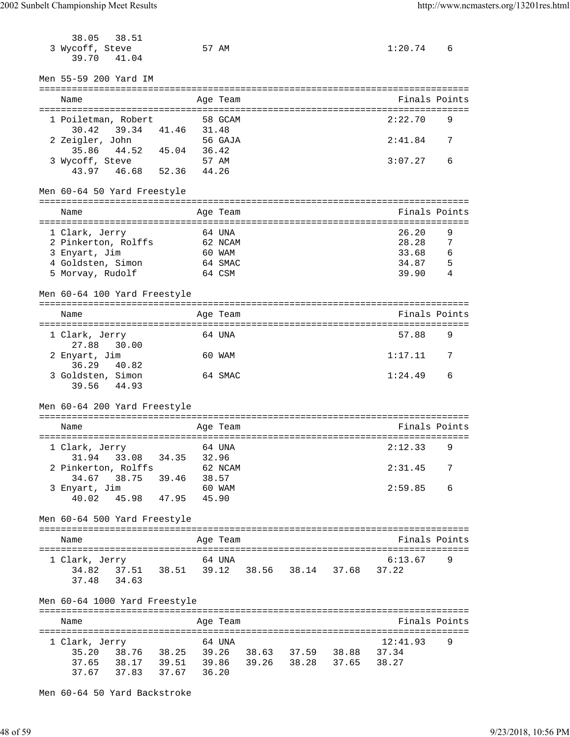38.05   38.51
3 Wycoff, Steve             57 AM                                  1:20.74    6
39.70   41.04

Men 55-59 200 Yard IM

| Name | Age | Team | Finals | Points |
|---|---|---|---|---|
| 1 Poiletman, Robert | 58 | GCAM | 2:22.70 | 9 |
| 30.42   39.34   41.46   31.48 | | | | |
| 2 Zeigler, John | 56 | GAJA | 2:41.84 | 7 |
| 35.86   44.52   45.04   36.42 | | | | |
| 3 Wycoff, Steve | 57 | AM | 3:07.27 | 6 |
| 43.97   46.68   52.36   44.26 | | | | |

Men 60-64 50 Yard Freestyle

| Name | Age | Team | Finals | Points |
|---|---|---|---|---|
| 1 Clark, Jerry | 64 | UNA | 26.20 | 9 |
| 2 Pinkerton, Rolffs | 62 | NCAM | 28.28 | 7 |
| 3 Enyart, Jim | 60 | WAM | 33.68 | 6 |
| 4 Goldsten, Simon | 64 | SMAC | 34.87 | 5 |
| 5 Morvay, Rudolf | 64 | CSM | 39.90 | 4 |

Men 60-64 100 Yard Freestyle

| Name | Age | Team | Finals | Points |
|---|---|---|---|---|
| 1 Clark, Jerry | 64 | UNA | 57.88 | 9 |
| 27.88   30.00 | | | | |
| 2 Enyart, Jim | 60 | WAM | 1:17.11 | 7 |
| 36.29   40.82 | | | | |
| 3 Goldsten, Simon | 64 | SMAC | 1:24.49 | 6 |
| 39.56   44.93 | | | | |

Men 60-64 200 Yard Freestyle

| Name | Age | Team | Finals | Points |
|---|---|---|---|---|
| 1 Clark, Jerry | 64 | UNA | 2:12.33 | 9 |
| 31.94   33.08   34.35   32.96 | | | | |
| 2 Pinkerton, Rolffs | 62 | NCAM | 2:31.45 | 7 |
| 34.67   38.75   39.46   38.57 | | | | |
| 3 Enyart, Jim | 60 | WAM | 2:59.85 | 6 |
| 40.02   45.98   47.95   45.90 | | | | |

Men 60-64 500 Yard Freestyle

| Name | Age | Team | Finals | Points |
|---|---|---|---|---|
| 1 Clark, Jerry | 64 | UNA | 6:13.67 | 9 |
| 34.82   37.51   38.51   39.12   38.56   38.14   37.68   37.22 | | | | |
| 37.48   34.63 | | | | |

Men 60-64 1000 Yard Freestyle

| Name | Age | Team | Finals | Points |
|---|---|---|---|---|
| 1 Clark, Jerry | 64 | UNA | 12:41.93 | 9 |
| 35.20   38.76   38.25   39.26   38.63   37.59   38.88   37.34 | | | | |
| 37.65   38.17   39.51   39.86   39.26   38.28   37.65   38.27 | | | | |
| 37.67   37.83   37.67   36.20 | | | | |

Men 60-64 50 Yard Backstroke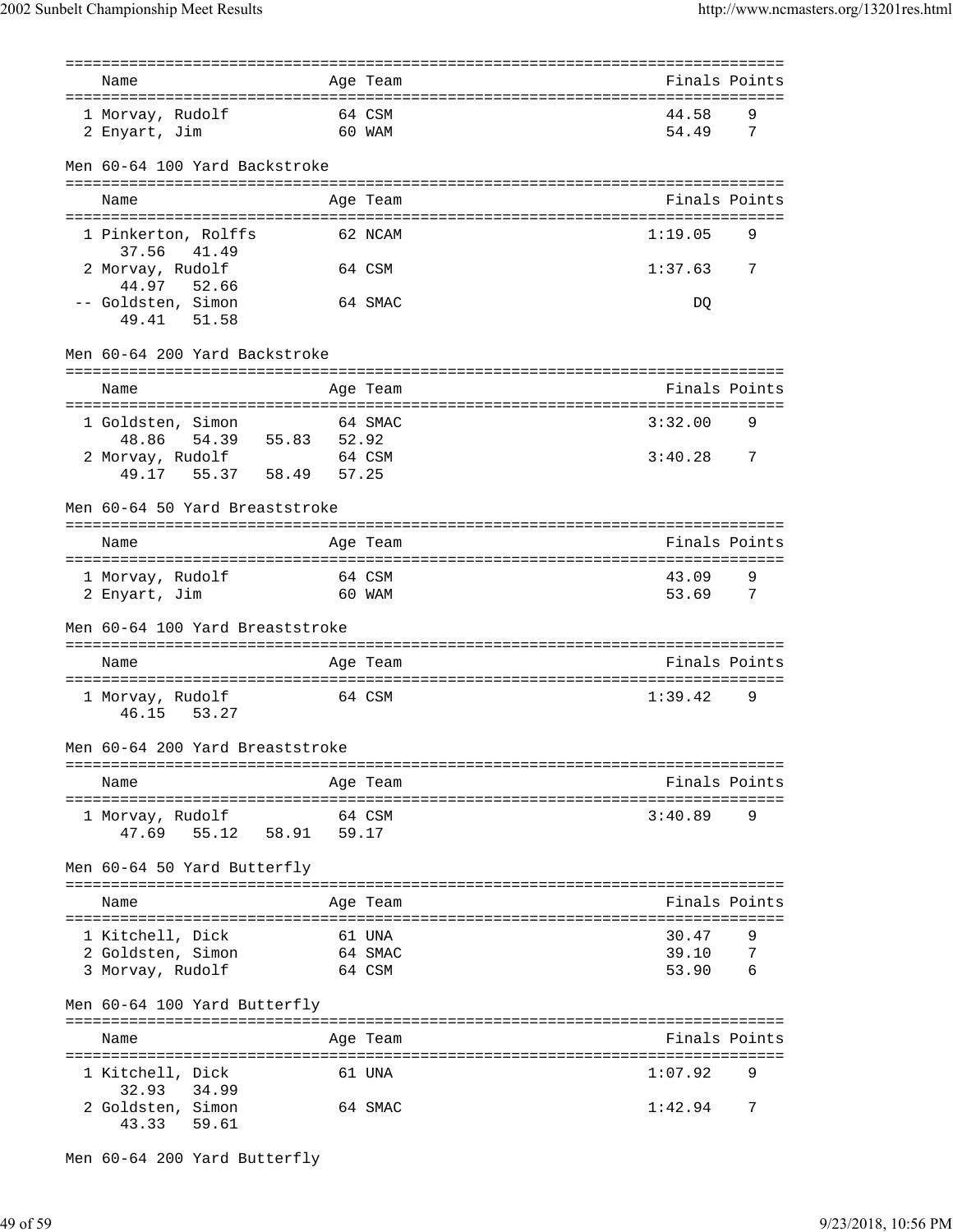| Name | Age | Team | Finals | Points |
|---|---|---|---|---|
| 1 Morvay, Rudolf | 64 | CSM | 44.58 | 9 |
| 2 Enyart, Jim | 60 | WAM | 54.49 | 7 |

### Men 60-64 100 Yard Backstroke

| Name | Age | Team | Finals | Points |
|---|---|---|---|---|
| 1 Pinkerton, Rolffs | 62 | NCAM | 1:19.05 | 9 |
| 37.56 41.49 | | | | |
| 2 Morvay, Rudolf | 64 | CSM | 1:37.63 | 7 |
| 44.97 52.66 | | | | |
| -- Goldsten, Simon | 64 | SMAC | DQ | |
| 49.41 51.58 | | | | |

### Men 60-64 200 Yard Backstroke

| Name | Age | Team | Finals | Points |
|---|---|---|---|---|
| 1 Goldsten, Simon | 64 | SMAC | 3:32.00 | 9 |
| 48.86 54.39 55.83 52.92 | | | | |
| 2 Morvay, Rudolf | 64 | CSM | 3:40.28 | 7 |
| 49.17 55.37 58.49 57.25 | | | | |

### Men 60-64 50 Yard Breaststroke

| Name | Age | Team | Finals | Points |
|---|---|---|---|---|
| 1 Morvay, Rudolf | 64 | CSM | 43.09 | 9 |
| 2 Enyart, Jim | 60 | WAM | 53.69 | 7 |

### Men 60-64 100 Yard Breaststroke

| Name | Age | Team | Finals | Points |
|---|---|---|---|---|
| 1 Morvay, Rudolf | 64 | CSM | 1:39.42 | 9 |
| 46.15 53.27 | | | | |

### Men 60-64 200 Yard Breaststroke

| Name | Age | Team | Finals | Points |
|---|---|---|---|---|
| 1 Morvay, Rudolf | 64 | CSM | 3:40.89 | 9 |
| 47.69 55.12 58.91 59.17 | | | | |

### Men 60-64 50 Yard Butterfly

| Name | Age | Team | Finals | Points |
|---|---|---|---|---|
| 1 Kitchell, Dick | 61 | UNA | 30.47 | 9 |
| 2 Goldsten, Simon | 64 | SMAC | 39.10 | 7 |
| 3 Morvay, Rudolf | 64 | CSM | 53.90 | 6 |

### Men 60-64 100 Yard Butterfly

| Name | Age | Team | Finals | Points |
|---|---|---|---|---|
| 1 Kitchell, Dick | 61 | UNA | 1:07.92 | 9 |
| 32.93 34.99 | | | | |
| 2 Goldsten, Simon | 64 | SMAC | 1:42.94 | 7 |
| 43.33 59.61 | | | | |

### Men 60-64 200 Yard Butterfly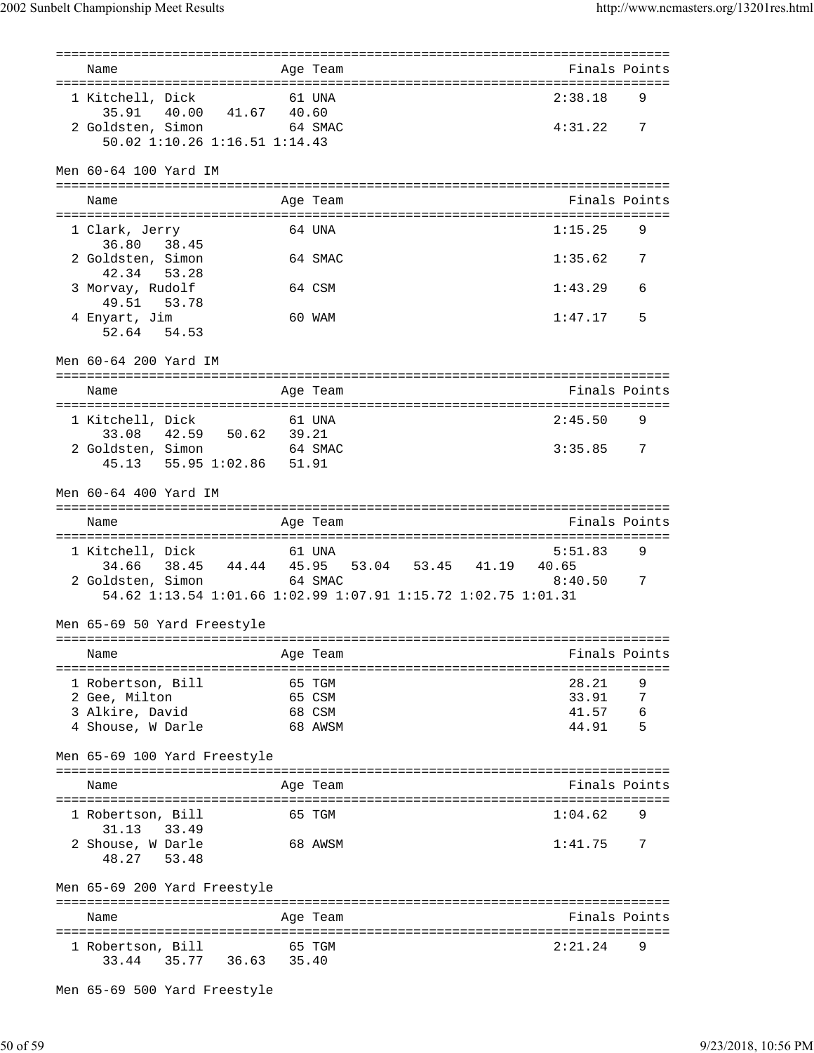| Name | Age | Team | Finals | Points |
|---|---|---|---|---|
| 1 Kitchell, Dick | 61 | UNA | 2:38.18 | 9 |
| 35.91 40.00 41.67 40.60 | | | | |
| 2 Goldsten, Simon | 64 | SMAC | 4:31.22 | 7 |
| 50.02 1:10.26 1:16.51 1:14.43 | | | | |

### Men 60-64 100 Yard IM

| Name | Age | Team | Finals | Points |
|---|---|---|---|---|
| 1 Clark, Jerry | 64 | UNA | 1:15.25 | 9 |
| 36.80 38.45 | | | | |
| 2 Goldsten, Simon | 64 | SMAC | 1:35.62 | 7 |
| 42.34 53.28 | | | | |
| 3 Morvay, Rudolf | 64 | CSM | 1:43.29 | 6 |
| 49.51 53.78 | | | | |
| 4 Enyart, Jim | 60 | WAM | 1:47.17 | 5 |
| 52.64 54.53 | | | | |

### Men 60-64 200 Yard IM

| Name | Age | Team | Finals | Points |
|---|---|---|---|---|
| 1 Kitchell, Dick | 61 | UNA | 2:45.50 | 9 |
| 33.08 42.59 50.62 39.21 | | | | |
| 2 Goldsten, Simon | 64 | SMAC | 3:35.85 | 7 |
| 45.13 55.95 1:02.86 51.91 | | | | |

### Men 60-64 400 Yard IM

| Name | Age | Team | Finals | Points |
|---|---|---|---|---|
| 1 Kitchell, Dick | 61 | UNA | 5:51.83 | 9 |
| 34.66 38.45 44.44 45.95 53.04 53.45 41.19 40.65 | | | | |
| 2 Goldsten, Simon | 64 | SMAC | 8:40.50 | 7 |
| 54.62 1:13.54 1:01.66 1:02.99 1:07.91 1:15.72 1:02.75 1:01.31 | | | | |

### Men 65-69 50 Yard Freestyle

| Name | Age | Team | Finals | Points |
|---|---|---|---|---|
| 1 Robertson, Bill | 65 | TGM | 28.21 | 9 |
| 2 Gee, Milton | 65 | CSM | 33.91 | 7 |
| 3 Alkire, David | 68 | CSM | 41.57 | 6 |
| 4 Shouse, W Darle | 68 | AWSM | 44.91 | 5 |

### Men 65-69 100 Yard Freestyle

| Name | Age | Team | Finals | Points |
|---|---|---|---|---|
| 1 Robertson, Bill | 65 | TGM | 1:04.62 | 9 |
| 31.13 33.49 | | | | |
| 2 Shouse, W Darle | 68 | AWSM | 1:41.75 | 7 |
| 48.27 53.48 | | | | |

### Men 65-69 200 Yard Freestyle

| Name | Age | Team | Finals | Points |
|---|---|---|---|---|
| 1 Robertson, Bill | 65 | TGM | 2:21.24 | 9 |
| 33.44 35.77 36.63 35.40 | | | | |

### Men 65-69 500 Yard Freestyle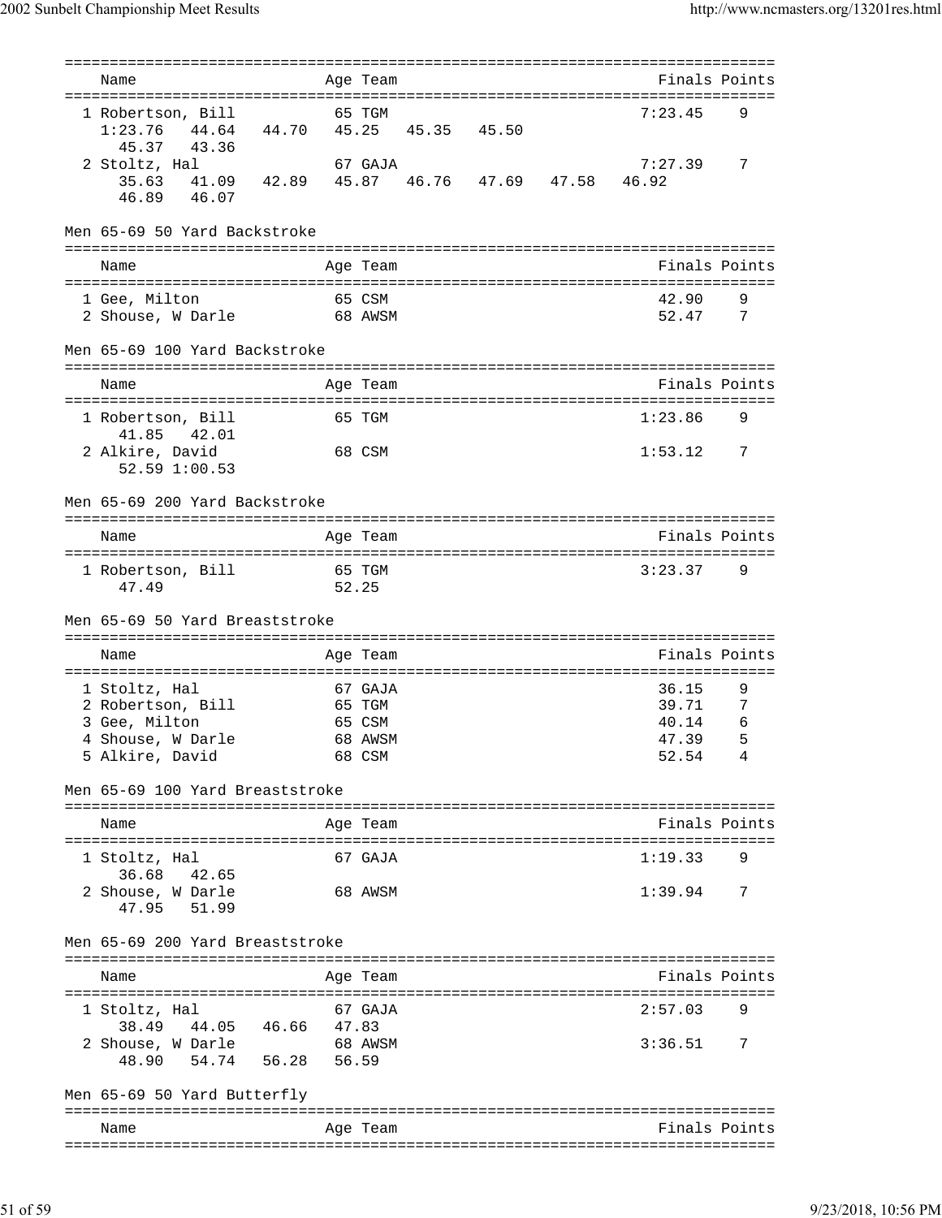| Name | Age | Team | Finals | Points |
|---|---|---|---|---|
| 1 Robertson, Bill | 65 | TGM | 7:23.45 | 9 |
| 1:23.76 44.64 44.70 45.25 45.35 45.50 45.37 43.36 | | | | |
| 2 Stoltz, Hal | 67 | GAJA | 7:27.39 | 7 |
| 35.63 41.09 42.89 45.87 46.76 47.69 47.58 46.92 46.89 46.07 | | | | |

## Men 65-69 50 Yard Backstroke

| Name | Age | Team | Finals | Points |
|---|---|---|---|---|
| 1 Gee, Milton | 65 | CSM | 42.90 | 9 |
| 2 Shouse, W Darle | 68 | AWSM | 52.47 | 7 |

## Men 65-69 100 Yard Backstroke

| Name | Age | Team | Finals | Points |
|---|---|---|---|---|
| 1 Robertson, Bill | 65 | TGM | 1:23.86 | 9 |
| 41.85 42.01 | | | | |
| 2 Alkire, David | 68 | CSM | 1:53.12 | 7 |
| 52.59 1:00.53 | | | | |

## Men 65-69 200 Yard Backstroke

| Name | Age | Team | Finals | Points |
|---|---|---|---|---|
| 1 Robertson, Bill | 65 | TGM | 3:23.37 | 9 |
| 47.49 52.25 | | | | |

## Men 65-69 50 Yard Breaststroke

| Name | Age | Team | Finals | Points |
|---|---|---|---|---|
| 1 Stoltz, Hal | 67 | GAJA | 36.15 | 9 |
| 2 Robertson, Bill | 65 | TGM | 39.71 | 7 |
| 3 Gee, Milton | 65 | CSM | 40.14 | 6 |
| 4 Shouse, W Darle | 68 | AWSM | 47.39 | 5 |
| 5 Alkire, David | 68 | CSM | 52.54 | 4 |

## Men 65-69 100 Yard Breaststroke

| Name | Age | Team | Finals | Points |
|---|---|---|---|---|
| 1 Stoltz, Hal | 67 | GAJA | 1:19.33 | 9 |
| 36.68 42.65 | | | | |
| 2 Shouse, W Darle | 68 | AWSM | 1:39.94 | 7 |
| 47.95 51.99 | | | | |

## Men 65-69 200 Yard Breaststroke

| Name | Age | Team | Finals | Points |
|---|---|---|---|---|
| 1 Stoltz, Hal | 67 | GAJA | 2:57.03 | 9 |
| 38.49 44.05 46.66 47.83 | | | | |
| 2 Shouse, W Darle | 68 | AWSM | 3:36.51 | 7 |
| 48.90 54.74 56.28 56.59 | | | | |

## Men 65-69 50 Yard Butterfly

| Name | Age | Team | Finals | Points |
|---|---|---|---|---|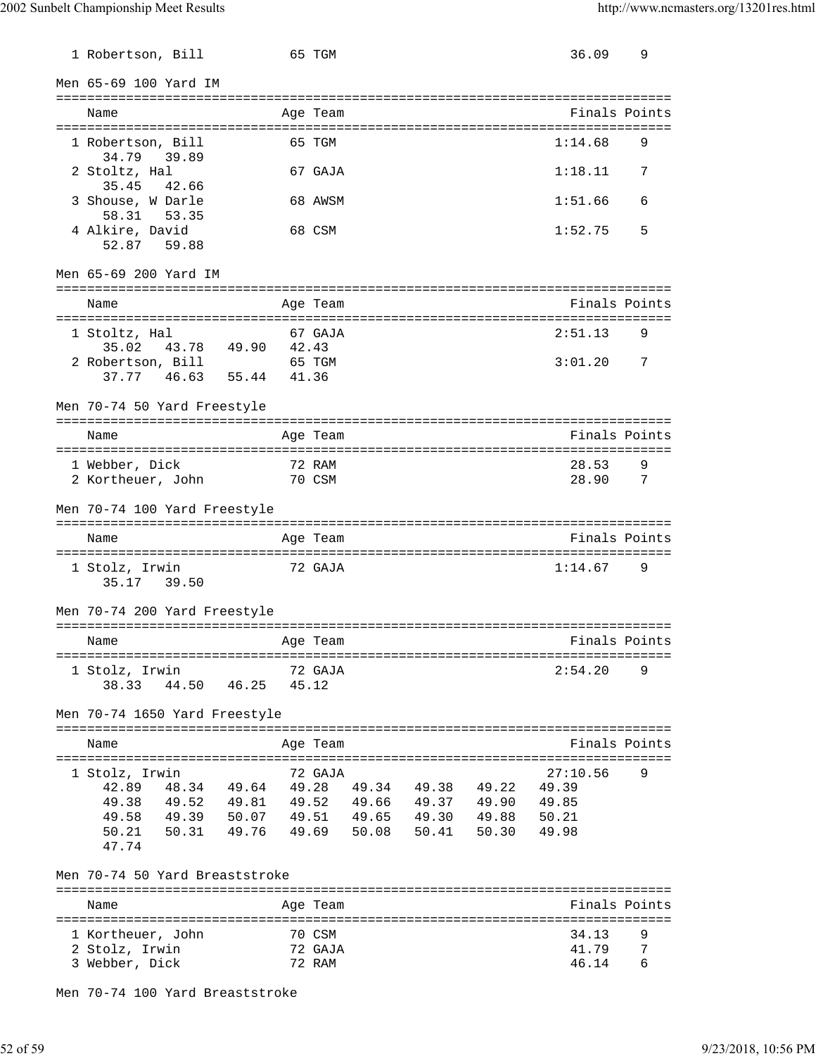1 Robertson, Bill 65 TGM 36.09 9

## Men 65-69 100 Yard IM

| Name | Age | Team | Finals | Points |
|---|---|---|---|---|
| 1 Robertson, Bill | 65 | TGM | 1:14.68 | 9 |
| 34.79 39.89 | | | | |
| 2 Stoltz, Hal | 67 | GAJA | 1:18.11 | 7 |
| 35.45 42.66 | | | | |
| 3 Shouse, W Darle | 68 | AWSM | 1:51.66 | 6 |
| 58.31 53.35 | | | | |
| 4 Alkire, David | 68 | CSM | 1:52.75 | 5 |
| 52.87 59.88 | | | | |

## Men 65-69 200 Yard IM

| Name | Age | Team | Finals | Points |
|---|---|---|---|---|
| 1 Stoltz, Hal | 67 | GAJA | 2:51.13 | 9 |
| 35.02 43.78 49.90 42.43 | | | | |
| 2 Robertson, Bill | 65 | TGM | 3:01.20 | 7 |
| 37.77 46.63 55.44 41.36 | | | | |

## Men 70-74 50 Yard Freestyle

| Name | Age | Team | Finals | Points |
|---|---|---|---|---|
| 1 Webber, Dick | 72 | RAM | 28.53 | 9 |
| 2 Kortheuer, John | 70 | CSM | 28.90 | 7 |

## Men 70-74 100 Yard Freestyle

| Name | Age | Team | Finals | Points |
|---|---|---|---|---|
| 1 Stolz, Irwin | 72 | GAJA | 1:14.67 | 9 |
| 35.17 39.50 | | | | |

## Men 70-74 200 Yard Freestyle

| Name | Age | Team | Finals | Points |
|---|---|---|---|---|
| 1 Stolz, Irwin | 72 | GAJA | 2:54.20 | 9 |
| 38.33 44.50 46.25 45.12 | | | | |

## Men 70-74 1650 Yard Freestyle

| Name | Age | Team | Finals | Points |
|---|---|---|---|---|
| 1 Stolz, Irwin | 72 | GAJA | 27:10.56 | 9 |
| 42.89 48.34 49.64 49.28 49.34 49.38 49.22 49.39 | | | | |
| 49.38 49.52 49.81 49.52 49.66 49.37 49.90 49.85 | | | | |
| 49.58 49.39 50.07 49.51 49.65 49.30 49.88 50.21 | | | | |
| 50.21 50.31 49.76 49.69 50.08 50.41 50.30 49.98 | | | | |
| 47.74 | | | | |

## Men 70-74 50 Yard Breaststroke

| Name | Age | Team | Finals | Points |
|---|---|---|---|---|
| 1 Kortheuer, John | 70 | CSM | 34.13 | 9 |
| 2 Stolz, Irwin | 72 | GAJA | 41.79 | 7 |
| 3 Webber, Dick | 72 | RAM | 46.14 | 6 |

## Men 70-74 100 Yard Breaststroke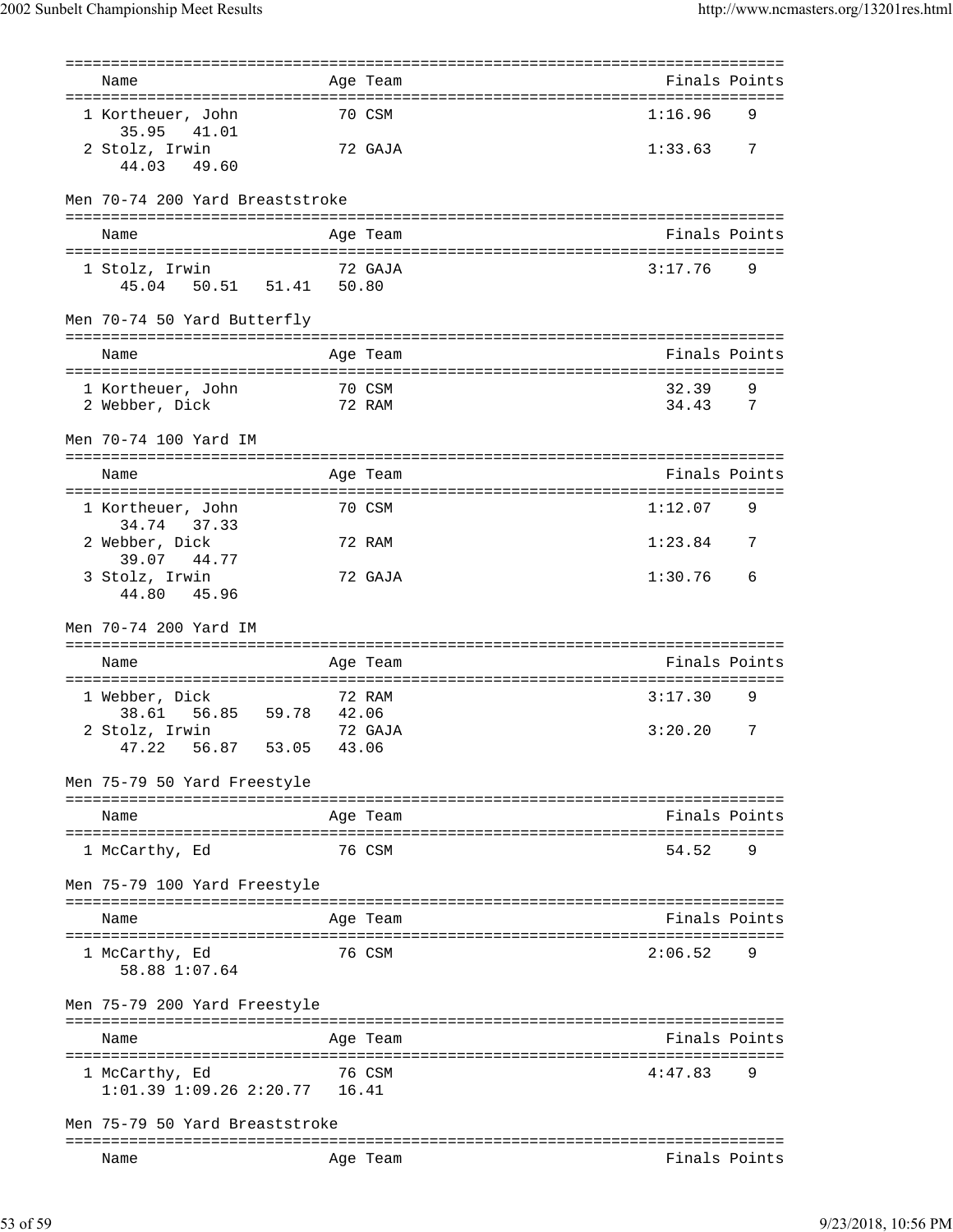| Name | Age | Team | Finals | Points |
|---|---|---|---|---|
| 1 Kortheuer, John | 70 | CSM | 1:16.96 | 9 |
| 35.95 41.01 | | | | |
| 2 Stolz, Irwin | 72 | GAJA | 1:33.63 | 7 |
| 44.03 49.60 | | | | |

Men 70-74 200 Yard Breaststroke

| Name | Age | Team | Finals | Points |
|---|---|---|---|---|
| 1 Stolz, Irwin | 72 | GAJA | 3:17.76 | 9 |
| 45.04 50.51 51.41 50.80 | | | | |

Men 70-74 50 Yard Butterfly

| Name | Age | Team | Finals | Points |
|---|---|---|---|---|
| 1 Kortheuer, John | 70 | CSM | 32.39 | 9 |
| 2 Webber, Dick | 72 | RAM | 34.43 | 7 |

Men 70-74 100 Yard IM

| Name | Age | Team | Finals | Points |
|---|---|---|---|---|
| 1 Kortheuer, John | 70 | CSM | 1:12.07 | 9 |
| 34.74 37.33 | | | | |
| 2 Webber, Dick | 72 | RAM | 1:23.84 | 7 |
| 39.07 44.77 | | | | |
| 3 Stolz, Irwin | 72 | GAJA | 1:30.76 | 6 |
| 44.80 45.96 | | | | |

Men 70-74 200 Yard IM

| Name | Age | Team | Finals | Points |
|---|---|---|---|---|
| 1 Webber, Dick | 72 | RAM | 3:17.30 | 9 |
| 38.61 56.85 59.78 42.06 | | | | |
| 2 Stolz, Irwin | 72 | GAJA | 3:20.20 | 7 |
| 47.22 56.87 53.05 43.06 | | | | |

Men 75-79 50 Yard Freestyle

| Name | Age | Team | Finals | Points |
|---|---|---|---|---|
| 1 McCarthy, Ed | 76 | CSM | 54.52 | 9 |

Men 75-79 100 Yard Freestyle

| Name | Age | Team | Finals | Points |
|---|---|---|---|---|
| 1 McCarthy, Ed | 76 | CSM | 2:06.52 | 9 |
| 58.88 1:07.64 | | | | |

Men 75-79 200 Yard Freestyle

| Name | Age | Team | Finals | Points |
|---|---|---|---|---|
| 1 McCarthy, Ed | 76 | CSM | 4:47.83 | 9 |
| 1:01.39 1:09.26 2:20.77 16.41 | | | | |

Men 75-79 50 Yard Breaststroke

| Name | Age | Team | Finals | Points |
|---|---|---|---|---|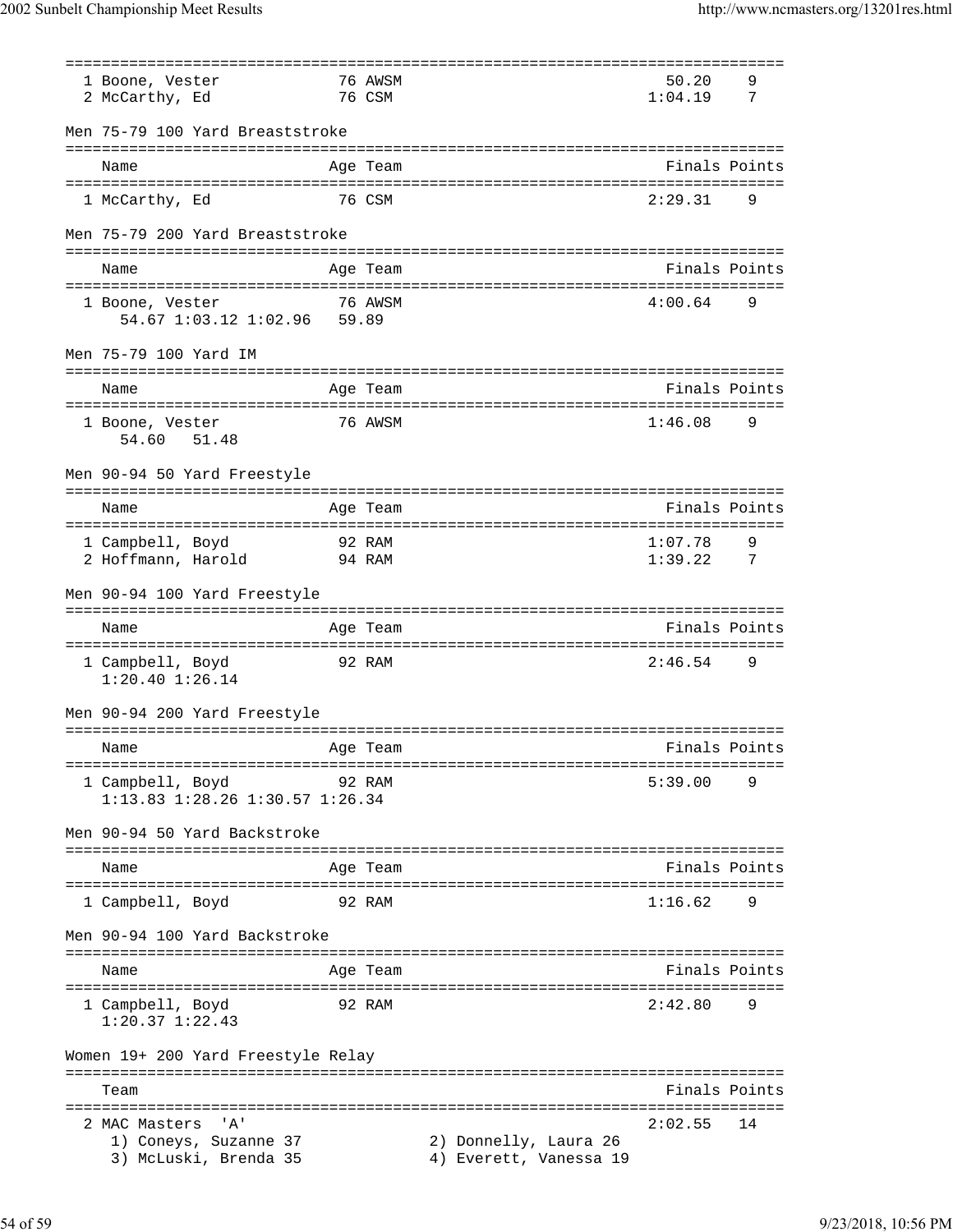| | Name | Age | Team | Finals | Points |
|---|---|---|---|---|---|
| 1 | Boone, Vester | 76 | AWSM | 50.20 | 9 |
| 2 | McCarthy, Ed | 76 | CSM | 1:04.19 | 7 |

### Men 75-79 100 Yard Breaststroke

| | Name | Age | Team | Finals | Points |
|---|---|---|---|---|---|
| 1 | McCarthy, Ed | 76 | CSM | 2:29.31 | 9 |

### Men 75-79 200 Yard Breaststroke

| | Name | Age | Team | Finals | Points |
|---|---|---|---|---|---|
| 1 | Boone, Vester | 76 | AWSM | 4:00.64 | 9 |
| | 54.67 1:03.12 1:02.96 59.89 | | | | |

### Men 75-79 100 Yard IM

| | Name | Age | Team | Finals | Points |
|---|---|---|---|---|---|
| 1 | Boone, Vester | 76 | AWSM | 1:46.08 | 9 |
| | 54.60 51.48 | | | | |

### Men 90-94 50 Yard Freestyle

| | Name | Age | Team | Finals | Points |
|---|---|---|---|---|---|
| 1 | Campbell, Boyd | 92 | RAM | 1:07.78 | 9 |
| 2 | Hoffmann, Harold | 94 | RAM | 1:39.22 | 7 |

### Men 90-94 100 Yard Freestyle

| | Name | Age | Team | Finals | Points |
|---|---|---|---|---|---|
| 1 | Campbell, Boyd | 92 | RAM | 2:46.54 | 9 |
| | 1:20.40 1:26.14 | | | | |

### Men 90-94 200 Yard Freestyle

| | Name | Age | Team | Finals | Points |
|---|---|---|---|---|---|
| 1 | Campbell, Boyd | 92 | RAM | 5:39.00 | 9 |
| | 1:13.83 1:28.26 1:30.57 1:26.34 | | | | |

### Men 90-94 50 Yard Backstroke

| | Name | Age | Team | Finals | Points |
|---|---|---|---|---|---|
| 1 | Campbell, Boyd | 92 | RAM | 1:16.62 | 9 |

### Men 90-94 100 Yard Backstroke

| | Name | Age | Team | Finals | Points |
|---|---|---|---|---|---|
| 1 | Campbell, Boyd | 92 | RAM | 2:42.80 | 9 |
| | 1:20.37 1:22.43 | | | | |

### Women 19+ 200 Yard Freestyle Relay

| | Team | Finals | Points |
|---|---|---|---|
| 2 | MAC Masters 'A' | 2:02.55 | 14 |
| | 1) Coneys, Suzanne 37 — 2) Donnelly, Laura 26 | | |
| | 3) McLuski, Brenda 35 — 4) Everett, Vanessa 19 | | |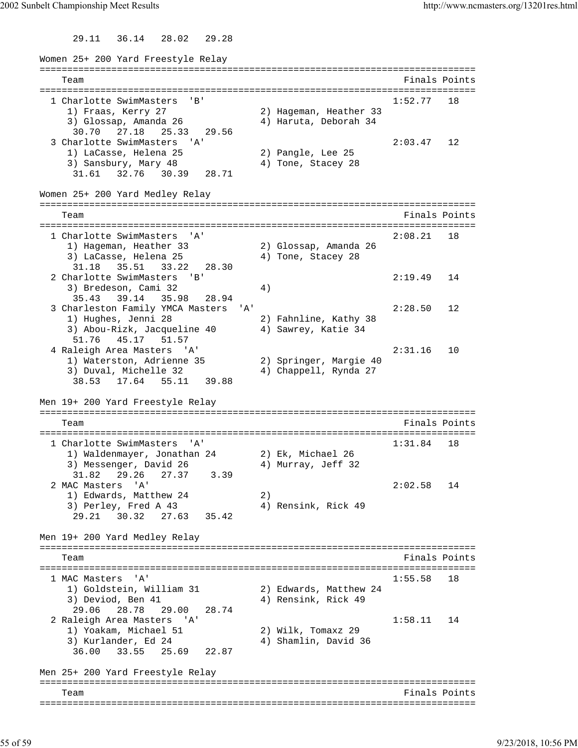```
      29.11   36.14   28.02   29.28

Women 25+ 200 Yard Freestyle Relay
===============================================================================
    Team                                                     Finals Points
===============================================================================
  1 Charlotte SwimMasters  'B'                               1:52.77   18
     1) Fraas, Kerry 27               2) Hageman, Heather 33
     3) Glossap, Amanda 26            4) Haruta, Deborah 34
      30.70   27.18   25.33   29.56
  3 Charlotte SwimMasters  'A'                               2:03.47   12
     1) LaCasse, Helena 25            2) Pangle, Lee 25
     3) Sansbury, Mary 48             4) Tone, Stacey 28
      31.61   32.76   30.39   28.71

Women 25+ 200 Yard Medley Relay
===============================================================================
    Team                                                     Finals Points
===============================================================================
  1 Charlotte SwimMasters  'A'                               2:08.21   18
     1) Hageman, Heather 33           2) Glossap, Amanda 26
     3) LaCasse, Helena 25            4) Tone, Stacey 28
      31.18   35.51   33.22   28.30
  2 Charlotte SwimMasters  'B'                               2:19.49   14
     3) Bredeson, Cami 32             4)
      35.43   39.14   35.98   28.94
  3 Charleston Family YMCA Masters  'A'                      2:28.50   12
     1) Hughes, Jenni 28              2) Fahnline, Kathy 38
     3) Abou-Rizk, Jacqueline 40      4) Sawrey, Katie 34
      51.76   45.17   51.57
  4 Raleigh Area Masters  'A'                                2:31.16   10
     1) Waterston, Adrienne 35        2) Springer, Margie 40
     3) Duval, Michelle 32            4) Chappell, Rynda 27
      38.53   17.64   55.11   39.88

Men 19+ 200 Yard Freestyle Relay
===============================================================================
    Team                                                     Finals Points
===============================================================================
  1 Charlotte SwimMasters  'A'                               1:31.84   18
     1) Waldenmayer, Jonathan 24      2) Ek, Michael 26
     3) Messenger, David 26           4) Murray, Jeff 32
      31.82   29.26   27.37    3.39
  2 MAC Masters  'A'                                         2:02.58   14
     1) Edwards, Matthew 24           2)
     3) Perley, Fred A 43             4) Rensink, Rick 49
      29.21   30.32   27.63   35.42

Men 19+ 200 Yard Medley Relay
===============================================================================
    Team                                                     Finals Points
===============================================================================
  1 MAC Masters  'A'                                         1:55.58   18
     1) Goldstein, William 31         2) Edwards, Matthew 24
     3) Deviod, Ben 41                4) Rensink, Rick 49
      29.06   28.78   29.00   28.74
  2 Raleigh Area Masters  'A'                                1:58.11   14
     1) Yoakam, Michael 51            2) Wilk, Tomaxz 29
     3) Kurlander, Ed 24              4) Shamlin, David 36
      36.00   33.55   25.69   22.87

Men 25+ 200 Yard Freestyle Relay
===============================================================================
    Team                                                     Finals Points
===============================================================================
```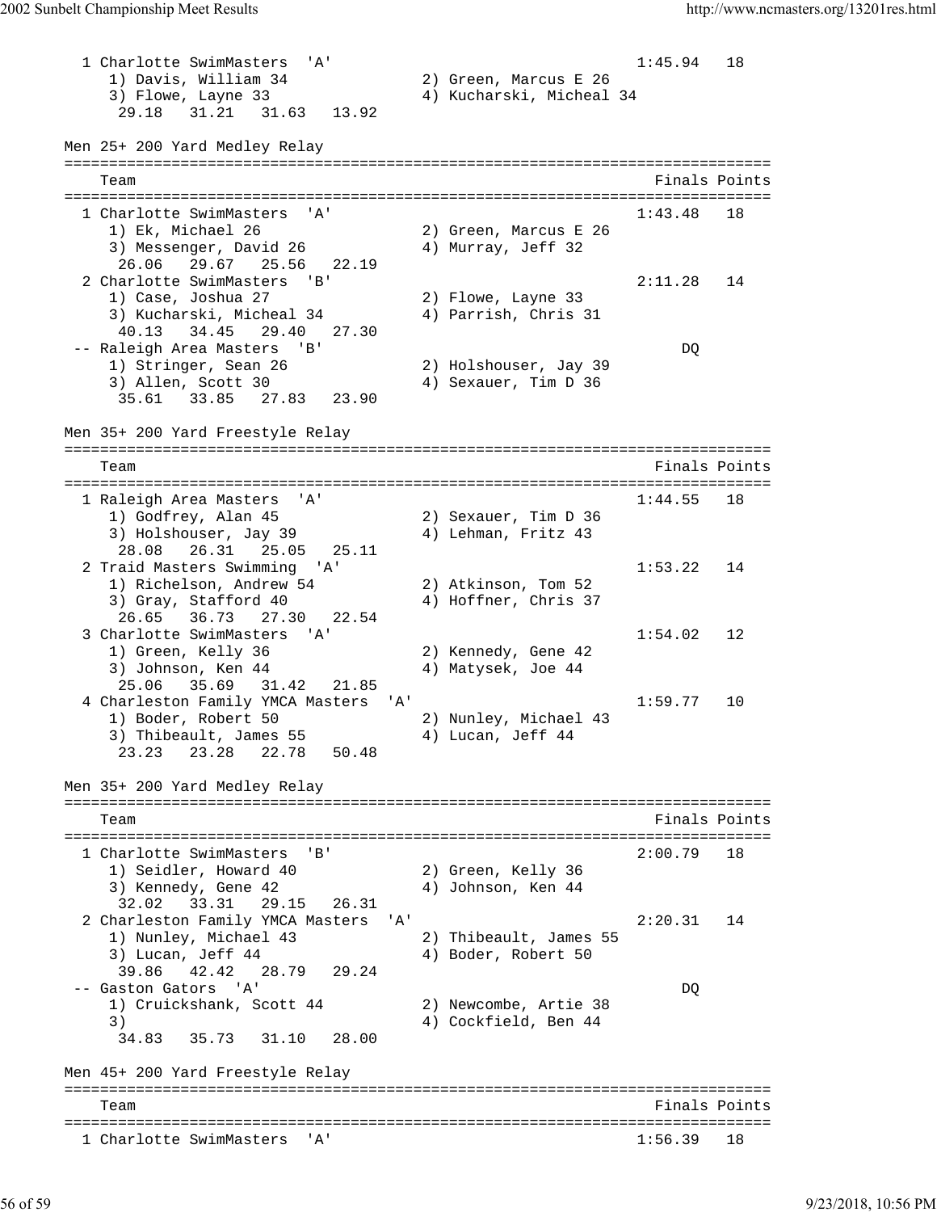```
  1 Charlotte SwimMasters  'A'                              1:45.94   18
     1) Davis, William 34              2) Green, Marcus E 26
     3) Flowe, Layne 33                4) Kucharski, Micheal 34
      29.18   31.21   31.63   13.92
```

Men 25+ 200 Yard Medley Relay

```
===============================================================================
    Team                                                    Finals Points
===============================================================================
  1 Charlotte SwimMasters  'A'                              1:43.48   18
     1) Ek, Michael 26                 2) Green, Marcus E 26
     3) Messenger, David 26            4) Murray, Jeff 32
      26.06   29.67   25.56   22.19
  2 Charlotte SwimMasters  'B'                              2:11.28   14
     1) Case, Joshua 27                2) Flowe, Layne 33
     3) Kucharski, Micheal 34          4) Parrish, Chris 31
      40.13   34.45   29.40   27.30
 -- Raleigh Area Masters  'B'                                    DQ
     1) Stringer, Sean 26              2) Holshouser, Jay 39
     3) Allen, Scott 30                4) Sexauer, Tim D 36
      35.61   33.85   27.83   23.90
```

Men 35+ 200 Yard Freestyle Relay

```
===============================================================================
    Team                                                    Finals Points
===============================================================================
  1 Raleigh Area Masters  'A'                               1:44.55   18
     1) Godfrey, Alan 45               2) Sexauer, Tim D 36
     3) Holshouser, Jay 39             4) Lehman, Fritz 43
      28.08   26.31   25.05   25.11
  2 Traid Masters Swimming  'A'                             1:53.22   14
     1) Richelson, Andrew 54           2) Atkinson, Tom 52
     3) Gray, Stafford 40              4) Hoffner, Chris 37
      26.65   36.73   27.30   22.54
  3 Charlotte SwimMasters  'A'                              1:54.02   12
     1) Green, Kelly 36                2) Kennedy, Gene 42
     3) Johnson, Ken 44                4) Matysek, Joe 44
      25.06   35.69   31.42   21.85
  4 Charleston Family YMCA Masters  'A'                     1:59.77   10
     1) Boder, Robert 50               2) Nunley, Michael 43
     3) Thibeault, James 55            4) Lucan, Jeff 44
      23.23   23.28   22.78   50.48
```

Men 35+ 200 Yard Medley Relay

```
===============================================================================
    Team                                                    Finals Points
===============================================================================
  1 Charlotte SwimMasters  'B'                              2:00.79   18
     1) Seidler, Howard 40             2) Green, Kelly 36
     3) Kennedy, Gene 42               4) Johnson, Ken 44
      32.02   33.31   29.15   26.31
  2 Charleston Family YMCA Masters  'A'                     2:20.31   14
     1) Nunley, Michael 43             2) Thibeault, James 55
     3) Lucan, Jeff 44                 4) Boder, Robert 50
      39.86   42.42   28.79   29.24
 -- Gaston Gators  'A'                                           DQ
     1) Cruickshank, Scott 44          2) Newcombe, Artie 38
     3)                                4) Cockfield, Ben 44
      34.83   35.73   31.10   28.00
```

Men 45+ 200 Yard Freestyle Relay

```
===============================================================================
    Team                                                    Finals Points
===============================================================================
  1 Charlotte SwimMasters  'A'                              1:56.39   18
```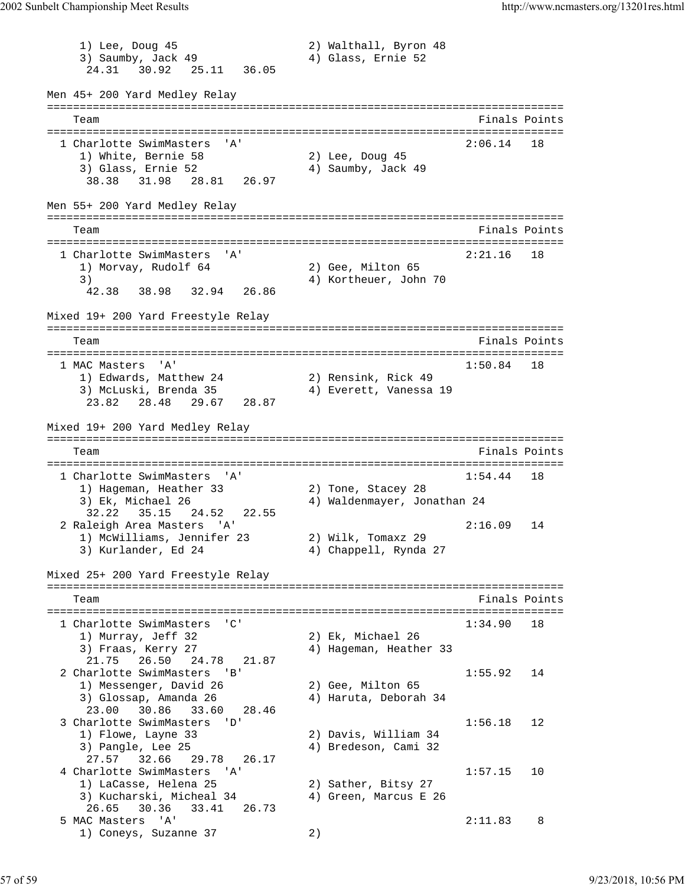```
     1) Lee, Doug 45                   2) Walthall, Byron 48
     3) Saumby, Jack 49                4) Glass, Ernie 52
      24.31   30.92   25.11   36.05
```

Men 45+ 200 Yard Medley Relay

```
===============================================================================
    Team                                                       Finals Points
===============================================================================
  1 Charlotte SwimMasters  'A'                                 2:06.14   18
     1) White, Bernie 58               2) Lee, Doug 45
     3) Glass, Ernie 52                4) Saumby, Jack 49
      38.38   31.98   28.81   26.97
```

Men 55+ 200 Yard Medley Relay

```
===============================================================================
    Team                                                       Finals Points
===============================================================================
  1 Charlotte SwimMasters  'A'                                 2:21.16   18
     1) Morvay, Rudolf 64              2) Gee, Milton 65
     3)                                4) Kortheuer, John 70
      42.38   38.98   32.94   26.86
```

Mixed 19+ 200 Yard Freestyle Relay

```
===============================================================================
    Team                                                       Finals Points
===============================================================================
  1 MAC Masters  'A'                                           1:50.84   18
     1) Edwards, Matthew 24            2) Rensink, Rick 49
     3) McLuski, Brenda 35             4) Everett, Vanessa 19
      23.82   28.48   29.67   28.87
```

Mixed 19+ 200 Yard Medley Relay

```
===============================================================================
    Team                                                       Finals Points
===============================================================================
  1 Charlotte SwimMasters  'A'                                 1:54.44   18
     1) Hageman, Heather 33            2) Tone, Stacey 28
     3) Ek, Michael 26                 4) Waldenmayer, Jonathan 24
      32.22   35.15   24.52   22.55
  2 Raleigh Area Masters  'A'                                  2:16.09   14
     1) McWilliams, Jennifer 23        2) Wilk, Tomaxz 29
     3) Kurlander, Ed 24               4) Chappell, Rynda 27
```

Mixed 25+ 200 Yard Freestyle Relay

```
===============================================================================
    Team                                                       Finals Points
===============================================================================
  1 Charlotte SwimMasters  'C'                                 1:34.90   18
     1) Murray, Jeff 32                2) Ek, Michael 26
     3) Fraas, Kerry 27                4) Hageman, Heather 33
      21.75   26.50   24.78   21.87
  2 Charlotte SwimMasters  'B'                                 1:55.92   14
     1) Messenger, David 26            2) Gee, Milton 65
     3) Glossap, Amanda 26             4) Haruta, Deborah 34
      23.00   30.86   33.60   28.46
  3 Charlotte SwimMasters  'D'                                 1:56.18   12
     1) Flowe, Layne 33                2) Davis, William 34
     3) Pangle, Lee 25                 4) Bredeson, Cami 32
      27.57   32.66   29.78   26.17
  4 Charlotte SwimMasters  'A'                                 1:57.15   10
     1) LaCasse, Helena 25             2) Sather, Bitsy 27
     3) Kucharski, Micheal 34          4) Green, Marcus E 26
      26.65   30.36   33.41   26.73
  5 MAC Masters  'A'                                           2:11.83    8
     1) Coneys, Suzanne 37             2)
```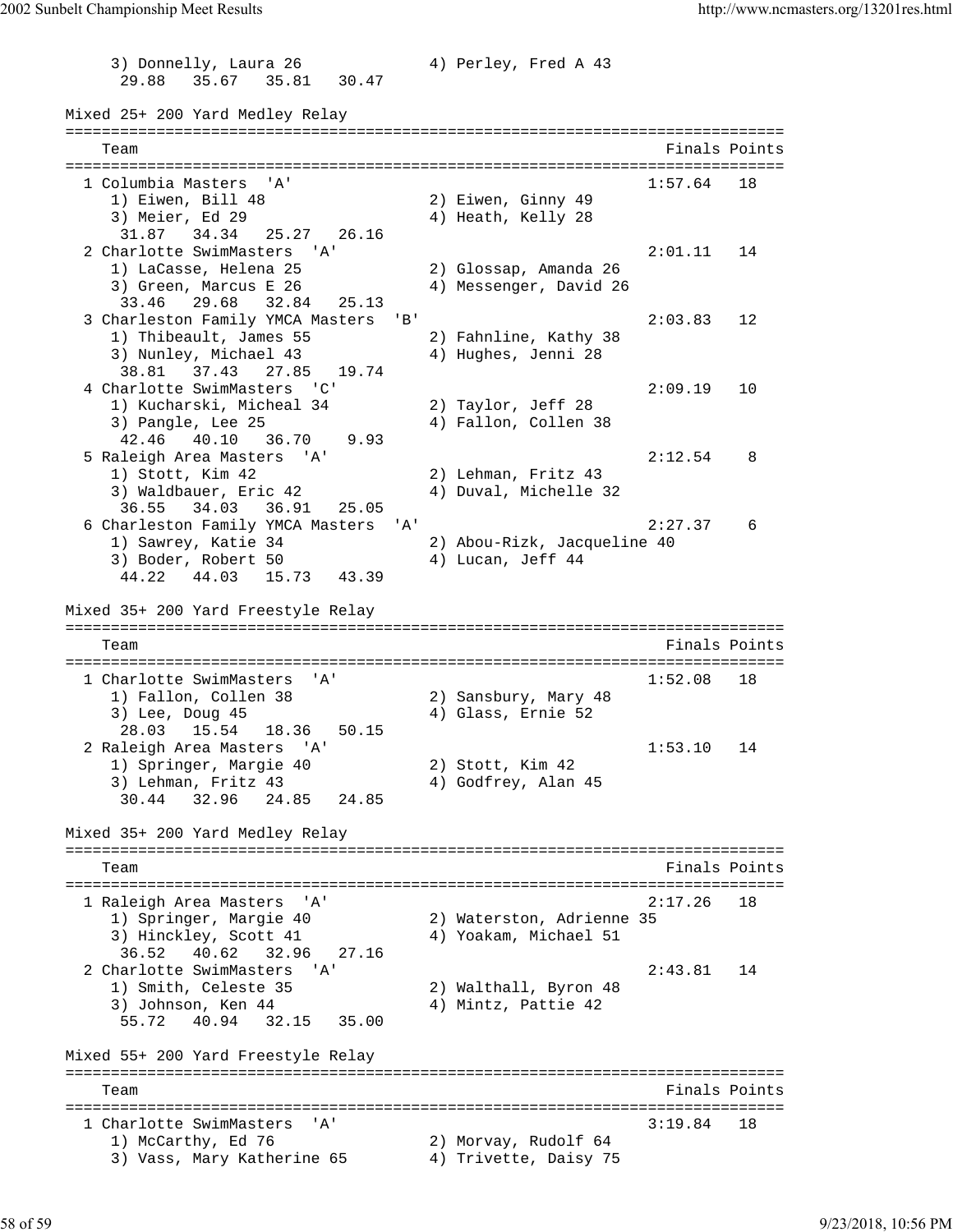```
     3) Donnelly, Laura 26              4) Perley, Fred A 43
      29.88   35.67   35.81   30.47
```

Mixed 25+ 200 Yard Medley Relay

```
===============================================================================
    Team                                                      Finals Points
===============================================================================
  1 Columbia Masters  'A'                                    1:57.64   18
     1) Eiwen, Bill 48                  2) Eiwen, Ginny 49
     3) Meier, Ed 29                    4) Heath, Kelly 28
      31.87   34.34   25.27   26.16
  2 Charlotte SwimMasters  'A'                               2:01.11   14
     1) LaCasse, Helena 25              2) Glossap, Amanda 26
     3) Green, Marcus E 26              4) Messenger, David 26
      33.46   29.68   32.84   25.13
  3 Charleston Family YMCA Masters  'B'                      2:03.83   12
     1) Thibeault, James 55             2) Fahnline, Kathy 38
     3) Nunley, Michael 43              4) Hughes, Jenni 28
      38.81   37.43   27.85   19.74
  4 Charlotte SwimMasters  'C'                               2:09.19   10
     1) Kucharski, Micheal 34           2) Taylor, Jeff 28
     3) Pangle, Lee 25                  4) Fallon, Collen 38
      42.46   40.10   36.70    9.93
  5 Raleigh Area Masters  'A'                                2:12.54    8
     1) Stott, Kim 42                   2) Lehman, Fritz 43
     3) Waldbauer, Eric 42              4) Duval, Michelle 32
      36.55   34.03   36.91   25.05
  6 Charleston Family YMCA Masters  'A'                      2:27.37    6
     1) Sawrey, Katie 34                2) Abou-Rizk, Jacqueline 40
     3) Boder, Robert 50                4) Lucan, Jeff 44
      44.22   44.03   15.73   43.39
```

Mixed 35+ 200 Yard Freestyle Relay

```
===============================================================================
    Team                                                      Finals Points
===============================================================================
  1 Charlotte SwimMasters  'A'                               1:52.08   18
     1) Fallon, Collen 38               2) Sansbury, Mary 48
     3) Lee, Doug 45                    4) Glass, Ernie 52
      28.03   15.54   18.36   50.15
  2 Raleigh Area Masters  'A'                                1:53.10   14
     1) Springer, Margie 40             2) Stott, Kim 42
     3) Lehman, Fritz 43                4) Godfrey, Alan 45
      30.44   32.96   24.85   24.85
```

Mixed 35+ 200 Yard Medley Relay

```
===============================================================================
    Team                                                      Finals Points
===============================================================================
  1 Raleigh Area Masters  'A'                                2:17.26   18
     1) Springer, Margie 40             2) Waterston, Adrienne 35
     3) Hinckley, Scott 41              4) Yoakam, Michael 51
      36.52   40.62   32.96   27.16
  2 Charlotte SwimMasters  'A'                               2:43.81   14
     1) Smith, Celeste 35               2) Walthall, Byron 48
     3) Johnson, Ken 44                 4) Mintz, Pattie 42
      55.72   40.94   32.15   35.00
```

Mixed 55+ 200 Yard Freestyle Relay

```
===============================================================================
    Team                                                      Finals Points
===============================================================================
  1 Charlotte SwimMasters  'A'                               3:19.84   18
     1) McCarthy, Ed 76                 2) Morvay, Rudolf 64
     3) Vass, Mary Katherine 65         4) Trivette, Daisy 75
```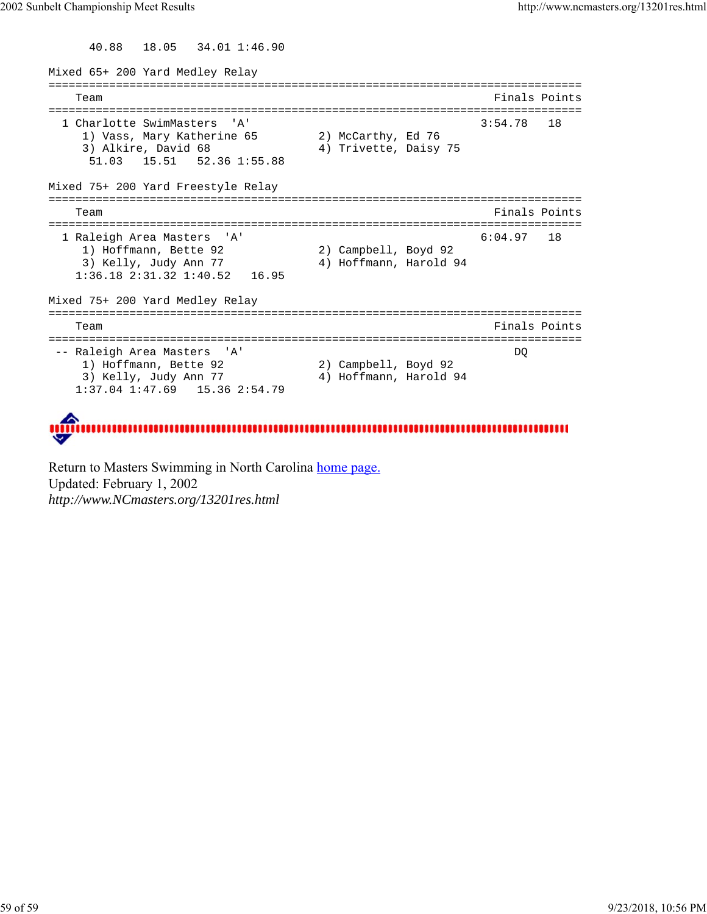```
      40.88   18.05   34.01 1:46.90

Mixed 65+ 200 Yard Medley Relay
===============================================================================
    Team                                                          Finals Points
===============================================================================
  1 Charlotte SwimMasters  'A'                                   3:54.78   18
     1) Vass, Mary Katherine 65         2) McCarthy, Ed 76
     3) Alkire, David 68                4) Trivette, Daisy 75
      51.03   15.51   52.36 1:55.88

Mixed 75+ 200 Yard Freestyle Relay
===============================================================================
    Team                                                          Finals Points
===============================================================================
  1 Raleigh Area Masters  'A'                                    6:04.97   18
     1) Hoffmann, Bette 92              2) Campbell, Boyd 92
     3) Kelly, Judy Ann 77              4) Hoffmann, Harold 94
    1:36.18 2:31.32 1:40.52   16.95

Mixed 75+ 200 Yard Medley Relay
===============================================================================
    Team                                                          Finals Points
===============================================================================
 -- Raleigh Area Masters  'A'                                         DQ
     1) Hoffmann, Bette 92              2) Campbell, Boyd 92
     3) Kelly, Judy Ann 77              4) Hoffmann, Harold 94
    1:37.04 1:47.69   15.36 2:54.79
```

Return to Masters Swimming in North Carolina [home page.](http://www.NCmasters.org)
Updated: February 1, 2002
*http://www.NCmasters.org/13201res.html*